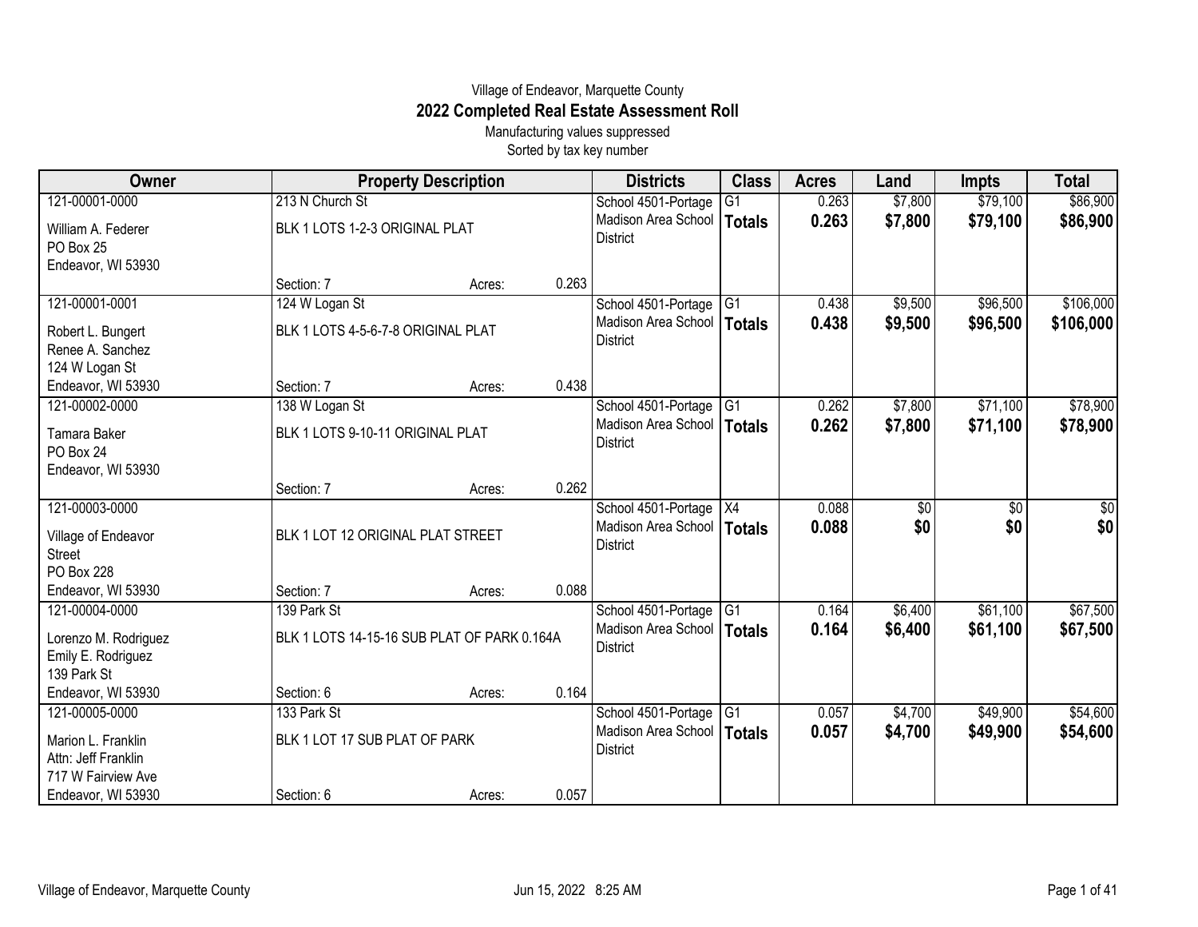Village of Endeavor, Marquette County

# 2022 Completed Real Estate Assessment Roll

Manufacturing values suppressed

Sorted by tax key number

| Owner | Property Description | Districts | Class | Acres | Land | Impts | Total |
|---|---|---|---|---|---|---|---|
| 121-00001-0000<br>William A. Federer<br>PO Box 25<br>Endeavor, WI 53930 | 213 N Church St<br>BLK 1 LOTS 1-2-3 ORIGINAL PLAT<br>Section: 7 Acres: 0.263 | School 4501-Portage Madison Area School District | G1<br>**Totals** | 0.263<br>**0.263** | $7,800<br>**$7,800** | $79,100<br>**$79,100** | $86,900<br>**$86,900** |
| 121-00001-0001<br>Robert L. Bungert<br>Renee A. Sanchez<br>124 W Logan St<br>Endeavor, WI 53930 | 124 W Logan St<br>BLK 1 LOTS 4-5-6-7-8 ORIGINAL PLAT<br>Section: 7 Acres: 0.438 | School 4501-Portage Madison Area School District | G1<br>**Totals** | 0.438<br>**0.438** | $9,500<br>**$9,500** | $96,500<br>**$96,500** | $106,000<br>**$106,000** |
| 121-00002-0000<br>Tamara Baker<br>PO Box 24<br>Endeavor, WI 53930 | 138 W Logan St<br>BLK 1 LOTS 9-10-11 ORIGINAL PLAT<br>Section: 7 Acres: 0.262 | School 4501-Portage Madison Area School District | G1<br>**Totals** | 0.262<br>**0.262** | $7,800<br>**$7,800** | $71,100<br>**$71,100** | $78,900<br>**$78,900** |
| 121-00003-0000<br>Village of Endeavor<br>Street<br>PO Box 228<br>Endeavor, WI 53930 | BLK 1 LOT 12 ORIGINAL PLAT STREET<br>Section: 7 Acres: 0.088 | School 4501-Portage Madison Area School District | X4<br>**Totals** | 0.088<br>**0.088** | $0<br>**$0** | $0<br>**$0** | $0<br>**$0** |
| 121-00004-0000<br>Lorenzo M. Rodriguez<br>Emily E. Rodriguez<br>139 Park St<br>Endeavor, WI 53930 | 139 Park St<br>BLK 1 LOTS 14-15-16 SUB PLAT OF PARK 0.164A<br>Section: 6 Acres: 0.164 | School 4501-Portage Madison Area School District | G1<br>**Totals** | 0.164<br>**0.164** | $6,400<br>**$6,400** | $61,100<br>**$61,100** | $67,500<br>**$67,500** |
| 121-00005-0000<br>Marion L. Franklin<br>Attn: Jeff Franklin<br>717 W Fairview Ave<br>Endeavor, WI 53930 | 133 Park St<br>BLK 1 LOT 17 SUB PLAT OF PARK<br>Section: 6 Acres: 0.057 | School 4501-Portage Madison Area School District | G1<br>**Totals** | 0.057<br>**0.057** | $4,700<br>**$4,700** | $49,900<br>**$49,900** | $54,600<br>**$54,600** |

Village of Endeavor, Marquette County Jun 15, 2022 8:25 AM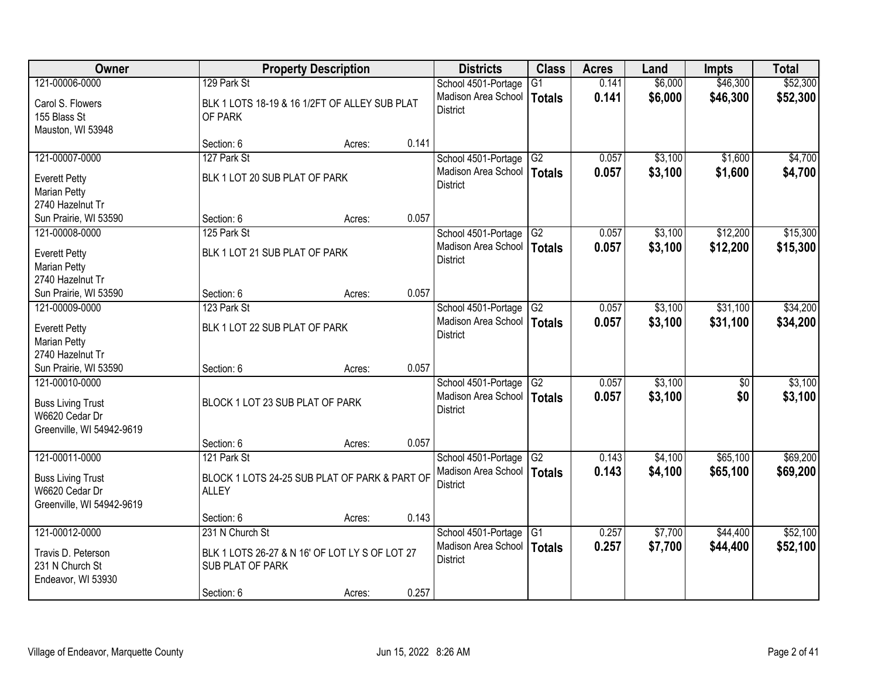| Owner | Property Description | Districts | Class | Acres | Land | Impts | Total |
|---|---|---|---|---|---|---|---|
| 121-00006-0000<br>Carol S. Flowers<br>155 Blass St<br>Mauston, WI 53948 | 129 Park St<br>BLK 1 LOTS 18-19 & 16 1/2FT OF ALLEY SUB PLAT OF PARK<br>Section: 6 Acres: 0.141 | School 4501-Portage Madison Area School District | G1<br>**Totals** | 0.141<br>**0.141** | $6,000<br>**$6,000** | $46,300<br>**$46,300** | $52,300<br>**$52,300** |
| 121-00007-0000<br>Everett Petty<br>Marian Petty<br>2740 Hazelnut Tr<br>Sun Prairie, WI 53590 | 127 Park St<br>BLK 1 LOT 20 SUB PLAT OF PARK<br>Section: 6 Acres: 0.057 | School 4501-Portage Madison Area School District | G2<br>**Totals** | 0.057<br>**0.057** | $3,100<br>**$3,100** | $1,600<br>**$1,600** | $4,700<br>**$4,700** |
| 121-00008-0000<br>Everett Petty<br>Marian Petty<br>2740 Hazelnut Tr<br>Sun Prairie, WI 53590 | 125 Park St<br>BLK 1 LOT 21 SUB PLAT OF PARK<br>Section: 6 Acres: 0.057 | School 4501-Portage Madison Area School District | G2<br>**Totals** | 0.057<br>**0.057** | $3,100<br>**$3,100** | $12,200<br>**$12,200** | $15,300<br>**$15,300** |
| 121-00009-0000<br>Everett Petty<br>Marian Petty<br>2740 Hazelnut Tr<br>Sun Prairie, WI 53590 | 123 Park St<br>BLK 1 LOT 22 SUB PLAT OF PARK<br>Section: 6 Acres: 0.057 | School 4501-Portage Madison Area School District | G2<br>**Totals** | 0.057<br>**0.057** | $3,100<br>**$3,100** | $31,100<br>**$31,100** | $34,200<br>**$34,200** |
| 121-00010-0000<br>Buss Living Trust<br>W6620 Cedar Dr<br>Greenville, WI 54942-9619 | BLOCK 1 LOT 23 SUB PLAT OF PARK<br>Section: 6 Acres: 0.057 | School 4501-Portage Madison Area School District | G2<br>**Totals** | 0.057<br>**0.057** | $3,100<br>**$3,100** | $0<br>**$0** | $3,100<br>**$3,100** |
| 121-00011-0000<br>Buss Living Trust<br>W6620 Cedar Dr<br>Greenville, WI 54942-9619 | 121 Park St<br>BLOCK 1 LOTS 24-25 SUB PLAT OF PARK & PART OF ALLEY<br>Section: 6 Acres: 0.143 | School 4501-Portage Madison Area School District | G2<br>**Totals** | 0.143<br>**0.143** | $4,100<br>**$4,100** | $65,100<br>**$65,100** | $69,200<br>**$69,200** |
| 121-00012-0000<br>Travis D. Peterson<br>231 N Church St<br>Endeavor, WI 53930 | 231 N Church St<br>BLK 1 LOTS 26-27 & N 16' OF LOT LY S OF LOT 27 SUB PLAT OF PARK<br>Section: 6 Acres: 0.257 | School 4501-Portage Madison Area School District | G1<br>**Totals** | 0.257<br>**0.257** | $7,700<br>**$7,700** | $44,400<br>**$44,400** | $52,100<br>**$52,100** |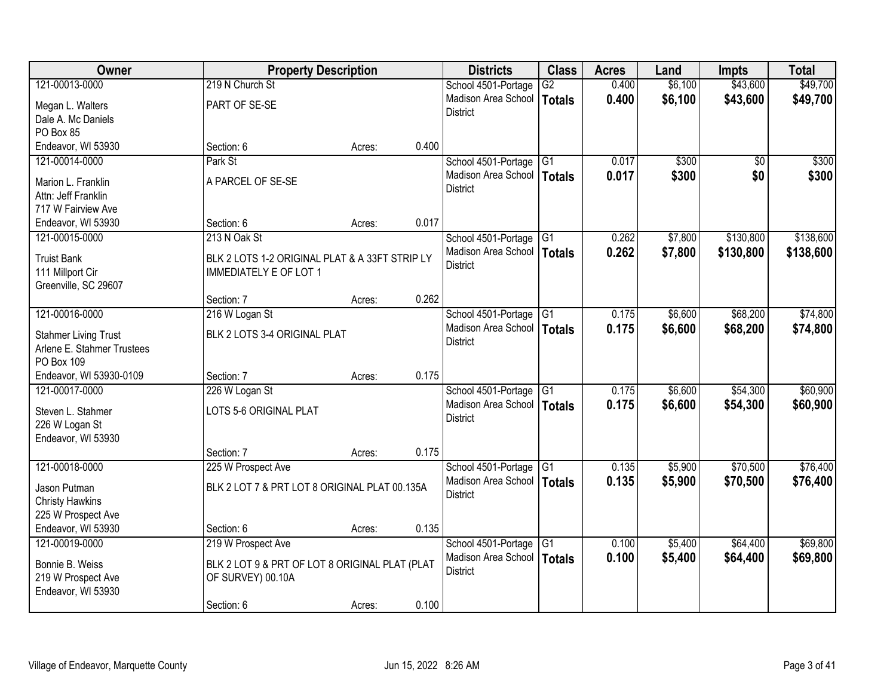| Owner | Property Description | Districts | Class | Acres | Land | Impts | Total |
|---|---|---|---|---|---|---|---|
| 121-00013-0000<br>Megan L. Walters<br>Dale A. Mc Daniels<br>PO Box 85<br>Endeavor, WI 53930 | 219 N Church St<br>PART OF SE-SE<br>Section: 6 Acres: 0.400 | School 4501-Portage<br>Madison Area School District | G2<br>**Totals** | 0.400<br>**0.400** | $6,100<br>**$6,100** | $43,600<br>**$43,600** | $49,700<br>**$49,700** |
| 121-00014-0000<br>Marion L. Franklin<br>Attn: Jeff Franklin<br>717 W Fairview Ave<br>Endeavor, WI 53930 | Park St<br>A PARCEL OF SE-SE<br>Section: 6 Acres: 0.017 | School 4501-Portage<br>Madison Area School District | G1<br>**Totals** | 0.017<br>**0.017** | $300<br>**$300** | $0<br>**$0** | $300<br>**$300** |
| 121-00015-0000<br>Truist Bank<br>111 Millport Cir<br>Greenville, SC 29607 | 213 N Oak St<br>BLK 2 LOTS 1-2 ORIGINAL PLAT & A 33FT STRIP LY IMMEDIATELY E OF LOT 1<br>Section: 7 Acres: 0.262 | School 4501-Portage<br>Madison Area School District | G1<br>**Totals** | 0.262<br>**0.262** | $7,800<br>**$7,800** | $130,800<br>**$130,800** | $138,600<br>**$138,600** |
| 121-00016-0000<br>Stahmer Living Trust<br>Arlene E. Stahmer Trustees<br>PO Box 109<br>Endeavor, WI 53930-0109 | 216 W Logan St<br>BLK 2 LOTS 3-4 ORIGINAL PLAT<br>Section: 7 Acres: 0.175 | School 4501-Portage<br>Madison Area School District | G1<br>**Totals** | 0.175<br>**0.175** | $6,600<br>**$6,600** | $68,200<br>**$68,200** | $74,800<br>**$74,800** |
| 121-00017-0000<br>Steven L. Stahmer<br>226 W Logan St<br>Endeavor, WI 53930 | 226 W Logan St<br>LOTS 5-6 ORIGINAL PLAT<br>Section: 7 Acres: 0.175 | School 4501-Portage<br>Madison Area School District | G1<br>**Totals** | 0.175<br>**0.175** | $6,600<br>**$6,600** | $54,300<br>**$54,300** | $60,900<br>**$60,900** |
| 121-00018-0000<br>Jason Putman<br>Christy Hawkins<br>225 W Prospect Ave<br>Endeavor, WI 53930 | 225 W Prospect Ave<br>BLK 2 LOT 7 & PRT LOT 8 ORIGINAL PLAT 00.135A<br>Section: 6 Acres: 0.135 | School 4501-Portage<br>Madison Area School District | G1<br>**Totals** | 0.135<br>**0.135** | $5,900<br>**$5,900** | $70,500<br>**$70,500** | $76,400<br>**$76,400** |
| 121-00019-0000<br>Bonnie B. Weiss<br>219 W Prospect Ave<br>Endeavor, WI 53930 | 219 W Prospect Ave<br>BLK 2 LOT 9 & PRT OF LOT 8 ORIGINAL PLAT (PLAT OF SURVEY) 00.10A<br>Section: 6 Acres: 0.100 | School 4501-Portage<br>Madison Area School District | G1<br>**Totals** | 0.100<br>**0.100** | $5,400<br>**$5,400** | $64,400<br>**$64,400** | $69,800<br>**$69,800** |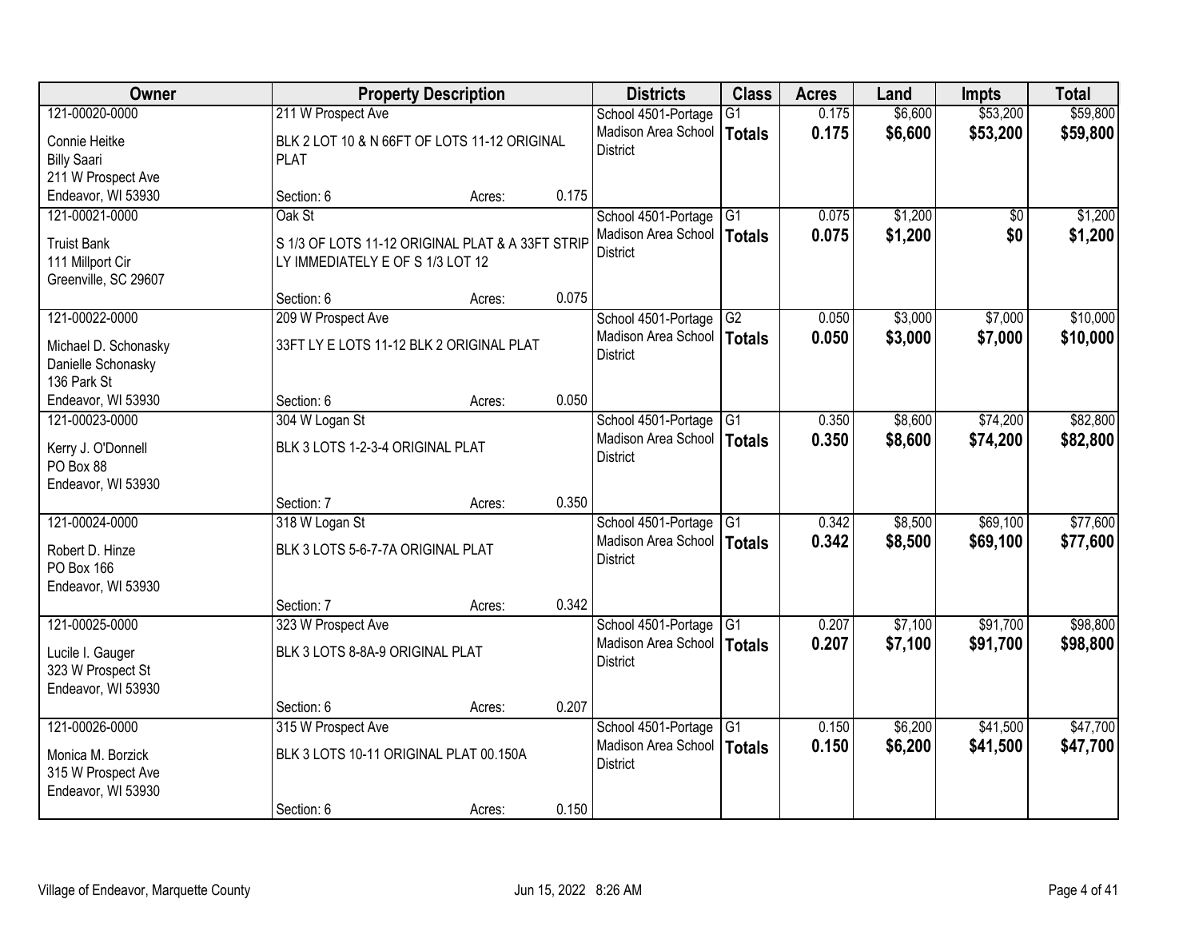| Owner | Property Description | Districts | Class | Acres | Land | Impts | Total |
|---|---|---|---|---|---|---|---|
| 121-00020-0000<br>Connie Heitke<br>Billy Saari<br>211 W Prospect Ave<br>Endeavor, WI 53930 | 211 W Prospect Ave<br>BLK 2 LOT 10 & N 66FT OF LOTS 11-12 ORIGINAL PLAT<br>Section: 6 Acres: 0.175 | School 4501-Portage<br>Madison Area School District | G1<br>**Totals** | 0.175<br>**0.175** | $6,600<br>**$6,600** | $53,200<br>**$53,200** | $59,800<br>**$59,800** |
| 121-00021-0000<br>Truist Bank<br>111 Millport Cir<br>Greenville, SC 29607 | Oak St<br>S 1/3 OF LOTS 11-12 ORIGINAL PLAT & A 33FT STRIP LY IMMEDIATELY E OF S 1/3 LOT 12<br>Section: 6 Acres: 0.075 | School 4501-Portage<br>Madison Area School District | G1<br>**Totals** | 0.075<br>**0.075** | $1,200<br>**$1,200** | $0<br>**$0** | $1,200<br>**$1,200** |
| 121-00022-0000<br>Michael D. Schonasky<br>Danielle Schonasky<br>136 Park St<br>Endeavor, WI 53930 | 209 W Prospect Ave<br>33FT LY E LOTS 11-12 BLK 2 ORIGINAL PLAT<br>Section: 6 Acres: 0.050 | School 4501-Portage<br>Madison Area School District | G2<br>**Totals** | 0.050<br>**0.050** | $3,000<br>**$3,000** | $7,000<br>**$7,000** | $10,000<br>**$10,000** |
| 121-00023-0000<br>Kerry J. O'Donnell<br>PO Box 88<br>Endeavor, WI 53930 | 304 W Logan St<br>BLK 3 LOTS 1-2-3-4 ORIGINAL PLAT<br>Section: 7 Acres: 0.350 | School 4501-Portage<br>Madison Area School District | G1<br>**Totals** | 0.350<br>**0.350** | $8,600<br>**$8,600** | $74,200<br>**$74,200** | $82,800<br>**$82,800** |
| 121-00024-0000<br>Robert D. Hinze<br>PO Box 166<br>Endeavor, WI 53930 | 318 W Logan St<br>BLK 3 LOTS 5-6-7-7A ORIGINAL PLAT<br>Section: 7 Acres: 0.342 | School 4501-Portage<br>Madison Area School District | G1<br>**Totals** | 0.342<br>**0.342** | $8,500<br>**$8,500** | $69,100<br>**$69,100** | $77,600<br>**$77,600** |
| 121-00025-0000<br>Lucile I. Gauger<br>323 W Prospect St<br>Endeavor, WI 53930 | 323 W Prospect Ave<br>BLK 3 LOTS 8-8A-9 ORIGINAL PLAT<br>Section: 6 Acres: 0.207 | School 4501-Portage<br>Madison Area School District | G1<br>**Totals** | 0.207<br>**0.207** | $7,100<br>**$7,100** | $91,700<br>**$91,700** | $98,800<br>**$98,800** |
| 121-00026-0000<br>Monica M. Borzick<br>315 W Prospect Ave<br>Endeavor, WI 53930 | 315 W Prospect Ave<br>BLK 3 LOTS 10-11 ORIGINAL PLAT 00.150A<br>Section: 6 Acres: 0.150 | School 4501-Portage<br>Madison Area School District | G1<br>**Totals** | 0.150<br>**0.150** | $6,200<br>**$6,200** | $41,500<br>**$41,500** | $47,700<br>**$47,700** |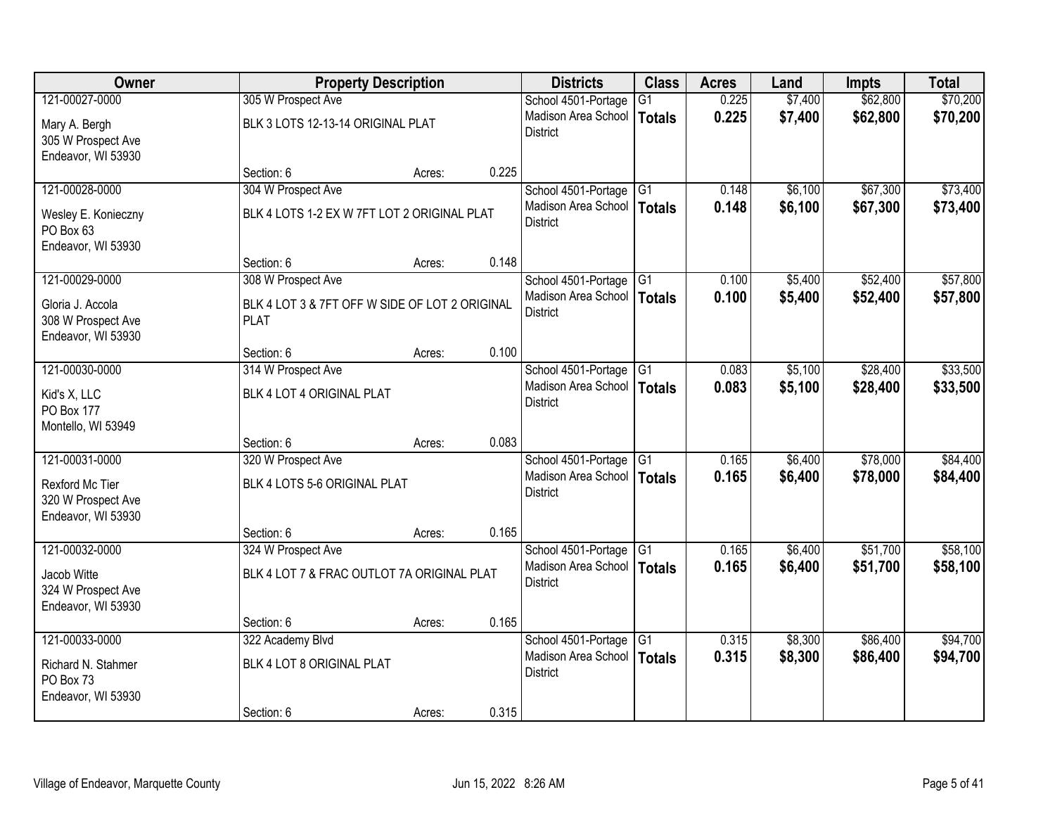| Owner | Property Description | Districts | Class | Acres | Land | Impts | Total |
|---|---|---|---|---|---|---|---|
| 121-00027-0000<br>Mary A. Bergh<br>305 W Prospect Ave<br>Endeavor, WI 53930 | 305 W Prospect Ave<br>BLK 3 LOTS 12-13-14 ORIGINAL PLAT<br>Section: 6 Acres: 0.225 | School 4501-Portage<br>Madison Area School District | G1<br>**Totals** | 0.225<br>**0.225** | $7,400<br>**$7,400** | $62,800<br>**$62,800** | $70,200<br>**$70,200** |
| 121-00028-0000<br>Wesley E. Konieczny<br>PO Box 63<br>Endeavor, WI 53930 | 304 W Prospect Ave<br>BLK 4 LOTS 1-2 EX W 7FT LOT 2 ORIGINAL PLAT<br>Section: 6 Acres: 0.148 | School 4501-Portage<br>Madison Area School District | G1<br>**Totals** | 0.148<br>**0.148** | $6,100<br>**$6,100** | $67,300<br>**$67,300** | $73,400<br>**$73,400** |
| 121-00029-0000<br>Gloria J. Accola<br>308 W Prospect Ave<br>Endeavor, WI 53930 | 308 W Prospect Ave<br>BLK 4 LOT 3 & 7FT OFF W SIDE OF LOT 2 ORIGINAL PLAT<br>Section: 6 Acres: 0.100 | School 4501-Portage<br>Madison Area School District | G1<br>**Totals** | 0.100<br>**0.100** | $5,400<br>**$5,400** | $52,400<br>**$52,400** | $57,800<br>**$57,800** |
| 121-00030-0000<br>Kid's X, LLC<br>PO Box 177<br>Montello, WI 53949 | 314 W Prospect Ave<br>BLK 4 LOT 4 ORIGINAL PLAT<br>Section: 6 Acres: 0.083 | School 4501-Portage<br>Madison Area School District | G1<br>**Totals** | 0.083<br>**0.083** | $5,100<br>**$5,100** | $28,400<br>**$28,400** | $33,500<br>**$33,500** |
| 121-00031-0000<br>Rexford Mc Tier<br>320 W Prospect Ave<br>Endeavor, WI 53930 | 320 W Prospect Ave<br>BLK 4 LOTS 5-6 ORIGINAL PLAT<br>Section: 6 Acres: 0.165 | School 4501-Portage<br>Madison Area School District | G1<br>**Totals** | 0.165<br>**0.165** | $6,400<br>**$6,400** | $78,000<br>**$78,000** | $84,400<br>**$84,400** |
| 121-00032-0000<br>Jacob Witte<br>324 W Prospect Ave<br>Endeavor, WI 53930 | 324 W Prospect Ave<br>BLK 4 LOT 7 & FRAC OUTLOT 7A ORIGINAL PLAT<br>Section: 6 Acres: 0.165 | School 4501-Portage<br>Madison Area School District | G1<br>**Totals** | 0.165<br>**0.165** | $6,400<br>**$6,400** | $51,700<br>**$51,700** | $58,100<br>**$58,100** |
| 121-00033-0000<br>Richard N. Stahmer<br>PO Box 73<br>Endeavor, WI 53930 | 322 Academy Blvd<br>BLK 4 LOT 8 ORIGINAL PLAT<br>Section: 6 Acres: 0.315 | School 4501-Portage<br>Madison Area School District | G1<br>**Totals** | 0.315<br>**0.315** | $8,300<br>**$8,300** | $86,400<br>**$86,400** | $94,700<br>**$94,700** |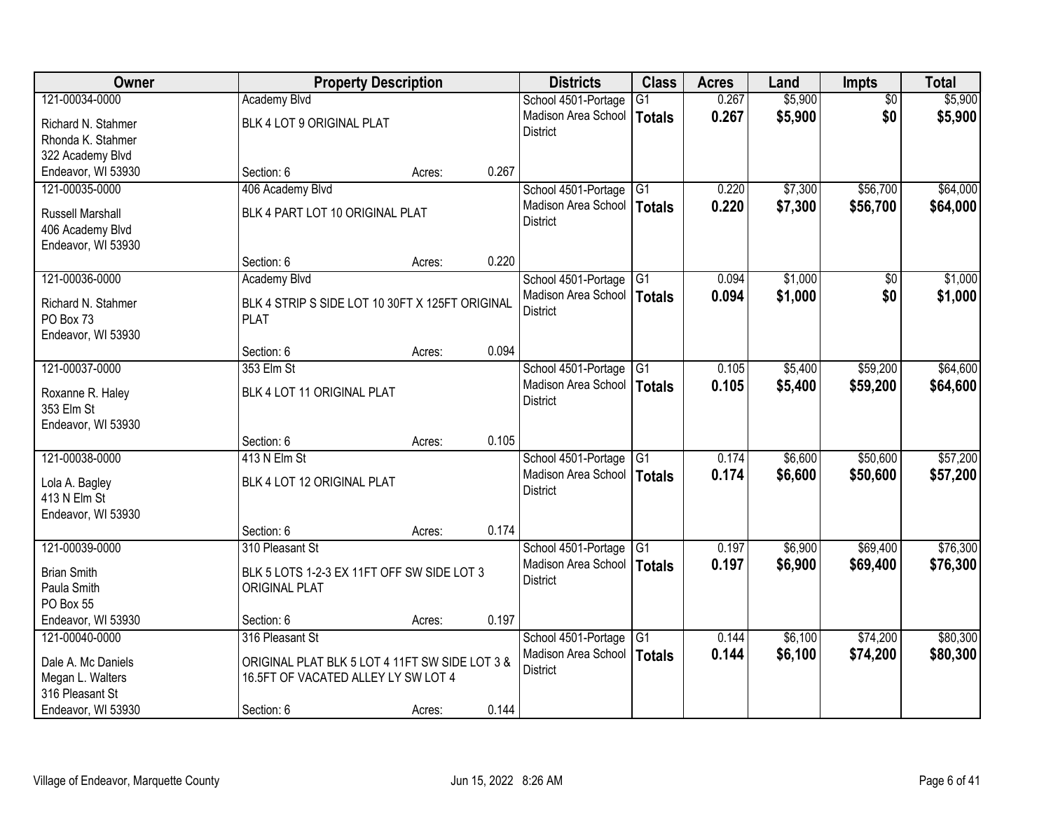| Owner | Property Description | Districts | Class | Acres | Land | Impts | Total |
|---|---|---|---|---|---|---|---|
| 121-00034-0000<br>Richard N. Stahmer<br>Rhonda K. Stahmer<br>322 Academy Blvd<br>Endeavor, WI 53930 | Academy Blvd<br>BLK 4 LOT 9 ORIGINAL PLAT<br>Section: 6 Acres: 0.267 | School 4501-Portage<br>Madison Area School District | G1<br>**Totals** | 0.267<br>**0.267** | $5,900<br>**$5,900** | $0<br>**$0** | $5,900<br>**$5,900** |
| 121-00035-0000<br>Russell Marshall<br>406 Academy Blvd<br>Endeavor, WI 53930 | 406 Academy Blvd<br>BLK 4 PART LOT 10 ORIGINAL PLAT<br>Section: 6 Acres: 0.220 | School 4501-Portage<br>Madison Area School District | G1<br>**Totals** | 0.220<br>**0.220** | $7,300<br>**$7,300** | $56,700<br>**$56,700** | $64,000<br>**$64,000** |
| 121-00036-0000<br>Richard N. Stahmer<br>PO Box 73<br>Endeavor, WI 53930 | Academy Blvd<br>BLK 4 STRIP S SIDE LOT 10 30FT X 125FT ORIGINAL PLAT<br>Section: 6 Acres: 0.094 | School 4501-Portage<br>Madison Area School District | G1<br>**Totals** | 0.094<br>**0.094** | $1,000<br>**$1,000** | $0<br>**$0** | $1,000<br>**$1,000** |
| 121-00037-0000<br>Roxanne R. Haley<br>353 Elm St<br>Endeavor, WI 53930 | 353 Elm St<br>BLK 4 LOT 11 ORIGINAL PLAT<br>Section: 6 Acres: 0.105 | School 4501-Portage<br>Madison Area School District | G1<br>**Totals** | 0.105<br>**0.105** | $5,400<br>**$5,400** | $59,200<br>**$59,200** | $64,600<br>**$64,600** |
| 121-00038-0000<br>Lola A. Bagley<br>413 N Elm St<br>Endeavor, WI 53930 | 413 N Elm St<br>BLK 4 LOT 12 ORIGINAL PLAT<br>Section: 6 Acres: 0.174 | School 4501-Portage<br>Madison Area School District | G1<br>**Totals** | 0.174<br>**0.174** | $6,600<br>**$6,600** | $50,600<br>**$50,600** | $57,200<br>**$57,200** |
| 121-00039-0000<br>Brian Smith<br>Paula Smith<br>PO Box 55<br>Endeavor, WI 53930 | 310 Pleasant St<br>BLK 5 LOTS 1-2-3 EX 11FT OFF SW SIDE LOT 3 ORIGINAL PLAT<br>Section: 6 Acres: 0.197 | School 4501-Portage<br>Madison Area School District | G1<br>**Totals** | 0.197<br>**0.197** | $6,900<br>**$6,900** | $69,400<br>**$69,400** | $76,300<br>**$76,300** |
| 121-00040-0000<br>Dale A. Mc Daniels<br>Megan L. Walters<br>316 Pleasant St<br>Endeavor, WI 53930 | 316 Pleasant St<br>ORIGINAL PLAT BLK 5 LOT 4 11FT SW SIDE LOT 3 & 16.5FT OF VACATED ALLEY LY SW LOT 4<br>Section: 6 Acres: 0.144 | School 4501-Portage<br>Madison Area School District | G1<br>**Totals** | 0.144<br>**0.144** | $6,100<br>**$6,100** | $74,200<br>**$74,200** | $80,300<br>**$80,300** |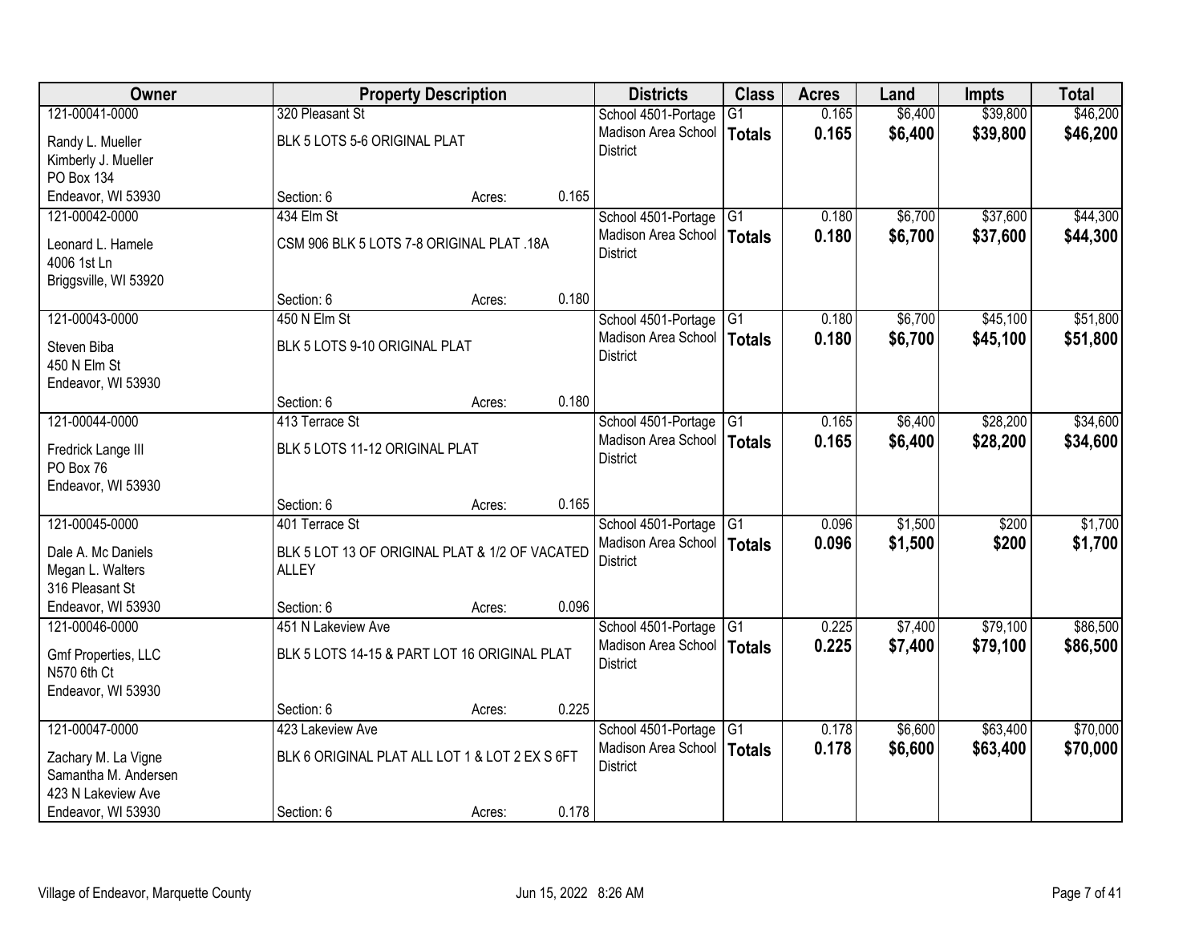| Owner | Property Description | | | Districts | Class | Acres | Land | Impts | Total |
|---|---|---|---|---|---|---|---|---|---|
| 121-00041-0000<br>Randy L. Mueller<br>Kimberly J. Mueller<br>PO Box 134<br>Endeavor, WI 53930 | 320 Pleasant St<br>BLK 5 LOTS 5-6 ORIGINAL PLAT<br>Section: 6 | Acres: | 0.165 | School 4501-Portage<br>Madison Area School District | G1<br>**Totals** | 0.165<br>**0.165** | $6,400<br>**$6,400** | $39,800<br>**$39,800** | $46,200<br>**$46,200** |
| 121-00042-0000<br>Leonard L. Hamele<br>4006 1st Ln<br>Briggsville, WI 53920 | 434 Elm St<br>CSM 906 BLK 5 LOTS 7-8 ORIGINAL PLAT .18A<br>Section: 6 | Acres: | 0.180 | School 4501-Portage<br>Madison Area School District | G1<br>**Totals** | 0.180<br>**0.180** | $6,700<br>**$6,700** | $37,600<br>**$37,600** | $44,300<br>**$44,300** |
| 121-00043-0000<br>Steven Biba<br>450 N Elm St<br>Endeavor, WI 53930 | 450 N Elm St<br>BLK 5 LOTS 9-10 ORIGINAL PLAT<br>Section: 6 | Acres: | 0.180 | School 4501-Portage<br>Madison Area School District | G1<br>**Totals** | 0.180<br>**0.180** | $6,700<br>**$6,700** | $45,100<br>**$45,100** | $51,800<br>**$51,800** |
| 121-00044-0000<br>Fredrick Lange III<br>PO Box 76<br>Endeavor, WI 53930 | 413 Terrace St<br>BLK 5 LOTS 11-12 ORIGINAL PLAT<br>Section: 6 | Acres: | 0.165 | School 4501-Portage<br>Madison Area School District | G1<br>**Totals** | 0.165<br>**0.165** | $6,400<br>**$6,400** | $28,200<br>**$28,200** | $34,600<br>**$34,600** |
| 121-00045-0000<br>Dale A. Mc Daniels<br>Megan L. Walters<br>316 Pleasant St<br>Endeavor, WI 53930 | 401 Terrace St<br>BLK 5 LOT 13 OF ORIGINAL PLAT & 1/2 OF VACATED ALLEY<br>Section: 6 | Acres: | 0.096 | School 4501-Portage<br>Madison Area School District | G1<br>**Totals** | 0.096<br>**0.096** | $1,500<br>**$1,500** | $200<br>**$200** | $1,700<br>**$1,700** |
| 121-00046-0000<br>Gmf Properties, LLC<br>N570 6th Ct<br>Endeavor, WI 53930 | 451 N Lakeview Ave<br>BLK 5 LOTS 14-15 & PART LOT 16 ORIGINAL PLAT<br>Section: 6 | Acres: | 0.225 | School 4501-Portage<br>Madison Area School District | G1<br>**Totals** | 0.225<br>**0.225** | $7,400<br>**$7,400** | $79,100<br>**$79,100** | $86,500<br>**$86,500** |
| 121-00047-0000<br>Zachary M. La Vigne<br>Samantha M. Andersen<br>423 N Lakeview Ave<br>Endeavor, WI 53930 | 423 Lakeview Ave<br>BLK 6 ORIGINAL PLAT ALL LOT 1 & LOT 2 EX S 6FT<br>Section: 6 | Acres: | 0.178 | School 4501-Portage<br>Madison Area School District | G1<br>**Totals** | 0.178<br>**0.178** | $6,600<br>**$6,600** | $63,400<br>**$63,400** | $70,000<br>**$70,000** |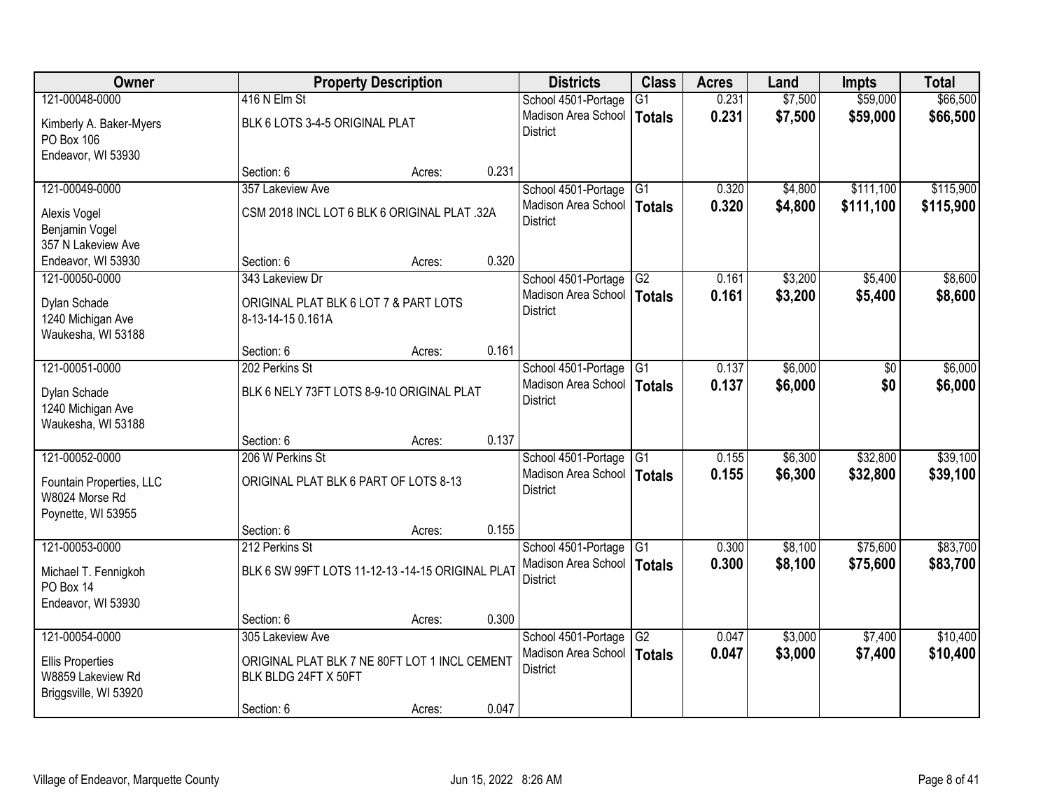| Owner | Property Description | Districts | Class | Acres | Land | Impts | Total |
|---|---|---|---|---|---|---|---|
| 121-00048-0000<br>Kimberly A. Baker-Myers<br>PO Box 106<br>Endeavor, WI 53930 | 416 N Elm St<br>BLK 6 LOTS 3-4-5 ORIGINAL PLAT<br>Section: 6 Acres: 0.231 | School 4501-Portage<br>Madison Area School District | G1<br>**Totals** | 0.231<br>**0.231** | $7,500<br>**$7,500** | $59,000<br>**$59,000** | $66,500<br>**$66,500** |
| 121-00049-0000<br>Alexis Vogel<br>Benjamin Vogel<br>357 N Lakeview Ave<br>Endeavor, WI 53930 | 357 Lakeview Ave<br>CSM 2018 INCL LOT 6 BLK 6 ORIGINAL PLAT .32A<br>Section: 6 Acres: 0.320 | School 4501-Portage<br>Madison Area School District | G1<br>**Totals** | 0.320<br>**0.320** | $4,800<br>**$4,800** | $111,100<br>**$111,100** | $115,900<br>**$115,900** |
| 121-00050-0000<br>Dylan Schade<br>1240 Michigan Ave<br>Waukesha, WI 53188 | 343 Lakeview Dr<br>ORIGINAL PLAT BLK 6 LOT 7 & PART LOTS 8-13-14-15 0.161A<br>Section: 6 Acres: 0.161 | School 4501-Portage<br>Madison Area School District | G2<br>**Totals** | 0.161<br>**0.161** | $3,200<br>**$3,200** | $5,400<br>**$5,400** | $8,600<br>**$8,600** |
| 121-00051-0000<br>Dylan Schade<br>1240 Michigan Ave<br>Waukesha, WI 53188 | 202 Perkins St<br>BLK 6 NELY 73FT LOTS 8-9-10 ORIGINAL PLAT<br>Section: 6 Acres: 0.137 | School 4501-Portage<br>Madison Area School District | G1<br>**Totals** | 0.137<br>**0.137** | $6,000<br>**$6,000** | $0<br>**$0** | $6,000<br>**$6,000** |
| 121-00052-0000<br>Fountain Properties, LLC<br>W8024 Morse Rd<br>Poynette, WI 53955 | 206 W Perkins St<br>ORIGINAL PLAT BLK 6 PART OF LOTS 8-13<br>Section: 6 Acres: 0.155 | School 4501-Portage<br>Madison Area School District | G1<br>**Totals** | 0.155<br>**0.155** | $6,300<br>**$6,300** | $32,800<br>**$32,800** | $39,100<br>**$39,100** |
| 121-00053-0000<br>Michael T. Fennigkoh<br>PO Box 14<br>Endeavor, WI 53930 | 212 Perkins St<br>BLK 6 SW 99FT LOTS 11-12-13 -14-15 ORIGINAL PLAT<br>Section: 6 Acres: 0.300 | School 4501-Portage<br>Madison Area School District | G1<br>**Totals** | 0.300<br>**0.300** | $8,100<br>**$8,100** | $75,600<br>**$75,600** | $83,700<br>**$83,700** |
| 121-00054-0000<br>Ellis Properties<br>W8859 Lakeview Rd<br>Briggsville, WI 53920 | 305 Lakeview Ave<br>ORIGINAL PLAT BLK 7 NE 80FT LOT 1 INCL CEMENT BLK BLDG 24FT X 50FT<br>Section: 6 Acres: 0.047 | School 4501-Portage<br>Madison Area School District | G2<br>**Totals** | 0.047<br>**0.047** | $3,000<br>**$3,000** | $7,400<br>**$7,400** | $10,400<br>**$10,400** |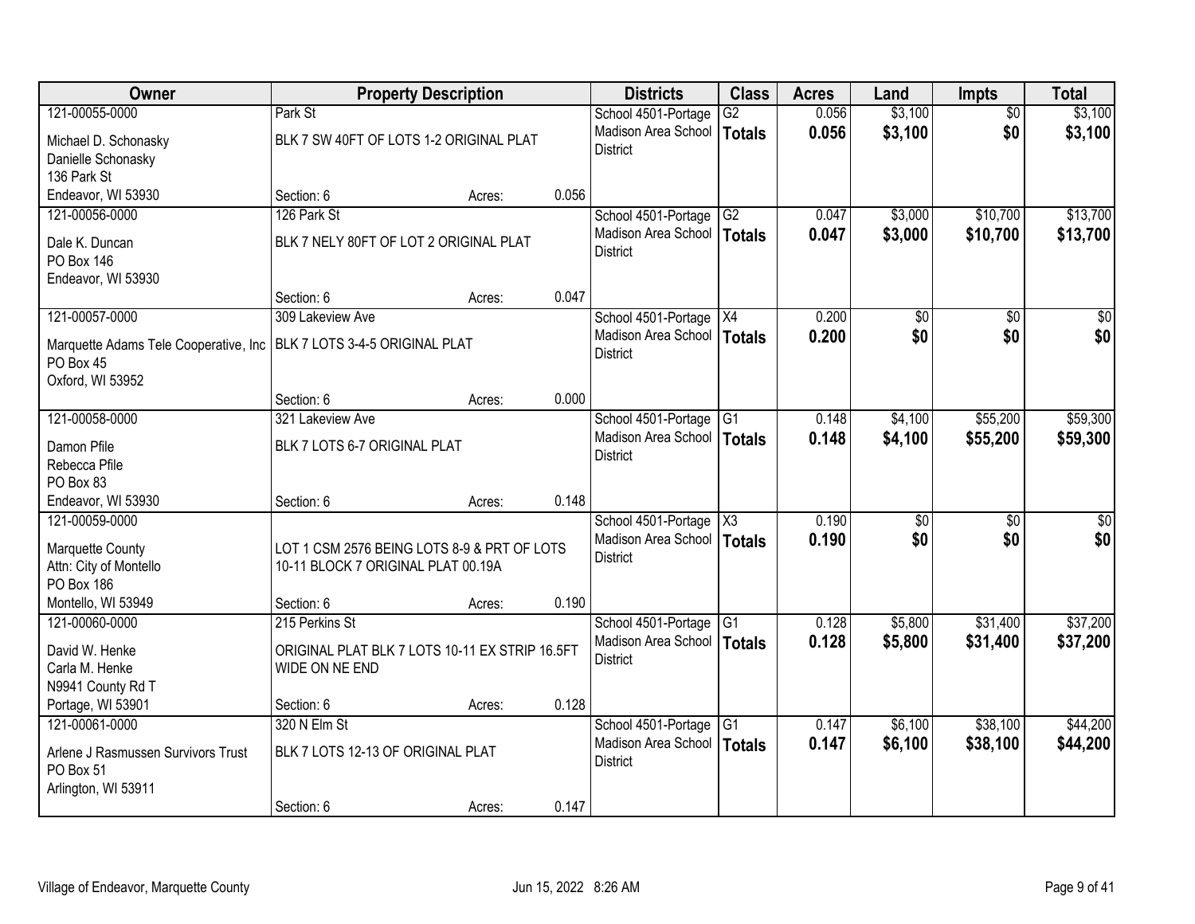| Owner | Property Description | Districts | Class | Acres | Land | Impts | Total |
|---|---|---|---|---|---|---|---|
| 121-00055-0000<br>Michael D. Schonasky<br>Danielle Schonasky<br>136 Park St<br>Endeavor, WI 53930 | Park St<br>BLK 7 SW 40FT OF LOTS 1-2 ORIGINAL PLAT<br>Section: 6 Acres: 0.056 | School 4501-Portage<br>Madison Area School District | G2<br>**Totals** | 0.056<br>**0.056** | $3,100<br>**$3,100** | $0<br>**$0** | $3,100<br>**$3,100** |
| 121-00056-0000<br>Dale K. Duncan<br>PO Box 146<br>Endeavor, WI 53930 | 126 Park St<br>BLK 7 NELY 80FT OF LOT 2 ORIGINAL PLAT<br>Section: 6 Acres: 0.047 | School 4501-Portage<br>Madison Area School District | G2<br>**Totals** | 0.047<br>**0.047** | $3,000<br>**$3,000** | $10,700<br>**$10,700** | $13,700<br>**$13,700** |
| 121-00057-0000<br>Marquette Adams Tele Cooperative, Inc<br>PO Box 45<br>Oxford, WI 53952 | 309 Lakeview Ave<br>BLK 7 LOTS 3-4-5 ORIGINAL PLAT<br>Section: 6 Acres: 0.000 | School 4501-Portage<br>Madison Area School District | X4<br>**Totals** | 0.200<br>**0.200** | $0<br>**$0** | $0<br>**$0** | $0<br>**$0** |
| 121-00058-0000<br>Damon Pfile<br>Rebecca Pfile<br>PO Box 83<br>Endeavor, WI 53930 | 321 Lakeview Ave<br>BLK 7 LOTS 6-7 ORIGINAL PLAT<br>Section: 6 Acres: 0.148 | School 4501-Portage<br>Madison Area School District | G1<br>**Totals** | 0.148<br>**0.148** | $4,100<br>**$4,100** | $55,200<br>**$55,200** | $59,300<br>**$59,300** |
| 121-00059-0000<br>Marquette County<br>Attn: City of Montello<br>PO Box 186<br>Montello, WI 53949 | LOT 1 CSM 2576 BEING LOTS 8-9 & PRT OF LOTS 10-11 BLOCK 7 ORIGINAL PLAT 00.19A<br>Section: 6 Acres: 0.190 | School 4501-Portage<br>Madison Area School District | X3<br>**Totals** | 0.190<br>**0.190** | $0<br>**$0** | $0<br>**$0** | $0<br>**$0** |
| 121-00060-0000<br>David W. Henke<br>Carla M. Henke<br>N9941 County Rd T<br>Portage, WI 53901 | 215 Perkins St<br>ORIGINAL PLAT BLK 7 LOTS 10-11 EX STRIP 16.5FT WIDE ON NE END<br>Section: 6 Acres: 0.128 | School 4501-Portage<br>Madison Area School District | G1<br>**Totals** | 0.128<br>**0.128** | $5,800<br>**$5,800** | $31,400<br>**$31,400** | $37,200<br>**$37,200** |
| 121-00061-0000<br>Arlene J Rasmussen Survivors Trust<br>PO Box 51<br>Arlington, WI 53911 | 320 N Elm St<br>BLK 7 LOTS 12-13 OF ORIGINAL PLAT<br>Section: 6 Acres: 0.147 | School 4501-Portage<br>Madison Area School District | G1<br>**Totals** | 0.147<br>**0.147** | $6,100<br>**$6,100** | $38,100<br>**$38,100** | $44,200<br>**$44,200** |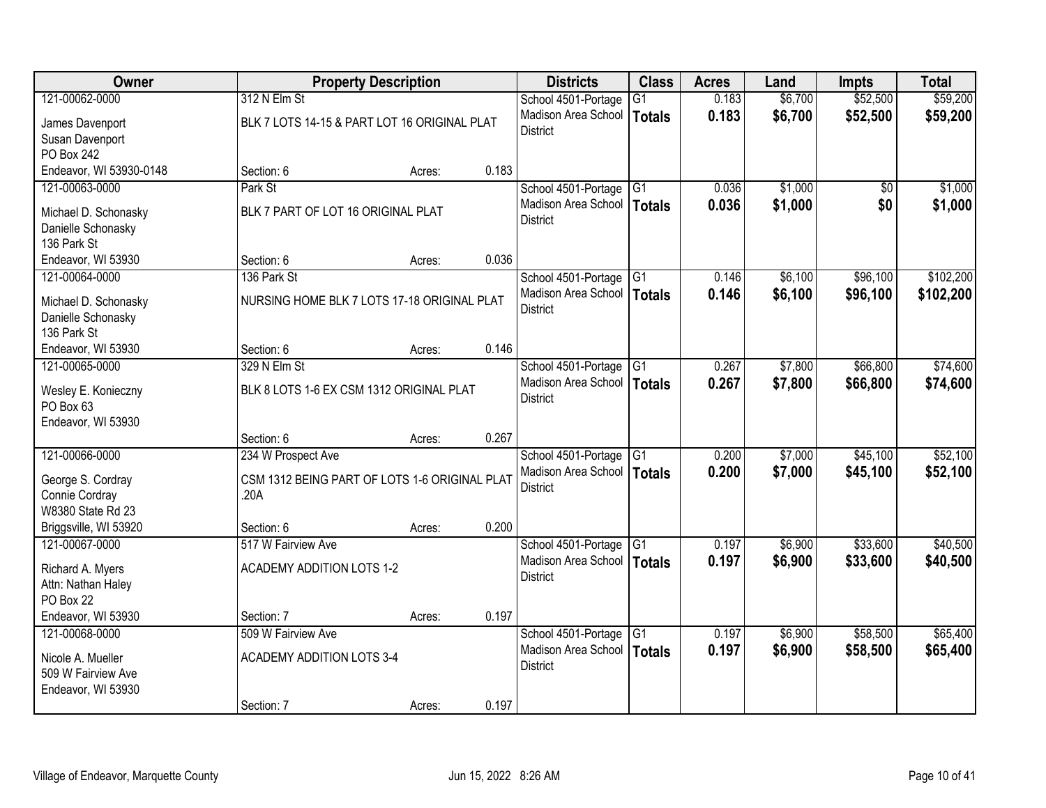| Owner | Property Description | Districts | Class | Acres | Land | Impts | Total |
|---|---|---|---|---|---|---|---|
| 121-00062-0000<br>James Davenport<br>Susan Davenport<br>PO Box 242<br>Endeavor, WI 53930-0148 | 312 N Elm St<br>BLK 7 LOTS 14-15 & PART LOT 16 ORIGINAL PLAT<br>Section: 6 Acres: 0.183 | School 4501-Portage<br>Madison Area School District | G1<br>**Totals** | 0.183<br>**0.183** | $6,700<br>**$6,700** | $52,500<br>**$52,500** | $59,200<br>**$59,200** |
| 121-00063-0000<br>Michael D. Schonasky<br>Danielle Schonasky<br>136 Park St<br>Endeavor, WI 53930 | Park St<br>BLK 7 PART OF LOT 16 ORIGINAL PLAT<br>Section: 6 Acres: 0.036 | School 4501-Portage<br>Madison Area School District | G1<br>**Totals** | 0.036<br>**0.036** | $1,000<br>**$1,000** | $0<br>**$0** | $1,000<br>**$1,000** |
| 121-00064-0000<br>Michael D. Schonasky<br>Danielle Schonasky<br>136 Park St<br>Endeavor, WI 53930 | 136 Park St<br>NURSING HOME BLK 7 LOTS 17-18 ORIGINAL PLAT<br>Section: 6 Acres: 0.146 | School 4501-Portage<br>Madison Area School District | G1<br>**Totals** | 0.146<br>**0.146** | $6,100<br>**$6,100** | $96,100<br>**$96,100** | $102,200<br>**$102,200** |
| 121-00065-0000<br>Wesley E. Konieczny<br>PO Box 63<br>Endeavor, WI 53930 | 329 N Elm St<br>BLK 8 LOTS 1-6 EX CSM 1312 ORIGINAL PLAT<br>Section: 6 Acres: 0.267 | School 4501-Portage<br>Madison Area School District | G1<br>**Totals** | 0.267<br>**0.267** | $7,800<br>**$7,800** | $66,800<br>**$66,800** | $74,600<br>**$74,600** |
| 121-00066-0000<br>George S. Cordray<br>Connie Cordray<br>W8380 State Rd 23<br>Briggsville, WI 53920 | 234 W Prospect Ave<br>CSM 1312 BEING PART OF LOTS 1-6 ORIGINAL PLAT .20A<br>Section: 6 Acres: 0.200 | School 4501-Portage<br>Madison Area School District | G1<br>**Totals** | 0.200<br>**0.200** | $7,000<br>**$7,000** | $45,100<br>**$45,100** | $52,100<br>**$52,100** |
| 121-00067-0000<br>Richard A. Myers<br>Attn: Nathan Haley<br>PO Box 22<br>Endeavor, WI 53930 | 517 W Fairview Ave<br>ACADEMY ADDITION LOTS 1-2<br>Section: 7 Acres: 0.197 | School 4501-Portage<br>Madison Area School District | G1<br>**Totals** | 0.197<br>**0.197** | $6,900<br>**$6,900** | $33,600<br>**$33,600** | $40,500<br>**$40,500** |
| 121-00068-0000<br>Nicole A. Mueller<br>509 W Fairview Ave<br>Endeavor, WI 53930 | 509 W Fairview Ave<br>ACADEMY ADDITION LOTS 3-4<br>Section: 7 Acres: 0.197 | School 4501-Portage<br>Madison Area School District | G1<br>**Totals** | 0.197<br>**0.197** | $6,900<br>**$6,900** | $58,500<br>**$58,500** | $65,400<br>**$65,400** |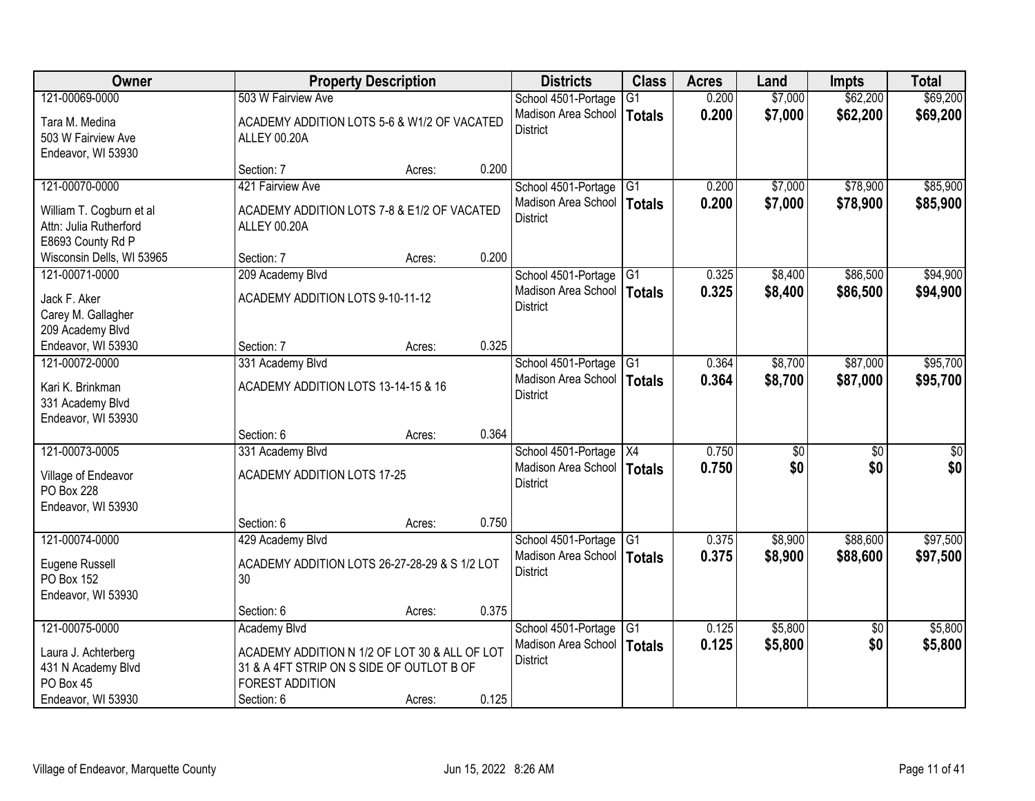| Owner | Property Description | Districts | Class | Acres | Land | Impts | Total |
|---|---|---|---|---|---|---|---|
| 121-00069-0000<br>Tara M. Medina<br>503 W Fairview Ave<br>Endeavor, WI 53930 | 503 W Fairview Ave<br>ACADEMY ADDITION LOTS 5-6 & W1/2 OF VACATED ALLEY 00.20A<br>Section: 7 Acres: 0.200 | School 4501-Portage Madison Area School District | G1<br>**Totals** | 0.200<br>**0.200** | $7,000<br>**$7,000** | $62,200<br>**$62,200** | $69,200<br>**$69,200** |
| 121-00070-0000<br>William T. Cogburn et al<br>Attn: Julia Rutherford<br>E8693 County Rd P<br>Wisconsin Dells, WI 53965 | 421 Fairview Ave<br>ACADEMY ADDITION LOTS 7-8 & E1/2 OF VACATED ALLEY 00.20A<br>Section: 7 Acres: 0.200 | School 4501-Portage Madison Area School District | G1<br>**Totals** | 0.200<br>**0.200** | $7,000<br>**$7,000** | $78,900<br>**$78,900** | $85,900<br>**$85,900** |
| 121-00071-0000<br>Jack F. Aker<br>Carey M. Gallagher<br>209 Academy Blvd<br>Endeavor, WI 53930 | 209 Academy Blvd<br>ACADEMY ADDITION LOTS 9-10-11-12<br>Section: 7 Acres: 0.325 | School 4501-Portage Madison Area School District | G1<br>**Totals** | 0.325<br>**0.325** | $8,400<br>**$8,400** | $86,500<br>**$86,500** | $94,900<br>**$94,900** |
| 121-00072-0000<br>Kari K. Brinkman<br>331 Academy Blvd<br>Endeavor, WI 53930 | 331 Academy Blvd<br>ACADEMY ADDITION LOTS 13-14-15 & 16<br>Section: 6 Acres: 0.364 | School 4501-Portage Madison Area School District | G1<br>**Totals** | 0.364<br>**0.364** | $8,700<br>**$8,700** | $87,000<br>**$87,000** | $95,700<br>**$95,700** |
| 121-00073-0005<br>Village of Endeavor<br>PO Box 228<br>Endeavor, WI 53930 | 331 Academy Blvd<br>ACADEMY ADDITION LOTS 17-25<br>Section: 6 Acres: 0.750 | School 4501-Portage Madison Area School District | X4<br>**Totals** | 0.750<br>**0.750** | $0<br>**$0** | $0<br>**$0** | $0<br>**$0** |
| 121-00074-0000<br>Eugene Russell<br>PO Box 152<br>Endeavor, WI 53930 | 429 Academy Blvd<br>ACADEMY ADDITION LOTS 26-27-28-29 & S 1/2 LOT 30<br>Section: 6 Acres: 0.375 | School 4501-Portage Madison Area School District | G1<br>**Totals** | 0.375<br>**0.375** | $8,900<br>**$8,900** | $88,600<br>**$88,600** | $97,500<br>**$97,500** |
| 121-00075-0000<br>Laura J. Achterberg<br>431 N Academy Blvd<br>PO Box 45<br>Endeavor, WI 53930 | Academy Blvd<br>ACADEMY ADDITION N 1/2 OF LOT 30 & ALL OF LOT 31 & A 4FT STRIP ON S SIDE OF OUTLOT B OF FOREST ADDITION<br>Section: 6 Acres: 0.125 | School 4501-Portage Madison Area School District | G1<br>**Totals** | 0.125<br>**0.125** | $5,800<br>**$5,800** | $0<br>**$0** | $5,800<br>**$5,800** |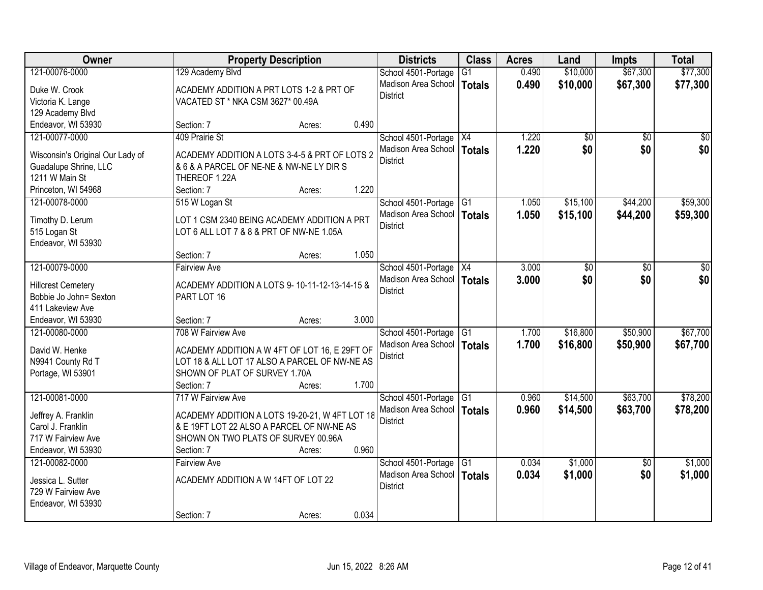| Owner | Property Description | Districts | Class | Acres | Land | Impts | Total |
|---|---|---|---|---|---|---|---|
| 121-00076-0000<br>Duke W. Crook<br>Victoria K. Lange<br>129 Academy Blvd<br>Endeavor, WI 53930 | 129 Academy Blvd<br>ACADEMY ADDITION A PRT LOTS 1-2 & PRT OF VACATED ST * NKA CSM 3627* 00.49A<br>Section: 7 Acres: 0.490 | School 4501-Portage<br>Madison Area School District | G1<br>**Totals** | 0.490<br>**0.490** | $10,000<br>**$10,000** | $67,300<br>**$67,300** | $77,300<br>**$77,300** |
| 121-00077-0000<br>Wisconsin's Original Our Lady of Guadalupe Shrine, LLC<br>1211 W Main St<br>Princeton, WI 54968 | 409 Prairie St<br>ACADEMY ADDITION A LOTS 3-4-5 & PRT OF LOTS 2 & 6 & A PARCEL OF NE-NE & NW-NE LY DIR S THEREOF 1.22A<br>Section: 7 Acres: 1.220 | School 4501-Portage<br>Madison Area School District | X4<br>**Totals** | 1.220<br>**1.220** | $0<br>**$0** | $0<br>**$0** | $0<br>**$0** |
| 121-00078-0000<br>Timothy D. Lerum<br>515 Logan St<br>Endeavor, WI 53930 | 515 W Logan St<br>LOT 1 CSM 2340 BEING ACADEMY ADDITION A PRT LOT 6 ALL LOT 7 & 8 & PRT OF NW-NE 1.05A<br>Section: 7 Acres: 1.050 | School 4501-Portage<br>Madison Area School District | G1<br>**Totals** | 1.050<br>**1.050** | $15,100<br>**$15,100** | $44,200<br>**$44,200** | $59,300<br>**$59,300** |
| 121-00079-0000<br>Hillcrest Cemetery<br>Bobbie Jo John= Sexton<br>411 Lakeview Ave<br>Endeavor, WI 53930 | Fairview Ave<br>ACADEMY ADDITION A LOTS 9- 10-11-12-13-14-15 & PART LOT 16<br>Section: 7 Acres: 3.000 | School 4501-Portage<br>Madison Area School District | X4<br>**Totals** | 3.000<br>**3.000** | $0<br>**$0** | $0<br>**$0** | $0<br>**$0** |
| 121-00080-0000<br>David W. Henke<br>N9941 County Rd T<br>Portage, WI 53901 | 708 W Fairview Ave<br>ACADEMY ADDITION A W 4FT OF LOT 16, E 29FT OF LOT 18 & ALL LOT 17 ALSO A PARCEL OF NW-NE AS SHOWN OF PLAT OF SURVEY 1.70A<br>Section: 7 Acres: 1.700 | School 4501-Portage<br>Madison Area School District | G1<br>**Totals** | 1.700<br>**1.700** | $16,800<br>**$16,800** | $50,900<br>**$50,900** | $67,700<br>**$67,700** |
| 121-00081-0000<br>Jeffrey A. Franklin<br>Carol J. Franklin<br>717 W Fairview Ave<br>Endeavor, WI 53930 | 717 W Fairview Ave<br>ACADEMY ADDITION A LOTS 19-20-21, W 4FT LOT 18 & E 19FT LOT 22 ALSO A PARCEL OF NW-NE AS SHOWN ON TWO PLATS OF SURVEY 00.96A<br>Section: 7 Acres: 0.960 | School 4501-Portage<br>Madison Area School District | G1<br>**Totals** | 0.960<br>**0.960** | $14,500<br>**$14,500** | $63,700<br>**$63,700** | $78,200<br>**$78,200** |
| 121-00082-0000<br>Jessica L. Sutter<br>729 W Fairview Ave<br>Endeavor, WI 53930 | Fairview Ave<br>ACADEMY ADDITION A W 14FT OF LOT 22<br>Section: 7 Acres: 0.034 | School 4501-Portage<br>Madison Area School District | G1<br>**Totals** | 0.034<br>**0.034** | $1,000<br>**$1,000** | $0<br>**$0** | $1,000<br>**$1,000** |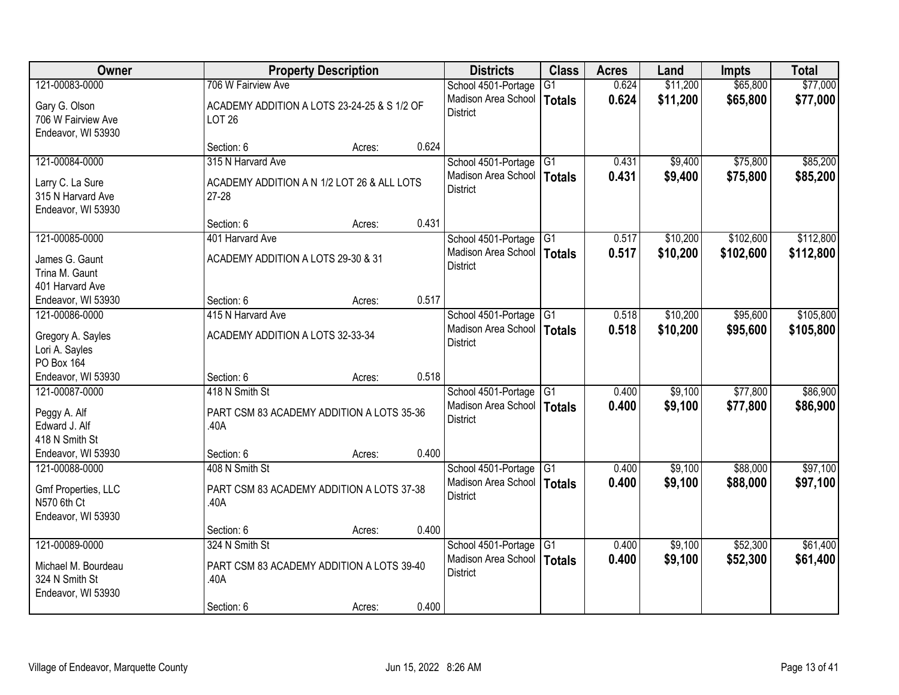| Owner | Property Description | Districts | Class | Acres | Land | Impts | Total |
|---|---|---|---|---|---|---|---|
| 121-00083-0000<br>Gary G. Olson<br>706 W Fairview Ave<br>Endeavor, WI 53930 | 706 W Fairview Ave<br>ACADEMY ADDITION A LOTS 23-24-25 & S 1/2 OF LOT 26<br>Section: 6 Acres: 0.624 | School 4501-Portage<br>Madison Area School District | G1<br>**Totals** | 0.624<br>**0.624** | $11,200<br>**$11,200** | $65,800<br>**$65,800** | $77,000<br>**$77,000** |
| 121-00084-0000<br>Larry C. La Sure<br>315 N Harvard Ave<br>Endeavor, WI 53930 | 315 N Harvard Ave<br>ACADEMY ADDITION A N 1/2 LOT 26 & ALL LOTS 27-28<br>Section: 6 Acres: 0.431 | School 4501-Portage<br>Madison Area School District | G1<br>**Totals** | 0.431<br>**0.431** | $9,400<br>**$9,400** | $75,800<br>**$75,800** | $85,200<br>**$85,200** |
| 121-00085-0000<br>James G. Gaunt<br>Trina M. Gaunt<br>401 Harvard Ave<br>Endeavor, WI 53930 | 401 Harvard Ave<br>ACADEMY ADDITION A LOTS 29-30 & 31<br>Section: 6 Acres: 0.517 | School 4501-Portage<br>Madison Area School District | G1<br>**Totals** | 0.517<br>**0.517** | $10,200<br>**$10,200** | $102,600<br>**$102,600** | $112,800<br>**$112,800** |
| 121-00086-0000<br>Gregory A. Sayles<br>Lori A. Sayles<br>PO Box 164<br>Endeavor, WI 53930 | 415 N Harvard Ave<br>ACADEMY ADDITION A LOTS 32-33-34<br>Section: 6 Acres: 0.518 | School 4501-Portage<br>Madison Area School District | G1<br>**Totals** | 0.518<br>**0.518** | $10,200<br>**$10,200** | $95,600<br>**$95,600** | $105,800<br>**$105,800** |
| 121-00087-0000<br>Peggy A. Alf<br>Edward J. Alf<br>418 N Smith St<br>Endeavor, WI 53930 | 418 N Smith St<br>PART CSM 83 ACADEMY ADDITION A LOTS 35-36 .40A<br>Section: 6 Acres: 0.400 | School 4501-Portage<br>Madison Area School District | G1<br>**Totals** | 0.400<br>**0.400** | $9,100<br>**$9,100** | $77,800<br>**$77,800** | $86,900<br>**$86,900** |
| 121-00088-0000<br>Gmf Properties, LLC<br>N570 6th Ct<br>Endeavor, WI 53930 | 408 N Smith St<br>PART CSM 83 ACADEMY ADDITION A LOTS 37-38 .40A<br>Section: 6 Acres: 0.400 | School 4501-Portage<br>Madison Area School District | G1<br>**Totals** | 0.400<br>**0.400** | $9,100<br>**$9,100** | $88,000<br>**$88,000** | $97,100<br>**$97,100** |
| 121-00089-0000<br>Michael M. Bourdeau<br>324 N Smith St<br>Endeavor, WI 53930 | 324 N Smith St<br>PART CSM 83 ACADEMY ADDITION A LOTS 39-40 .40A<br>Section: 6 Acres: 0.400 | School 4501-Portage<br>Madison Area School District | G1<br>**Totals** | 0.400<br>**0.400** | $9,100<br>**$9,100** | $52,300<br>**$52,300** | $61,400<br>**$61,400** |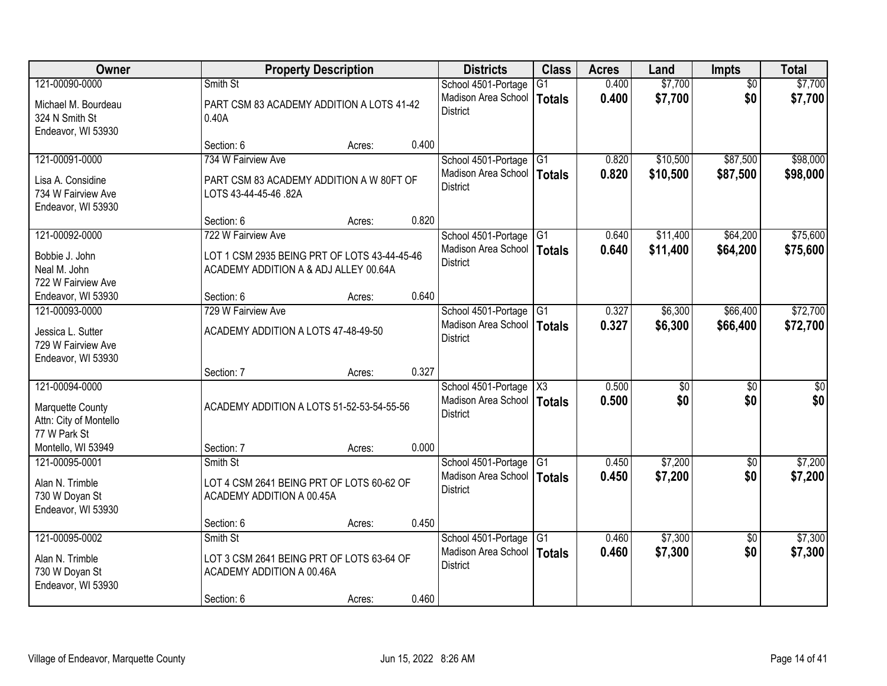| Owner | Property Description | | | Districts | Class | Acres | Land | Impts | Total |
|---|---|---|---|---|---|---|---|---|---|
| 121-00090-0000<br>Michael M. Bourdeau<br>324 N Smith St<br>Endeavor, WI 53930 | Smith St<br>PART CSM 83 ACADEMY ADDITION A LOTS 41-42 0.40A<br>Section: 6 | Acres: | 0.400 | School 4501-Portage<br>Madison Area School District | G1<br>**Totals** | 0.400<br>**0.400** | $7,700<br>**$7,700** | $0<br>**$0** | $7,700<br>**$7,700** |
| 121-00091-0000<br>Lisa A. Considine<br>734 W Fairview Ave<br>Endeavor, WI 53930 | 734 W Fairview Ave<br>PART CSM 83 ACADEMY ADDITION A W 80FT OF LOTS 43-44-45-46 .82A<br>Section: 6 | Acres: | 0.820 | School 4501-Portage<br>Madison Area School District | G1<br>**Totals** | 0.820<br>**0.820** | $10,500<br>**$10,500** | $87,500<br>**$87,500** | $98,000<br>**$98,000** |
| 121-00092-0000<br>Bobbie J. John<br>Neal M. John<br>722 W Fairview Ave<br>Endeavor, WI 53930 | 722 W Fairview Ave<br>LOT 1 CSM 2935 BEING PRT OF LOTS 43-44-45-46 ACADEMY ADDITION A & ADJ ALLEY 00.64A<br>Section: 6 | Acres: | 0.640 | School 4501-Portage<br>Madison Area School District | G1<br>**Totals** | 0.640<br>**0.640** | $11,400<br>**$11,400** | $64,200<br>**$64,200** | $75,600<br>**$75,600** |
| 121-00093-0000<br>Jessica L. Sutter<br>729 W Fairview Ave<br>Endeavor, WI 53930 | 729 W Fairview Ave<br>ACADEMY ADDITION A LOTS 47-48-49-50<br>Section: 7 | Acres: | 0.327 | School 4501-Portage<br>Madison Area School District | G1<br>**Totals** | 0.327<br>**0.327** | $6,300<br>**$6,300** | $66,400<br>**$66,400** | $72,700<br>**$72,700** |
| 121-00094-0000<br>Marquette County<br>Attn: City of Montello<br>77 W Park St<br>Montello, WI 53949 | ACADEMY ADDITION A LOTS 51-52-53-54-55-56<br>Section: 7 | Acres: | 0.000 | School 4501-Portage<br>Madison Area School District | X3<br>**Totals** | 0.500<br>**0.500** | $0<br>**$0** | $0<br>**$0** | $0<br>**$0** |
| 121-00095-0001<br>Alan N. Trimble<br>730 W Doyan St<br>Endeavor, WI 53930 | Smith St<br>LOT 4 CSM 2641 BEING PRT OF LOTS 60-62 OF ACADEMY ADDITION A 00.45A<br>Section: 6 | Acres: | 0.450 | School 4501-Portage<br>Madison Area School District | G1<br>**Totals** | 0.450<br>**0.450** | $7,200<br>**$7,200** | $0<br>**$0** | $7,200<br>**$7,200** |
| 121-00095-0002<br>Alan N. Trimble<br>730 W Doyan St<br>Endeavor, WI 53930 | Smith St<br>LOT 3 CSM 2641 BEING PRT OF LOTS 63-64 OF ACADEMY ADDITION A 00.46A<br>Section: 6 | Acres: | 0.460 | School 4501-Portage<br>Madison Area School District | G1<br>**Totals** | 0.460<br>**0.460** | $7,300<br>**$7,300** | $0<br>**$0** | $7,300<br>**$7,300** |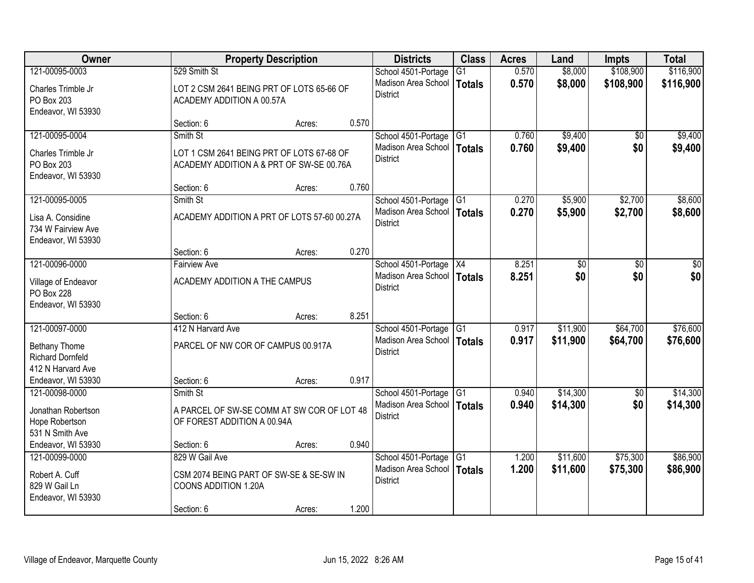| Owner | Property Description | Districts | Class | Acres | Land | Impts | Total |
|---|---|---|---|---|---|---|---|
| 121-00095-0003<br>Charles Trimble Jr<br>PO Box 203<br>Endeavor, WI 53930 | 529 Smith St<br>LOT 2 CSM 2641 BEING PRT OF LOTS 65-66 OF ACADEMY ADDITION A 00.57A<br>Section: 6 Acres: 0.570 | School 4501-Portage<br>Madison Area School District | G1<br>**Totals** | 0.570<br>**0.570** | $8,000<br>**$8,000** | $108,900<br>**$108,900** | $116,900<br>**$116,900** |
| 121-00095-0004<br>Charles Trimble Jr<br>PO Box 203<br>Endeavor, WI 53930 | Smith St<br>LOT 1 CSM 2641 BEING PRT OF LOTS 67-68 OF ACADEMY ADDITION A & PRT OF SW-SE 00.76A<br>Section: 6 Acres: 0.760 | School 4501-Portage<br>Madison Area School District | G1<br>**Totals** | 0.760<br>**0.760** | $9,400<br>**$9,400** | $0<br>**$0** | $9,400<br>**$9,400** |
| 121-00095-0005<br>Lisa A. Considine<br>734 W Fairview Ave<br>Endeavor, WI 53930 | Smith St<br>ACADEMY ADDITION A PRT OF LOTS 57-60 00.27A<br>Section: 6 Acres: 0.270 | School 4501-Portage<br>Madison Area School District | G1<br>**Totals** | 0.270<br>**0.270** | $5,900<br>**$5,900** | $2,700<br>**$2,700** | $8,600<br>**$8,600** |
| 121-00096-0000<br>Village of Endeavor<br>PO Box 228<br>Endeavor, WI 53930 | Fairview Ave<br>ACADEMY ADDITION A THE CAMPUS<br>Section: 6 Acres: 8.251 | School 4501-Portage<br>Madison Area School District | X4<br>**Totals** | 8.251<br>**8.251** | $0<br>**$0** | $0<br>**$0** | $0<br>**$0** |
| 121-00097-0000<br>Bethany Thome<br>Richard Dornfeld<br>412 N Harvard Ave<br>Endeavor, WI 53930 | 412 N Harvard Ave<br>PARCEL OF NW COR OF CAMPUS 00.917A<br>Section: 6 Acres: 0.917 | School 4501-Portage<br>Madison Area School District | G1<br>**Totals** | 0.917<br>**0.917** | $11,900<br>**$11,900** | $64,700<br>**$64,700** | $76,600<br>**$76,600** |
| 121-00098-0000<br>Jonathan Robertson<br>Hope Robertson<br>531 N Smith Ave<br>Endeavor, WI 53930 | Smith St<br>A PARCEL OF SW-SE COMM AT SW COR OF LOT 48 OF FOREST ADDITION A 00.94A<br>Section: 6 Acres: 0.940 | School 4501-Portage<br>Madison Area School District | G1<br>**Totals** | 0.940<br>**0.940** | $14,300<br>**$14,300** | $0<br>**$0** | $14,300<br>**$14,300** |
| 121-00099-0000<br>Robert A. Cuff<br>829 W Gail Ln<br>Endeavor, WI 53930 | 829 W Gail Ave<br>CSM 2074 BEING PART OF SW-SE & SE-SW IN COONS ADDITION 1.20A<br>Section: 6 Acres: 1.200 | School 4501-Portage<br>Madison Area School District | G1<br>**Totals** | 1.200<br>**1.200** | $11,600<br>**$11,600** | $75,300<br>**$75,300** | $86,900<br>**$86,900** |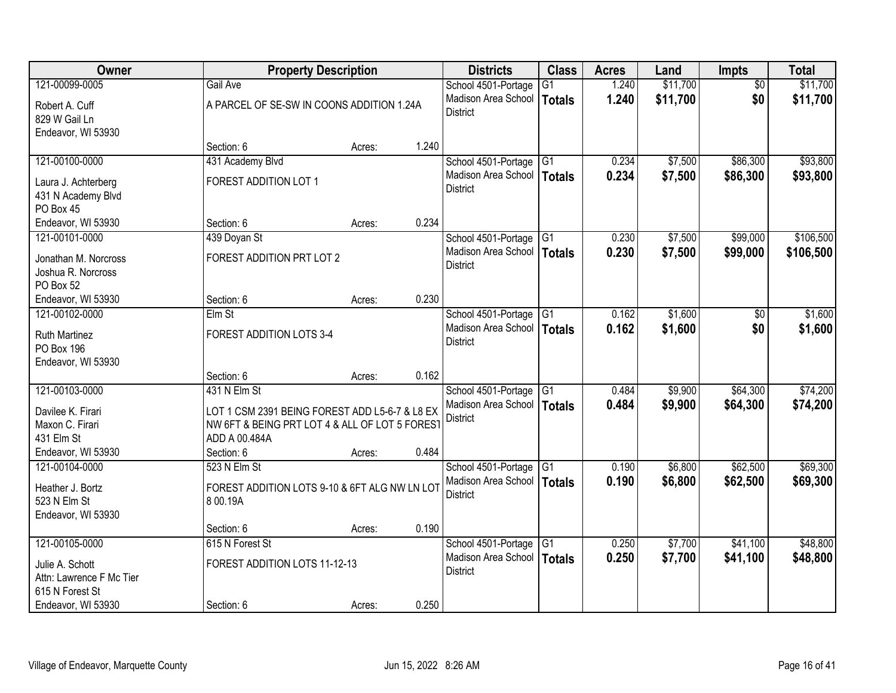| Owner | Property Description | | | Districts | Class | Acres | Land | Impts | Total |
|---|---|---|---|---|---|---|---|---|---|
| 121-00099-0005<br>Robert A. Cuff<br>829 W Gail Ln<br>Endeavor, WI 53930 | Gail Ave<br>A PARCEL OF SE-SW IN COONS ADDITION 1.24A<br>Section: 6 | Acres: | 1.240 | School 4501-Portage<br>Madison Area School District | G1<br>**Totals** | 1.240<br>**1.240** | $11,700<br>**$11,700** | $0<br>**$0** | $11,700<br>**$11,700** |
| 121-00100-0000<br>Laura J. Achterberg<br>431 N Academy Blvd<br>PO Box 45<br>Endeavor, WI 53930 | 431 Academy Blvd<br>FOREST ADDITION LOT 1<br>Section: 6 | Acres: | 0.234 | School 4501-Portage<br>Madison Area School District | G1<br>**Totals** | 0.234<br>**0.234** | $7,500<br>**$7,500** | $86,300<br>**$86,300** | $93,800<br>**$93,800** |
| 121-00101-0000<br>Jonathan M. Norcross<br>Joshua R. Norcross<br>PO Box 52<br>Endeavor, WI 53930 | 439 Doyan St<br>FOREST ADDITION PRT LOT 2<br>Section: 6 | Acres: | 0.230 | School 4501-Portage<br>Madison Area School District | G1<br>**Totals** | 0.230<br>**0.230** | $7,500<br>**$7,500** | $99,000<br>**$99,000** | $106,500<br>**$106,500** |
| 121-00102-0000<br>Ruth Martinez<br>PO Box 196<br>Endeavor, WI 53930 | Elm St<br>FOREST ADDITION LOTS 3-4<br>Section: 6 | Acres: | 0.162 | School 4501-Portage<br>Madison Area School District | G1<br>**Totals** | 0.162<br>**0.162** | $1,600<br>**$1,600** | $0<br>**$0** | $1,600<br>**$1,600** |
| 121-00103-0000<br>Davilee K. Firari<br>Maxon C. Firari<br>431 Elm St<br>Endeavor, WI 53930 | 431 N Elm St<br>LOT 1 CSM 2391 BEING FOREST ADD L5-6-7 & L8 EX NW 6FT & BEING PRT LOT 4 & ALL OF LOT 5 FOREST ADD A 00.484A<br>Section: 6 | Acres: | 0.484 | School 4501-Portage<br>Madison Area School District | G1<br>**Totals** | 0.484<br>**0.484** | $9,900<br>**$9,900** | $64,300<br>**$64,300** | $74,200<br>**$74,200** |
| 121-00104-0000<br>Heather J. Bortz<br>523 N Elm St<br>Endeavor, WI 53930 | 523 N Elm St<br>FOREST ADDITION LOTS 9-10 & 6FT ALG NW LN LOT 8 00.19A<br>Section: 6 | Acres: | 0.190 | School 4501-Portage<br>Madison Area School District | G1<br>**Totals** | 0.190<br>**0.190** | $6,800<br>**$6,800** | $62,500<br>**$62,500** | $69,300<br>**$69,300** |
| 121-00105-0000<br>Julie A. Schott<br>Attn: Lawrence F Mc Tier<br>615 N Forest St<br>Endeavor, WI 53930 | 615 N Forest St<br>FOREST ADDITION LOTS 11-12-13<br>Section: 6 | Acres: | 0.250 | School 4501-Portage<br>Madison Area School District | G1<br>**Totals** | 0.250<br>**0.250** | $7,700<br>**$7,700** | $41,100<br>**$41,100** | $48,800<br>**$48,800** |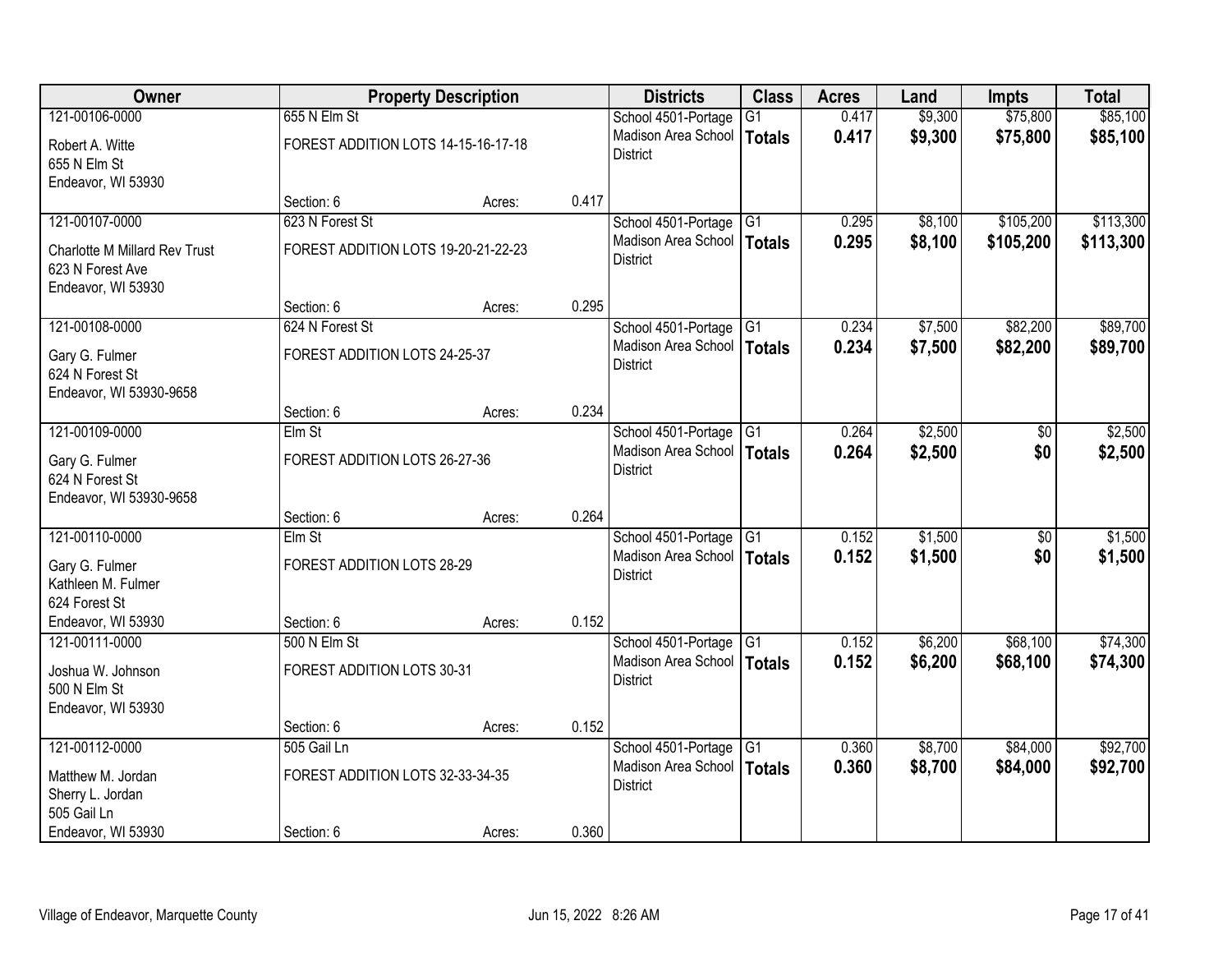| Owner | Property Description | | | Districts | Class | Acres | Land | Impts | Total |
|---|---|---|---|---|---|---|---|---|---|
| 121-00106-0000<br>Robert A. Witte<br>655 N Elm St<br>Endeavor, WI 53930 | 655 N Elm St<br>FOREST ADDITION LOTS 14-15-16-17-18<br>Section: 6 | Acres: | 0.417 | School 4501-Portage<br>Madison Area School District | G1<br>**Totals** | 0.417<br>**0.417** | $9,300<br>**$9,300** | $75,800<br>**$75,800** | $85,100<br>**$85,100** |
| 121-00107-0000<br>Charlotte M Millard Rev Trust<br>623 N Forest Ave<br>Endeavor, WI 53930 | 623 N Forest St<br>FOREST ADDITION LOTS 19-20-21-22-23<br>Section: 6 | Acres: | 0.295 | School 4501-Portage<br>Madison Area School District | G1<br>**Totals** | 0.295<br>**0.295** | $8,100<br>**$8,100** | $105,200<br>**$105,200** | $113,300<br>**$113,300** |
| 121-00108-0000<br>Gary G. Fulmer<br>624 N Forest St<br>Endeavor, WI 53930-9658 | 624 N Forest St<br>FOREST ADDITION LOTS 24-25-37<br>Section: 6 | Acres: | 0.234 | School 4501-Portage<br>Madison Area School District | G1<br>**Totals** | 0.234<br>**0.234** | $7,500<br>**$7,500** | $82,200<br>**$82,200** | $89,700<br>**$89,700** |
| 121-00109-0000<br>Gary G. Fulmer<br>624 N Forest St<br>Endeavor, WI 53930-9658 | Elm St<br>FOREST ADDITION LOTS 26-27-36<br>Section: 6 | Acres: | 0.264 | School 4501-Portage<br>Madison Area School District | G1<br>**Totals** | 0.264<br>**0.264** | $2,500<br>**$2,500** | $0<br>**$0** | $2,500<br>**$2,500** |
| 121-00110-0000<br>Gary G. Fulmer<br>Kathleen M. Fulmer<br>624 Forest St<br>Endeavor, WI 53930 | Elm St<br>FOREST ADDITION LOTS 28-29<br>Section: 6 | Acres: | 0.152 | School 4501-Portage<br>Madison Area School District | G1<br>**Totals** | 0.152<br>**0.152** | $1,500<br>**$1,500** | $0<br>**$0** | $1,500<br>**$1,500** |
| 121-00111-0000<br>Joshua W. Johnson<br>500 N Elm St<br>Endeavor, WI 53930 | 500 N Elm St<br>FOREST ADDITION LOTS 30-31<br>Section: 6 | Acres: | 0.152 | School 4501-Portage<br>Madison Area School District | G1<br>**Totals** | 0.152<br>**0.152** | $6,200<br>**$6,200** | $68,100<br>**$68,100** | $74,300<br>**$74,300** |
| 121-00112-0000<br>Matthew M. Jordan<br>Sherry L. Jordan<br>505 Gail Ln<br>Endeavor, WI 53930 | 505 Gail Ln<br>FOREST ADDITION LOTS 32-33-34-35<br>Section: 6 | Acres: | 0.360 | School 4501-Portage<br>Madison Area School District | G1<br>**Totals** | 0.360<br>**0.360** | $8,700<br>**$8,700** | $84,000<br>**$84,000** | $92,700<br>**$92,700** |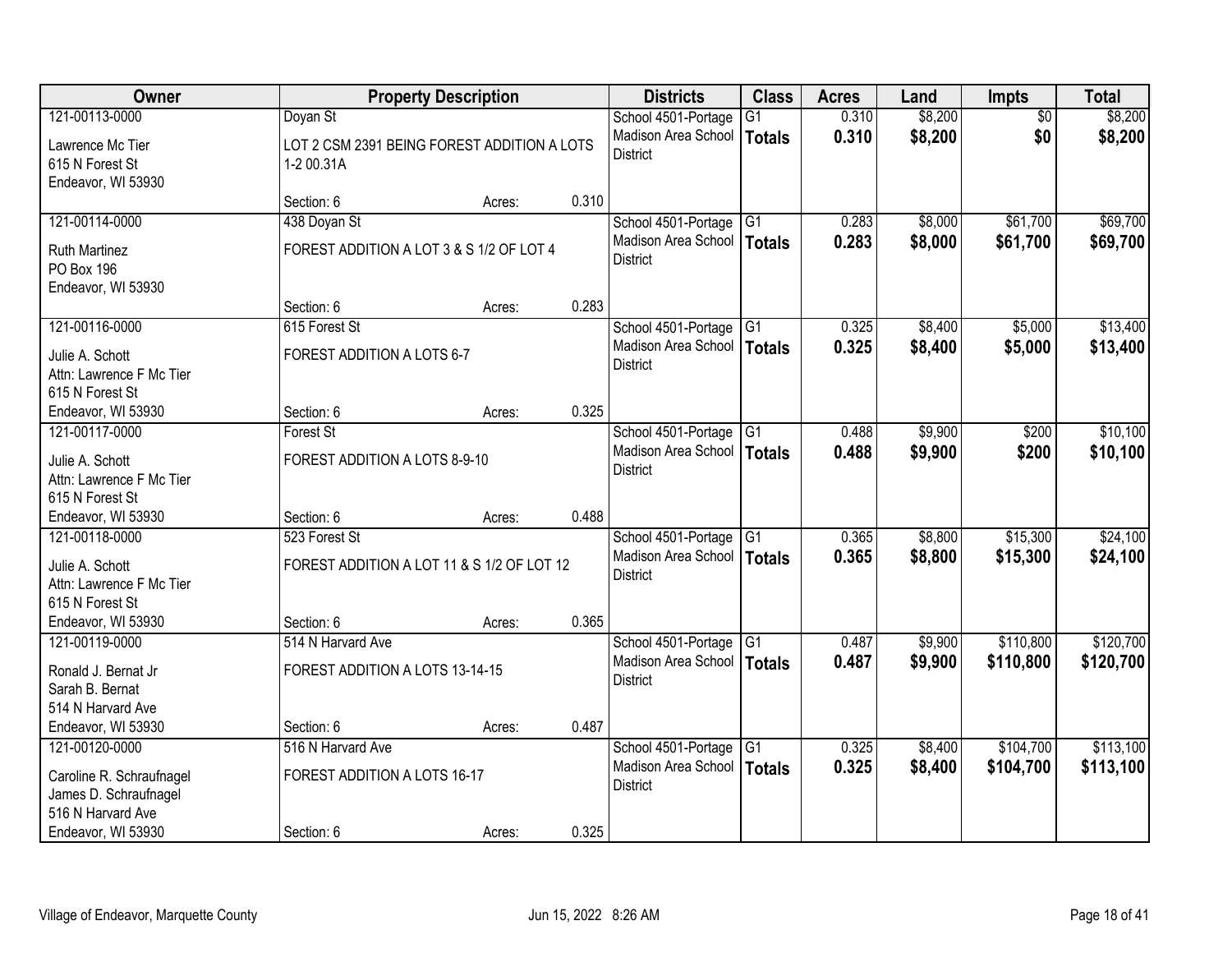| Owner | Property Description | Districts | Class | Acres | Land | Impts | Total |
|---|---|---|---|---|---|---|---|
| 121-00113-0000<br>Lawrence Mc Tier<br>615 N Forest St<br>Endeavor, WI 53930 | Doyan St<br>LOT 2 CSM 2391 BEING FOREST ADDITION A LOTS 1-2 00.31A<br>Section: 6 Acres: 0.310 | School 4501-Portage<br>Madison Area School District | G1<br>**Totals** | 0.310<br>**0.310** | $8,200<br>**$8,200** | $0<br>**$0** | $8,200<br>**$8,200** |
| 121-00114-0000<br>Ruth Martinez<br>PO Box 196<br>Endeavor, WI 53930 | 438 Doyan St<br>FOREST ADDITION A LOT 3 & S 1/2 OF LOT 4<br>Section: 6 Acres: 0.283 | School 4501-Portage<br>Madison Area School District | G1<br>**Totals** | 0.283<br>**0.283** | $8,000<br>**$8,000** | $61,700<br>**$61,700** | $69,700<br>**$69,700** |
| 121-00116-0000<br>Julie A. Schott<br>Attn: Lawrence F Mc Tier<br>615 N Forest St<br>Endeavor, WI 53930 | 615 Forest St<br>FOREST ADDITION A LOTS 6-7<br>Section: 6 Acres: 0.325 | School 4501-Portage<br>Madison Area School District | G1<br>**Totals** | 0.325<br>**0.325** | $8,400<br>**$8,400** | $5,000<br>**$5,000** | $13,400<br>**$13,400** |
| 121-00117-0000<br>Julie A. Schott<br>Attn: Lawrence F Mc Tier<br>615 N Forest St<br>Endeavor, WI 53930 | Forest St<br>FOREST ADDITION A LOTS 8-9-10<br>Section: 6 Acres: 0.488 | School 4501-Portage<br>Madison Area School District | G1<br>**Totals** | 0.488<br>**0.488** | $9,900<br>**$9,900** | $200<br>**$200** | $10,100<br>**$10,100** |
| 121-00118-0000<br>Julie A. Schott<br>Attn: Lawrence F Mc Tier<br>615 N Forest St<br>Endeavor, WI 53930 | 523 Forest St<br>FOREST ADDITION A LOT 11 & S 1/2 OF LOT 12<br>Section: 6 Acres: 0.365 | School 4501-Portage<br>Madison Area School District | G1<br>**Totals** | 0.365<br>**0.365** | $8,800<br>**$8,800** | $15,300<br>**$15,300** | $24,100<br>**$24,100** |
| 121-00119-0000<br>Ronald J. Bernat Jr<br>Sarah B. Bernat<br>514 N Harvard Ave<br>Endeavor, WI 53930 | 514 N Harvard Ave<br>FOREST ADDITION A LOTS 13-14-15<br>Section: 6 Acres: 0.487 | School 4501-Portage<br>Madison Area School District | G1<br>**Totals** | 0.487<br>**0.487** | $9,900<br>**$9,900** | $110,800<br>**$110,800** | $120,700<br>**$120,700** |
| 121-00120-0000<br>Caroline R. Schraufnagel<br>James D. Schraufnagel<br>516 N Harvard Ave<br>Endeavor, WI 53930 | 516 N Harvard Ave<br>FOREST ADDITION A LOTS 16-17<br>Section: 6 Acres: 0.325 | School 4501-Portage<br>Madison Area School District | G1<br>**Totals** | 0.325<br>**0.325** | $8,400<br>**$8,400** | $104,700<br>**$104,700** | $113,100<br>**$113,100** |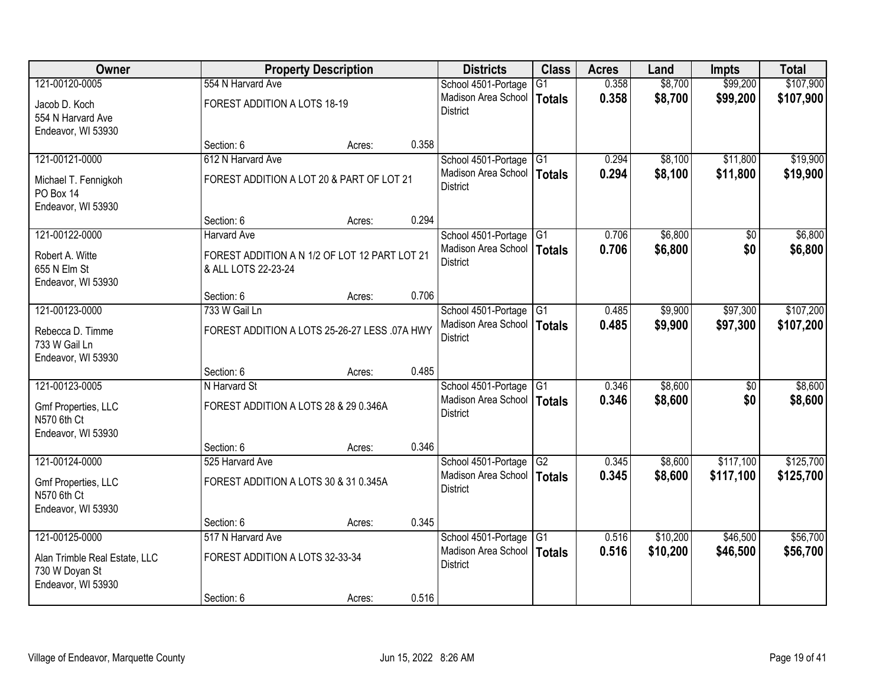| Owner | Property Description | Districts | Class | Acres | Land | Impts | Total |
|---|---|---|---|---|---|---|---|
| 121-00120-0005<br>Jacob D. Koch<br>554 N Harvard Ave<br>Endeavor, WI 53930 | 554 N Harvard Ave<br>FOREST ADDITION A LOTS 18-19<br>Section: 6 Acres: 0.358 | School 4501-Portage<br>Madison Area School District | G1<br>**Totals** | 0.358<br>**0.358** | $8,700<br>**$8,700** | $99,200<br>**$99,200** | $107,900<br>**$107,900** |
| 121-00121-0000<br>Michael T. Fennigkoh<br>PO Box 14<br>Endeavor, WI 53930 | 612 N Harvard Ave<br>FOREST ADDITION A LOT 20 & PART OF LOT 21<br>Section: 6 Acres: 0.294 | School 4501-Portage<br>Madison Area School District | G1<br>**Totals** | 0.294<br>**0.294** | $8,100<br>**$8,100** | $11,800<br>**$11,800** | $19,900<br>**$19,900** |
| 121-00122-0000<br>Robert A. Witte<br>655 N Elm St<br>Endeavor, WI 53930 | Harvard Ave<br>FOREST ADDITION A N 1/2 OF LOT 12 PART LOT 21 & ALL LOTS 22-23-24<br>Section: 6 Acres: 0.706 | School 4501-Portage<br>Madison Area School District | G1<br>**Totals** | 0.706<br>**0.706** | $6,800<br>**$6,800** | $0<br>**$0** | $6,800<br>**$6,800** |
| 121-00123-0000<br>Rebecca D. Timme<br>733 W Gail Ln<br>Endeavor, WI 53930 | 733 W Gail Ln<br>FOREST ADDITION A LOTS 25-26-27 LESS .07A HWY<br>Section: 6 Acres: 0.485 | School 4501-Portage<br>Madison Area School District | G1<br>**Totals** | 0.485<br>**0.485** | $9,900<br>**$9,900** | $97,300<br>**$97,300** | $107,200<br>**$107,200** |
| 121-00123-0005<br>Gmf Properties, LLC<br>N570 6th Ct<br>Endeavor, WI 53930 | N Harvard St<br>FOREST ADDITION A LOTS 28 & 29 0.346A<br>Section: 6 Acres: 0.346 | School 4501-Portage<br>Madison Area School District | G1<br>**Totals** | 0.346<br>**0.346** | $8,600<br>**$8,600** | $0<br>**$0** | $8,600<br>**$8,600** |
| 121-00124-0000<br>Gmf Properties, LLC<br>N570 6th Ct<br>Endeavor, WI 53930 | 525 Harvard Ave<br>FOREST ADDITION A LOTS 30 & 31 0.345A<br>Section: 6 Acres: 0.345 | School 4501-Portage<br>Madison Area School District | G2<br>**Totals** | 0.345<br>**0.345** | $8,600<br>**$8,600** | $117,100<br>**$117,100** | $125,700<br>**$125,700** |
| 121-00125-0000<br>Alan Trimble Real Estate, LLC<br>730 W Doyan St<br>Endeavor, WI 53930 | 517 N Harvard Ave<br>FOREST ADDITION A LOTS 32-33-34<br>Section: 6 Acres: 0.516 | School 4501-Portage<br>Madison Area School District | G1<br>**Totals** | 0.516<br>**0.516** | $10,200<br>**$10,200** | $46,500<br>**$46,500** | $56,700<br>**$56,700** |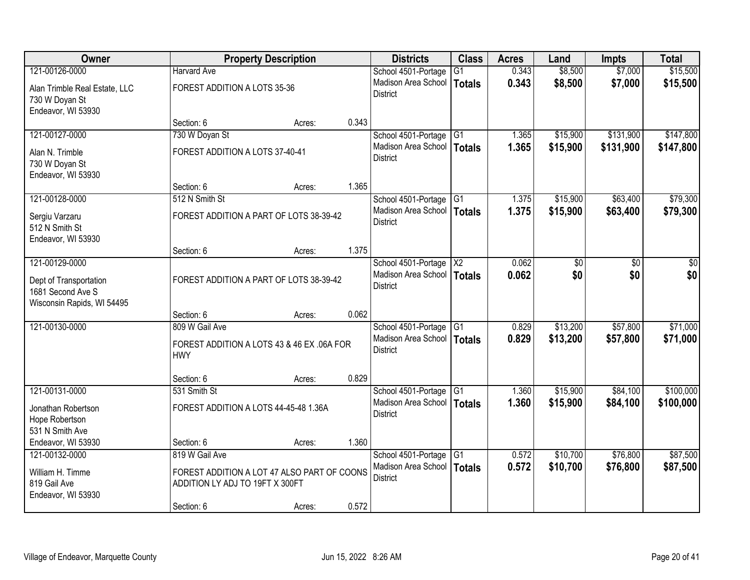| Owner | Property Description | Districts | Class | Acres | Land | Impts | Total |
|---|---|---|---|---|---|---|---|
| 121-00126-0000<br>Alan Trimble Real Estate, LLC<br>730 W Doyan St<br>Endeavor, WI 53930 | Harvard Ave<br>FOREST ADDITION A LOTS 35-36<br>Section: 6 Acres: 0.343 | School 4501-Portage<br>Madison Area School District | G1<br>**Totals** | 0.343<br>**0.343** | $8,500<br>**$8,500** | $7,000<br>**$7,000** | $15,500<br>**$15,500** |
| 121-00127-0000<br>Alan N. Trimble<br>730 W Doyan St<br>Endeavor, WI 53930 | 730 W Doyan St<br>FOREST ADDITION A LOTS 37-40-41<br>Section: 6 Acres: 1.365 | School 4501-Portage<br>Madison Area School District | G1<br>**Totals** | 1.365<br>**1.365** | $15,900<br>**$15,900** | $131,900<br>**$131,900** | $147,800<br>**$147,800** |
| 121-00128-0000<br>Sergiu Varzaru<br>512 N Smith St<br>Endeavor, WI 53930 | 512 N Smith St<br>FOREST ADDITION A PART OF LOTS 38-39-42<br>Section: 6 Acres: 1.375 | School 4501-Portage<br>Madison Area School District | G1<br>**Totals** | 1.375<br>**1.375** | $15,900<br>**$15,900** | $63,400<br>**$63,400** | $79,300<br>**$79,300** |
| 121-00129-0000<br>Dept of Transportation<br>1681 Second Ave S<br>Wisconsin Rapids, WI 54495 | FOREST ADDITION A PART OF LOTS 38-39-42<br>Section: 6 Acres: 0.062 | School 4501-Portage<br>Madison Area School District | X2<br>**Totals** | 0.062<br>**0.062** | $0<br>**$0** | $0<br>**$0** | $0<br>**$0** |
| 121-00130-0000 | 809 W Gail Ave<br>FOREST ADDITION A LOTS 43 & 46 EX .06A FOR HWY<br>Section: 6 Acres: 0.829 | School 4501-Portage<br>Madison Area School District | G1<br>**Totals** | 0.829<br>**0.829** | $13,200<br>**$13,200** | $57,800<br>**$57,800** | $71,000<br>**$71,000** |
| 121-00131-0000<br>Jonathan Robertson<br>Hope Robertson<br>531 N Smith Ave<br>Endeavor, WI 53930 | 531 Smith St<br>FOREST ADDITION A LOTS 44-45-48 1.36A<br>Section: 6 Acres: 1.360 | School 4501-Portage<br>Madison Area School District | G1<br>**Totals** | 1.360<br>**1.360** | $15,900<br>**$15,900** | $84,100<br>**$84,100** | $100,000<br>**$100,000** |
| 121-00132-0000<br>William H. Timme<br>819 Gail Ave<br>Endeavor, WI 53930 | 819 W Gail Ave<br>FOREST ADDITION A LOT 47 ALSO PART OF COONS ADDITION LY ADJ TO 19FT X 300FT<br>Section: 6 Acres: 0.572 | School 4501-Portage<br>Madison Area School District | G1<br>**Totals** | 0.572<br>**0.572** | $10,700<br>**$10,700** | $76,800<br>**$76,800** | $87,500<br>**$87,500** |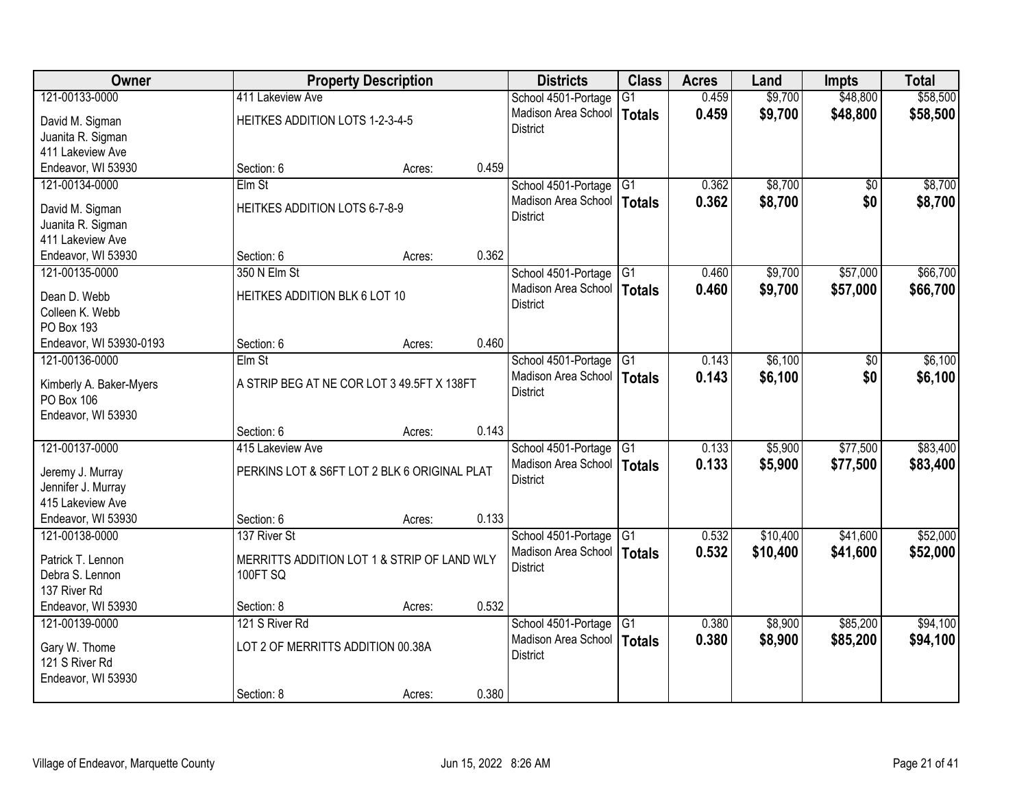| Owner | Property Description | | | Districts | Class | Acres | Land | Impts | Total |
|---|---|---|---|---|---|---|---|---|---|
| 121-00133-0000<br>David M. Sigman<br>Juanita R. Sigman<br>411 Lakeview Ave<br>Endeavor, WI 53930 | 411 Lakeview Ave<br>HEITKES ADDITION LOTS 1-2-3-4-5<br>Section: 6 | Acres: | 0.459 | School 4501-Portage<br>Madison Area School District | G1<br>**Totals** | 0.459<br>**0.459** | $9,700<br>**$9,700** | $48,800<br>**$48,800** | $58,500<br>**$58,500** |
| 121-00134-0000<br>David M. Sigman<br>Juanita R. Sigman<br>411 Lakeview Ave<br>Endeavor, WI 53930 | Elm St<br>HEITKES ADDITION LOTS 6-7-8-9<br>Section: 6 | Acres: | 0.362 | School 4501-Portage<br>Madison Area School District | G1<br>**Totals** | 0.362<br>**0.362** | $8,700<br>**$8,700** | $0<br>**$0** | $8,700<br>**$8,700** |
| 121-00135-0000<br>Dean D. Webb<br>Colleen K. Webb<br>PO Box 193<br>Endeavor, WI 53930-0193 | 350 N Elm St<br>HEITKES ADDITION BLK 6 LOT 10<br>Section: 6 | Acres: | 0.460 | School 4501-Portage<br>Madison Area School District | G1<br>**Totals** | 0.460<br>**0.460** | $9,700<br>**$9,700** | $57,000<br>**$57,000** | $66,700<br>**$66,700** |
| 121-00136-0000<br>Kimberly A. Baker-Myers<br>PO Box 106<br>Endeavor, WI 53930 | Elm St<br>A STRIP BEG AT NE COR LOT 3 49.5FT X 138FT<br>Section: 6 | Acres: | 0.143 | School 4501-Portage<br>Madison Area School District | G1<br>**Totals** | 0.143<br>**0.143** | $6,100<br>**$6,100** | $0<br>**$0** | $6,100<br>**$6,100** |
| 121-00137-0000<br>Jeremy J. Murray<br>Jennifer J. Murray<br>415 Lakeview Ave<br>Endeavor, WI 53930 | 415 Lakeview Ave<br>PERKINS LOT & S6FT LOT 2 BLK 6 ORIGINAL PLAT<br>Section: 6 | Acres: | 0.133 | School 4501-Portage<br>Madison Area School District | G1<br>**Totals** | 0.133<br>**0.133** | $5,900<br>**$5,900** | $77,500<br>**$77,500** | $83,400<br>**$83,400** |
| 121-00138-0000<br>Patrick T. Lennon<br>Debra S. Lennon<br>137 River Rd<br>Endeavor, WI 53930 | 137 River St<br>MERRITTS ADDITION LOT 1 & STRIP OF LAND WLY 100FT SQ<br>Section: 8 | Acres: | 0.532 | School 4501-Portage<br>Madison Area School District | G1<br>**Totals** | 0.532<br>**0.532** | $10,400<br>**$10,400** | $41,600<br>**$41,600** | $52,000<br>**$52,000** |
| 121-00139-0000<br>Gary W. Thome<br>121 S River Rd<br>Endeavor, WI 53930 | 121 S River Rd<br>LOT 2 OF MERRITTS ADDITION 00.38A<br>Section: 8 | Acres: | 0.380 | School 4501-Portage<br>Madison Area School District | G1<br>**Totals** | 0.380<br>**0.380** | $8,900<br>**$8,900** | $85,200<br>**$85,200** | $94,100<br>**$94,100** |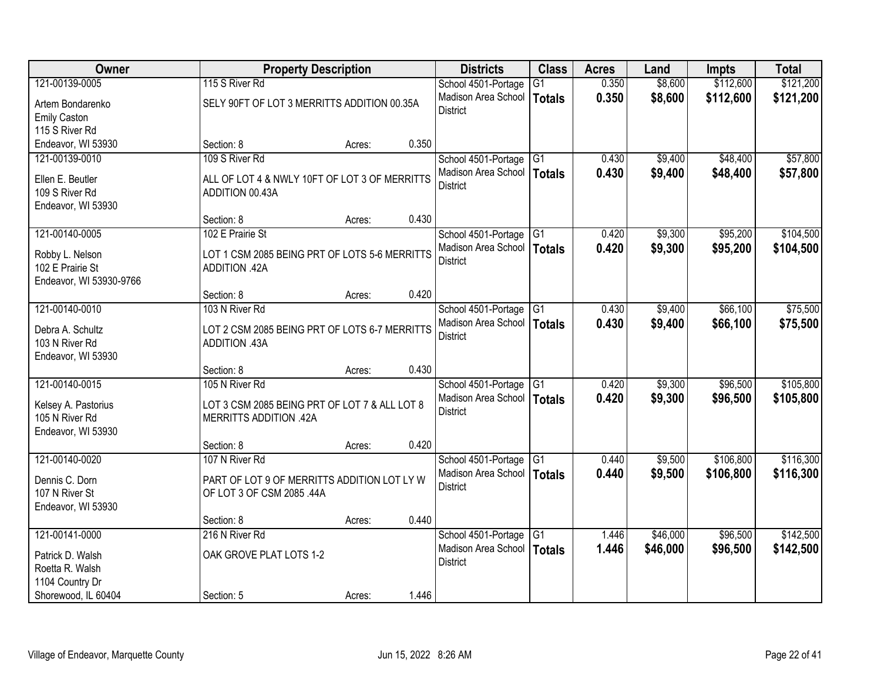| Owner | Property Description | Districts | Class | Acres | Land | Impts | Total |
|---|---|---|---|---|---|---|---|
| 121-00139-0005<br>Artem Bondarenko<br>Emily Caston<br>115 S River Rd<br>Endeavor, WI 53930 | 115 S River Rd<br>SELY 90FT OF LOT 3 MERRITTS ADDITION 00.35A<br>Section: 8 Acres: 0.350 | School 4501-Portage<br>Madison Area School District | G1<br>**Totals** | 0.350<br>**0.350** | $8,600<br>**$8,600** | $112,600<br>**$112,600** | $121,200<br>**$121,200** |
| 121-00139-0010<br>Ellen E. Beutler<br>109 S River Rd<br>Endeavor, WI 53930 | 109 S River Rd<br>ALL OF LOT 4 & NWLY 10FT OF LOT 3 OF MERRITTS ADDITION 00.43A<br>Section: 8 Acres: 0.430 | School 4501-Portage<br>Madison Area School District | G1<br>**Totals** | 0.430<br>**0.430** | $9,400<br>**$9,400** | $48,400<br>**$48,400** | $57,800<br>**$57,800** |
| 121-00140-0005<br>Robby L. Nelson<br>102 E Prairie St<br>Endeavor, WI 53930-9766 | 102 E Prairie St<br>LOT 1 CSM 2085 BEING PRT OF LOTS 5-6 MERRITTS ADDITION .42A<br>Section: 8 Acres: 0.420 | School 4501-Portage<br>Madison Area School District | G1<br>**Totals** | 0.420<br>**0.420** | $9,300<br>**$9,300** | $95,200<br>**$95,200** | $104,500<br>**$104,500** |
| 121-00140-0010<br>Debra A. Schultz<br>103 N River Rd<br>Endeavor, WI 53930 | 103 N River Rd<br>LOT 2 CSM 2085 BEING PRT OF LOTS 6-7 MERRITTS ADDITION .43A<br>Section: 8 Acres: 0.430 | School 4501-Portage<br>Madison Area School District | G1<br>**Totals** | 0.430<br>**0.430** | $9,400<br>**$9,400** | $66,100<br>**$66,100** | $75,500<br>**$75,500** |
| 121-00140-0015<br>Kelsey A. Pastorius<br>105 N River Rd<br>Endeavor, WI 53930 | 105 N River Rd<br>LOT 3 CSM 2085 BEING PRT OF LOT 7 & ALL LOT 8 MERRITTS ADDITION .42A<br>Section: 8 Acres: 0.420 | School 4501-Portage<br>Madison Area School District | G1<br>**Totals** | 0.420<br>**0.420** | $9,300<br>**$9,300** | $96,500<br>**$96,500** | $105,800<br>**$105,800** |
| 121-00140-0020<br>Dennis C. Dorn<br>107 N River St<br>Endeavor, WI 53930 | 107 N River Rd<br>PART OF LOT 9 OF MERRITTS ADDITION LOT LY W OF LOT 3 OF CSM 2085 .44A<br>Section: 8 Acres: 0.440 | School 4501-Portage<br>Madison Area School District | G1<br>**Totals** | 0.440<br>**0.440** | $9,500<br>**$9,500** | $106,800<br>**$106,800** | $116,300<br>**$116,300** |
| 121-00141-0000<br>Patrick D. Walsh<br>Roetta R. Walsh<br>1104 Country Dr<br>Shorewood, IL 60404 | 216 N River Rd<br>OAK GROVE PLAT LOTS 1-2<br>Section: 5 Acres: 1.446 | School 4501-Portage<br>Madison Area School District | G1<br>**Totals** | 1.446<br>**1.446** | $46,000<br>**$46,000** | $96,500<br>**$96,500** | $142,500<br>**$142,500** |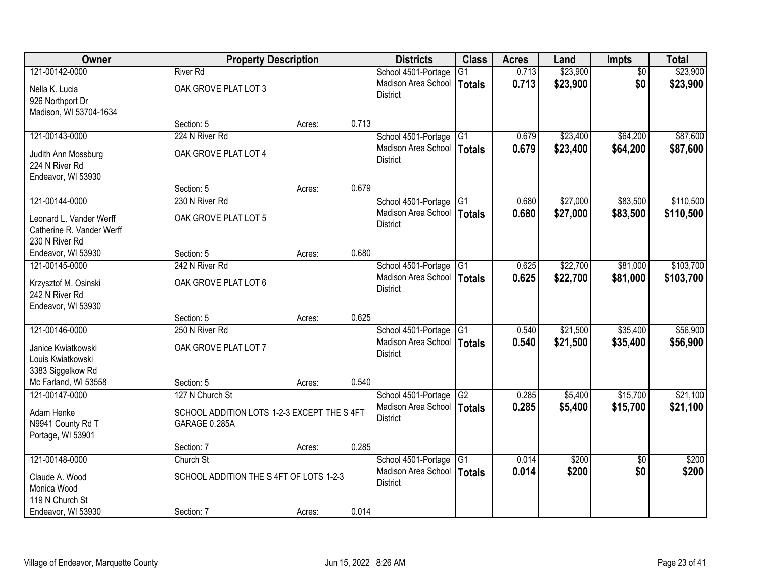| Owner | Property Description | | | Districts | Class | Acres | Land | Impts | Total |
|---|---|---|---|---|---|---|---|---|---|
| 121-00142-0000<br>Nella K. Lucia<br>926 Northport Dr<br>Madison, WI 53704-1634 | River Rd<br>OAK GROVE PLAT LOT 3<br>Section: 5 | Acres: | 0.713 | School 4501-Portage<br>Madison Area School District | G1<br>**Totals** | 0.713<br>**0.713** | $23,900<br>**$23,900** | $0<br>**$0** | $23,900<br>**$23,900** |
| 121-00143-0000<br>Judith Ann Mossburg<br>224 N River Rd<br>Endeavor, WI 53930 | 224 N River Rd<br>OAK GROVE PLAT LOT 4<br>Section: 5 | Acres: | 0.679 | School 4501-Portage<br>Madison Area School District | G1<br>**Totals** | 0.679<br>**0.679** | $23,400<br>**$23,400** | $64,200<br>**$64,200** | $87,600<br>**$87,600** |
| 121-00144-0000<br>Leonard L. Vander Werff<br>Catherine R. Vander Werff<br>230 N River Rd<br>Endeavor, WI 53930 | 230 N River Rd<br>OAK GROVE PLAT LOT 5<br>Section: 5 | Acres: | 0.680 | School 4501-Portage<br>Madison Area School District | G1<br>**Totals** | 0.680<br>**0.680** | $27,000<br>**$27,000** | $83,500<br>**$83,500** | $110,500<br>**$110,500** |
| 121-00145-0000<br>Krzysztof M. Osinski<br>242 N River Rd<br>Endeavor, WI 53930 | 242 N River Rd<br>OAK GROVE PLAT LOT 6<br>Section: 5 | Acres: | 0.625 | School 4501-Portage<br>Madison Area School District | G1<br>**Totals** | 0.625<br>**0.625** | $22,700<br>**$22,700** | $81,000<br>**$81,000** | $103,700<br>**$103,700** |
| 121-00146-0000<br>Janice Kwiatkowski<br>Louis Kwiatkowski<br>3383 Siggelkow Rd<br>Mc Farland, WI 53558 | 250 N River Rd<br>OAK GROVE PLAT LOT 7<br>Section: 5 | Acres: | 0.540 | School 4501-Portage<br>Madison Area School District | G1<br>**Totals** | 0.540<br>**0.540** | $21,500<br>**$21,500** | $35,400<br>**$35,400** | $56,900<br>**$56,900** |
| 121-00147-0000<br>Adam Henke<br>N9941 County Rd T<br>Portage, WI 53901 | 127 N Church St<br>SCHOOL ADDITION LOTS 1-2-3 EXCEPT THE S 4FT GARAGE 0.285A<br>Section: 7 | Acres: | 0.285 | School 4501-Portage<br>Madison Area School District | G2<br>**Totals** | 0.285<br>**0.285** | $5,400<br>**$5,400** | $15,700<br>**$15,700** | $21,100<br>**$21,100** |
| 121-00148-0000<br>Claude A. Wood<br>Monica Wood<br>119 N Church St<br>Endeavor, WI 53930 | Church St<br>SCHOOL ADDITION THE S 4FT OF LOTS 1-2-3<br>Section: 7 | Acres: | 0.014 | School 4501-Portage<br>Madison Area School District | G1<br>**Totals** | 0.014<br>**0.014** | $200<br>**$200** | $0<br>**$0** | $200<br>**$200** |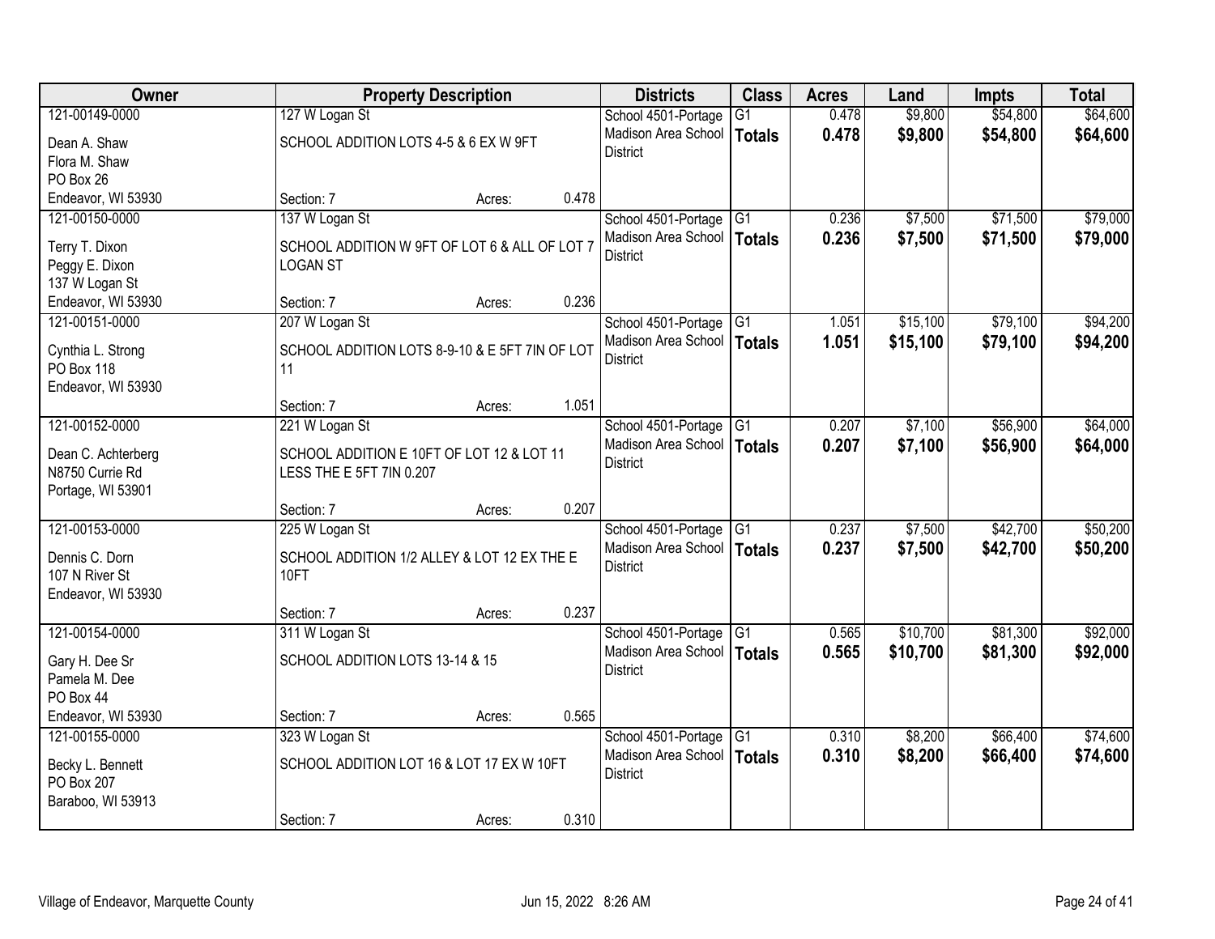| Owner | Property Description | Districts | Class | Acres | Land | Impts | Total |
|---|---|---|---|---|---|---|---|
| 121-00149-0000<br>Dean A. Shaw<br>Flora M. Shaw<br>PO Box 26<br>Endeavor, WI 53930 | 127 W Logan St<br>SCHOOL ADDITION LOTS 4-5 & 6 EX W 9FT<br>Section: 7 Acres: 0.478 | School 4501-Portage<br>Madison Area School District | G1<br>**Totals** | 0.478<br>**0.478** | $9,800<br>**$9,800** | $54,800<br>**$54,800** | $64,600<br>**$64,600** |
| 121-00150-0000<br>Terry T. Dixon<br>Peggy E. Dixon<br>137 W Logan St<br>Endeavor, WI 53930 | 137 W Logan St<br>SCHOOL ADDITION W 9FT OF LOT 6 & ALL OF LOT 7 LOGAN ST<br>Section: 7 Acres: 0.236 | School 4501-Portage<br>Madison Area School District | G1<br>**Totals** | 0.236<br>**0.236** | $7,500<br>**$7,500** | $71,500<br>**$71,500** | $79,000<br>**$79,000** |
| 121-00151-0000<br>Cynthia L. Strong<br>PO Box 118<br>Endeavor, WI 53930 | 207 W Logan St<br>SCHOOL ADDITION LOTS 8-9-10 & E 5FT 7IN OF LOT 11<br>Section: 7 Acres: 1.051 | School 4501-Portage<br>Madison Area School District | G1<br>**Totals** | 1.051<br>**1.051** | $15,100<br>**$15,100** | $79,100<br>**$79,100** | $94,200<br>**$94,200** |
| 121-00152-0000<br>Dean C. Achterberg<br>N8750 Currie Rd<br>Portage, WI 53901 | 221 W Logan St<br>SCHOOL ADDITION E 10FT OF LOT 12 & LOT 11 LESS THE E 5FT 7IN 0.207<br>Section: 7 Acres: 0.207 | School 4501-Portage<br>Madison Area School District | G1<br>**Totals** | 0.207<br>**0.207** | $7,100<br>**$7,100** | $56,900<br>**$56,900** | $64,000<br>**$64,000** |
| 121-00153-0000<br>Dennis C. Dorn<br>107 N River St<br>Endeavor, WI 53930 | 225 W Logan St<br>SCHOOL ADDITION 1/2 ALLEY & LOT 12 EX THE E 10FT<br>Section: 7 Acres: 0.237 | School 4501-Portage<br>Madison Area School District | G1<br>**Totals** | 0.237<br>**0.237** | $7,500<br>**$7,500** | $42,700<br>**$42,700** | $50,200<br>**$50,200** |
| 121-00154-0000<br>Gary H. Dee Sr<br>Pamela M. Dee<br>PO Box 44<br>Endeavor, WI 53930 | 311 W Logan St<br>SCHOOL ADDITION LOTS 13-14 & 15<br>Section: 7 Acres: 0.565 | School 4501-Portage<br>Madison Area School District | G1<br>**Totals** | 0.565<br>**0.565** | $10,700<br>**$10,700** | $81,300<br>**$81,300** | $92,000<br>**$92,000** |
| 121-00155-0000<br>Becky L. Bennett<br>PO Box 207<br>Baraboo, WI 53913 | 323 W Logan St<br>SCHOOL ADDITION LOT 16 & LOT 17 EX W 10FT<br>Section: 7 Acres: 0.310 | School 4501-Portage<br>Madison Area School District | G1<br>**Totals** | 0.310<br>**0.310** | $8,200<br>**$8,200** | $66,400<br>**$66,400** | $74,600<br>**$74,600** |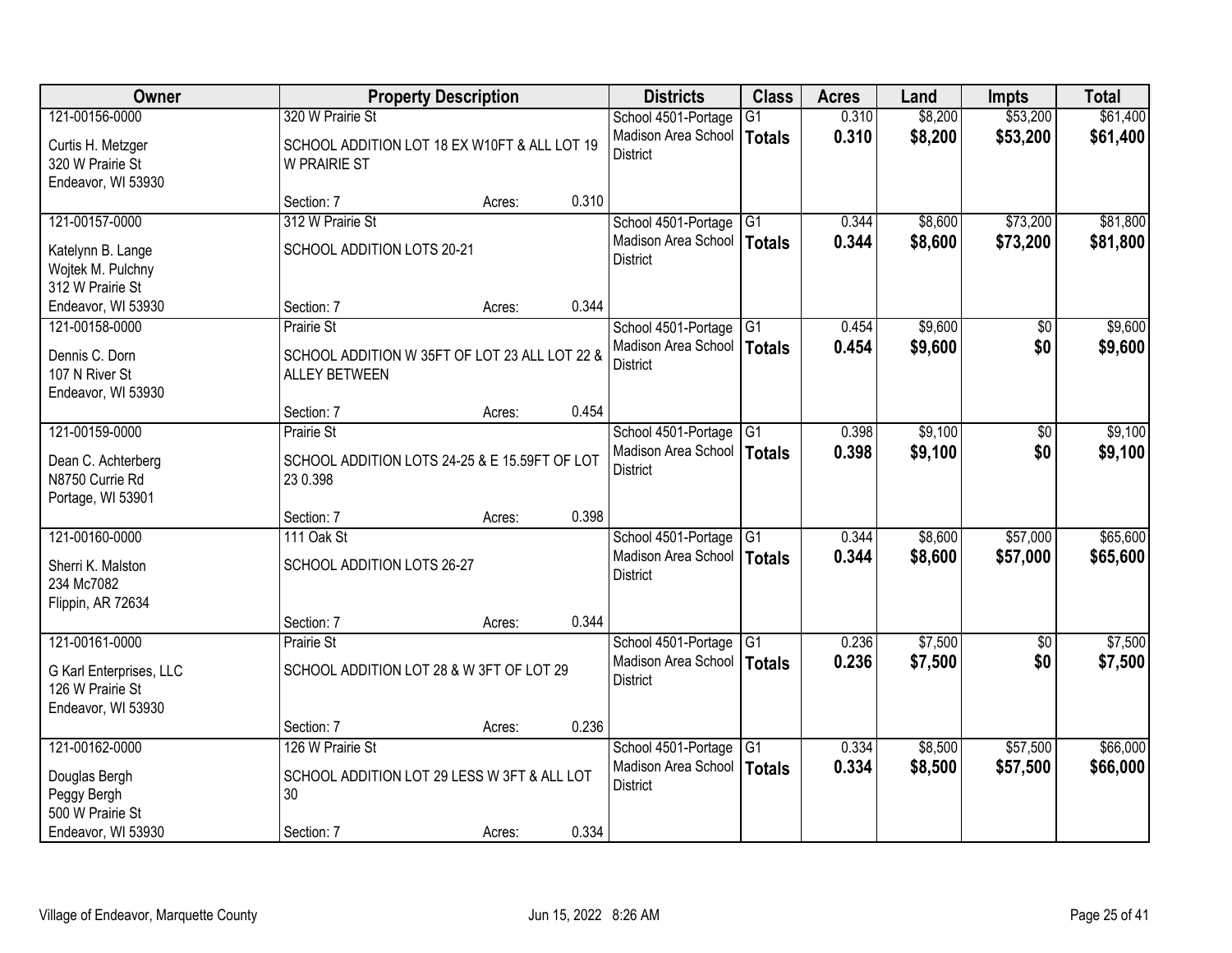| Owner | Property Description | Districts | Class | Acres | Land | Impts | Total |
|---|---|---|---|---|---|---|---|
| 121-00156-0000<br>Curtis H. Metzger<br>320 W Prairie St<br>Endeavor, WI 53930 | 320 W Prairie St<br>SCHOOL ADDITION LOT 18 EX W10FT & ALL LOT 19 W PRAIRIE ST<br>Section: 7 Acres: 0.310 | School 4501-Portage<br>Madison Area School District | G1<br>**Totals** | 0.310<br>**0.310** | $8,200<br>**$8,200** | $53,200<br>**$53,200** | $61,400<br>**$61,400** |
| 121-00157-0000<br>Katelynn B. Lange<br>Wojtek M. Pulchny<br>312 W Prairie St<br>Endeavor, WI 53930 | 312 W Prairie St<br>SCHOOL ADDITION LOTS 20-21<br>Section: 7 Acres: 0.344 | School 4501-Portage<br>Madison Area School District | G1<br>**Totals** | 0.344<br>**0.344** | $8,600<br>**$8,600** | $73,200<br>**$73,200** | $81,800<br>**$81,800** |
| 121-00158-0000<br>Dennis C. Dorn<br>107 N River St<br>Endeavor, WI 53930 | Prairie St<br>SCHOOL ADDITION W 35FT OF LOT 23 ALL LOT 22 & ALLEY BETWEEN<br>Section: 7 Acres: 0.454 | School 4501-Portage<br>Madison Area School District | G1<br>**Totals** | 0.454<br>**0.454** | $9,600<br>**$9,600** | $0<br>**$0** | $9,600<br>**$9,600** |
| 121-00159-0000<br>Dean C. Achterberg<br>N8750 Currie Rd<br>Portage, WI 53901 | Prairie St<br>SCHOOL ADDITION LOTS 24-25 & E 15.59FT OF LOT 23 0.398<br>Section: 7 Acres: 0.398 | School 4501-Portage<br>Madison Area School District | G1<br>**Totals** | 0.398<br>**0.398** | $9,100<br>**$9,100** | $0<br>**$0** | $9,100<br>**$9,100** |
| 121-00160-0000<br>Sherri K. Malston<br>234 Mc7082<br>Flippin, AR 72634 | 111 Oak St<br>SCHOOL ADDITION LOTS 26-27<br>Section: 7 Acres: 0.344 | School 4501-Portage<br>Madison Area School District | G1<br>**Totals** | 0.344<br>**0.344** | $8,600<br>**$8,600** | $57,000<br>**$57,000** | $65,600<br>**$65,600** |
| 121-00161-0000<br>G Karl Enterprises, LLC<br>126 W Prairie St<br>Endeavor, WI 53930 | Prairie St<br>SCHOOL ADDITION LOT 28 & W 3FT OF LOT 29<br>Section: 7 Acres: 0.236 | School 4501-Portage<br>Madison Area School District | G1<br>**Totals** | 0.236<br>**0.236** | $7,500<br>**$7,500** | $0<br>**$0** | $7,500<br>**$7,500** |
| 121-00162-0000<br>Douglas Bergh<br>Peggy Bergh<br>500 W Prairie St<br>Endeavor, WI 53930 | 126 W Prairie St<br>SCHOOL ADDITION LOT 29 LESS W 3FT & ALL LOT 30<br>Section: 7 Acres: 0.334 | School 4501-Portage<br>Madison Area School District | G1<br>**Totals** | 0.334<br>**0.334** | $8,500<br>**$8,500** | $57,500<br>**$57,500** | $66,000<br>**$66,000** |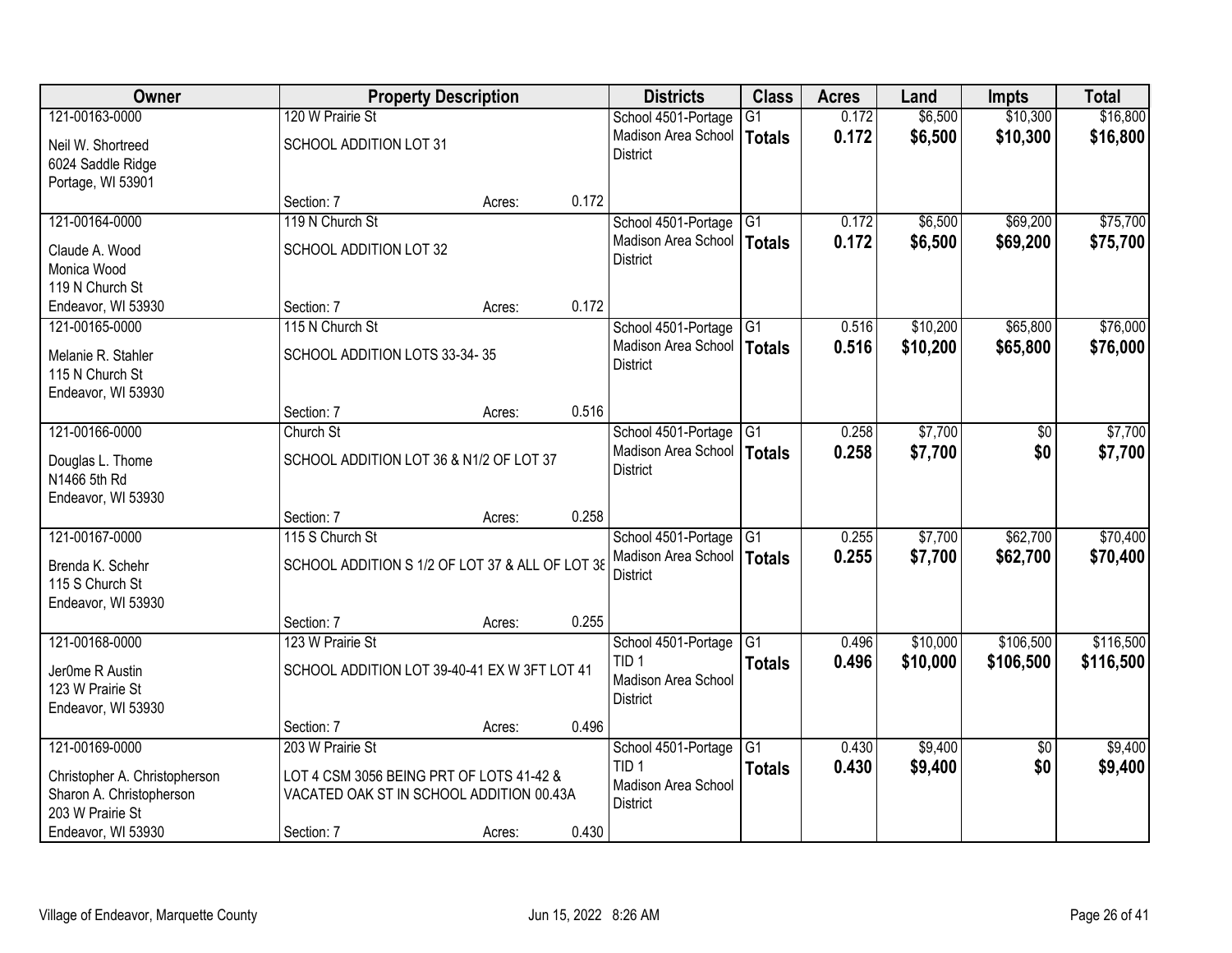| Owner | Property Description | | | Districts | Class | Acres | Land | Impts | Total |
|---|---|---|---|---|---|---|---|---|---|
| 121-00163-0000<br>Neil W. Shortreed<br>6024 Saddle Ridge<br>Portage, WI 53901 | 120 W Prairie St<br>SCHOOL ADDITION LOT 31<br>Section: 7 | Acres: | 0.172 | School 4501-Portage<br>Madison Area School District | G1<br>**Totals** | 0.172<br>**0.172** | $6,500<br>**$6,500** | $10,300<br>**$10,300** | $16,800<br>**$16,800** |
| 121-00164-0000<br>Claude A. Wood<br>Monica Wood<br>119 N Church St<br>Endeavor, WI 53930 | 119 N Church St<br>SCHOOL ADDITION LOT 32<br>Section: 7 | Acres: | 0.172 | School 4501-Portage<br>Madison Area School District | G1<br>**Totals** | 0.172<br>**0.172** | $6,500<br>**$6,500** | $69,200<br>**$69,200** | $75,700<br>**$75,700** |
| 121-00165-0000<br>Melanie R. Stahler<br>115 N Church St<br>Endeavor, WI 53930 | 115 N Church St<br>SCHOOL ADDITION LOTS 33-34- 35<br>Section: 7 | Acres: | 0.516 | School 4501-Portage<br>Madison Area School District | G1<br>**Totals** | 0.516<br>**0.516** | $10,200<br>**$10,200** | $65,800<br>**$65,800** | $76,000<br>**$76,000** |
| 121-00166-0000<br>Douglas L. Thome<br>N1466 5th Rd<br>Endeavor, WI 53930 | Church St<br>SCHOOL ADDITION LOT 36 & N1/2 OF LOT 37<br>Section: 7 | Acres: | 0.258 | School 4501-Portage<br>Madison Area School District | G1<br>**Totals** | 0.258<br>**0.258** | $7,700<br>**$7,700** | $0<br>**$0** | $7,700<br>**$7,700** |
| 121-00167-0000<br>Brenda K. Schehr<br>115 S Church St<br>Endeavor, WI 53930 | 115 S Church St<br>SCHOOL ADDITION S 1/2 OF LOT 37 & ALL OF LOT 38<br>Section: 7 | Acres: | 0.255 | School 4501-Portage<br>Madison Area School District | G1<br>**Totals** | 0.255<br>**0.255** | $7,700<br>**$7,700** | $62,700<br>**$62,700** | $70,400<br>**$70,400** |
| 121-00168-0000<br>Jer0me R Austin<br>123 W Prairie St<br>Endeavor, WI 53930 | 123 W Prairie St<br>SCHOOL ADDITION LOT 39-40-41 EX W 3FT LOT 41<br>Section: 7 | Acres: | 0.496 | School 4501-Portage<br>TID 1<br>Madison Area School District | G1<br>**Totals** | 0.496<br>**0.496** | $10,000<br>**$10,000** | $106,500<br>**$106,500** | $116,500<br>**$116,500** |
| 121-00169-0000<br>Christopher A. Christopherson<br>Sharon A. Christopherson<br>203 W Prairie St<br>Endeavor, WI 53930 | 203 W Prairie St<br>LOT 4 CSM 3056 BEING PRT OF LOTS 41-42 & VACATED OAK ST IN SCHOOL ADDITION 00.43A<br>Section: 7 | Acres: | 0.430 | School 4501-Portage<br>TID 1<br>Madison Area School District | G1<br>**Totals** | 0.430<br>**0.430** | $9,400<br>**$9,400** | $0<br>**$0** | $9,400<br>**$9,400** |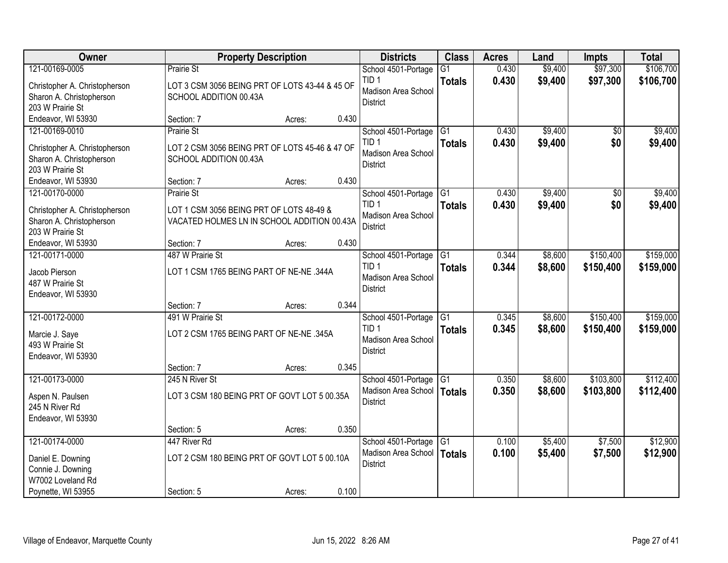| Owner | Property Description | Districts | Class | Acres | Land | Impts | Total |
|---|---|---|---|---|---|---|---|
| 121-00169-0005<br>Christopher A. Christopherson<br>Sharon A. Christopherson<br>203 W Prairie St<br>Endeavor, WI 53930 | Prairie St<br>LOT 3 CSM 3056 BEING PRT OF LOTS 43-44 & 45 OF SCHOOL ADDITION 00.43A<br>Section: 7 Acres: 0.430 | School 4501-Portage<br>TID 1<br>Madison Area School District | G1<br>**Totals** | 0.430<br>**0.430** | $9,400<br>**$9,400** | $97,300<br>**$97,300** | $106,700<br>**$106,700** |
| 121-00169-0010<br>Christopher A. Christopherson<br>Sharon A. Christopherson<br>203 W Prairie St<br>Endeavor, WI 53930 | Prairie St<br>LOT 2 CSM 3056 BEING PRT OF LOTS 45-46 & 47 OF SCHOOL ADDITION 00.43A<br>Section: 7 Acres: 0.430 | School 4501-Portage<br>TID 1<br>Madison Area School District | G1<br>**Totals** | 0.430<br>**0.430** | $9,400<br>**$9,400** | $0<br>**$0** | $9,400<br>**$9,400** |
| 121-00170-0000<br>Christopher A. Christopherson<br>Sharon A. Christopherson<br>203 W Prairie St<br>Endeavor, WI 53930 | Prairie St<br>LOT 1 CSM 3056 BEING PRT OF LOTS 48-49 & VACATED HOLMES LN IN SCHOOL ADDITION 00.43A<br>Section: 7 Acres: 0.430 | School 4501-Portage<br>TID 1<br>Madison Area School District | G1<br>**Totals** | 0.430<br>**0.430** | $9,400<br>**$9,400** | $0<br>**$0** | $9,400<br>**$9,400** |
| 121-00171-0000<br>Jacob Pierson<br>487 W Prairie St<br>Endeavor, WI 53930 | 487 W Prairie St<br>LOT 1 CSM 1765 BEING PART OF NE-NE .344A<br>Section: 7 Acres: 0.344 | School 4501-Portage<br>TID 1<br>Madison Area School District | G1<br>**Totals** | 0.344<br>**0.344** | $8,600<br>**$8,600** | $150,400<br>**$150,400** | $159,000<br>**$159,000** |
| 121-00172-0000<br>Marcie J. Saye<br>493 W Prairie St<br>Endeavor, WI 53930 | 491 W Prairie St<br>LOT 2 CSM 1765 BEING PART OF NE-NE .345A<br>Section: 7 Acres: 0.345 | School 4501-Portage<br>TID 1<br>Madison Area School District | G1<br>**Totals** | 0.345<br>**0.345** | $8,600<br>**$8,600** | $150,400<br>**$150,400** | $159,000<br>**$159,000** |
| 121-00173-0000<br>Aspen N. Paulsen<br>245 N River Rd<br>Endeavor, WI 53930 | 245 N River St<br>LOT 3 CSM 180 BEING PRT OF GOVT LOT 5 00.35A<br>Section: 5 Acres: 0.350 | School 4501-Portage<br>Madison Area School District | G1<br>**Totals** | 0.350<br>**0.350** | $8,600<br>**$8,600** | $103,800<br>**$103,800** | $112,400<br>**$112,400** |
| 121-00174-0000<br>Daniel E. Downing<br>Connie J. Downing<br>W7002 Loveland Rd<br>Poynette, WI 53955 | 447 River Rd<br>LOT 2 CSM 180 BEING PRT OF GOVT LOT 5 00.10A<br>Section: 5 Acres: 0.100 | School 4501-Portage<br>Madison Area School District | G1<br>**Totals** | 0.100<br>**0.100** | $5,400<br>**$5,400** | $7,500<br>**$7,500** | $12,900<br>**$12,900** |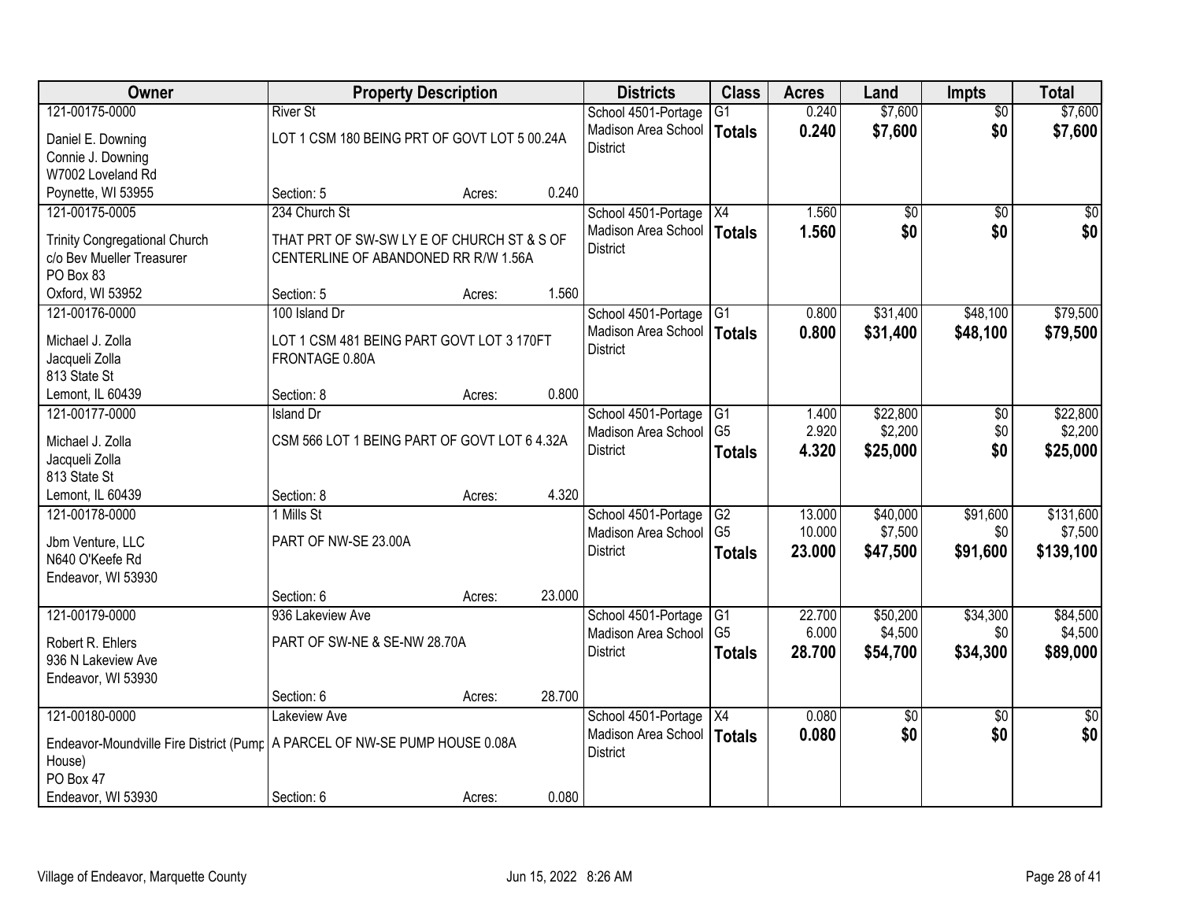| Owner | Property Description | | | Districts | Class | Acres | Land | Impts | Total |
|---|---|---|---|---|---|---|---|---|---|
| 121-00175-0000 | River St | | | School 4501-Portage | G1 | 0.240 | $7,600 | $0 | $7,600 |
| Daniel E. Downing<br>Connie J. Downing<br>W7002 Loveland Rd<br>Poynette, WI 53955 | LOT 1 CSM 180 BEING PRT OF GOVT LOT 5 00.24A | | | Madison Area School District | **Totals** | **0.240** | **$7,600** | **$0** | **$7,600** |
| | Section: 5 | Acres: | 0.240 | | | | | | |
| 121-00175-0005 | 234 Church St | | | School 4501-Portage | X4 | 1.560 | $0 | $0 | $0 |
| Trinity Congregational Church<br>c/o Bev Mueller Treasurer<br>PO Box 83<br>Oxford, WI 53952 | THAT PRT OF SW-SW LY E OF CHURCH ST & S OF CENTERLINE OF ABANDONED RR R/W 1.56A | | | Madison Area School District | **Totals** | **1.560** | **$0** | **$0** | **$0** |
| | Section: 5 | Acres: | 1.560 | | | | | | |
| 121-00176-0000 | 100 Island Dr | | | School 4501-Portage | G1 | 0.800 | $31,400 | $48,100 | $79,500 |
| Michael J. Zolla<br>Jacqueli Zolla<br>813 State St<br>Lemont, IL 60439 | LOT 1 CSM 481 BEING PART GOVT LOT 3 170FT FRONTAGE 0.80A | | | Madison Area School District | **Totals** | **0.800** | **$31,400** | **$48,100** | **$79,500** |
| | Section: 8 | Acres: | 0.800 | | | | | | |
| 121-00177-0000 | Island Dr | | | School 4501-Portage | G1 | 1.400 | $22,800 | $0 | $22,800 |
| Michael J. Zolla<br>Jacqueli Zolla<br>813 State St<br>Lemont, IL 60439 | CSM 566 LOT 1 BEING PART OF GOVT LOT 6 4.32A | | | Madison Area School District | G5 | 2.920 | $2,200 | $0 | $2,200 |
| | | | | | **Totals** | **4.320** | **$25,000** | **$0** | **$25,000** |
| | Section: 8 | Acres: | 4.320 | | | | | | |
| 121-00178-0000 | 1 Mills St | | | School 4501-Portage | G2 | 13.000 | $40,000 | $91,600 | $131,600 |
| Jbm Venture, LLC<br>N640 O'Keefe Rd<br>Endeavor, WI 53930 | PART OF NW-SE 23.00A | | | Madison Area School District | G5 | 10.000 | $7,500 | $0 | $7,500 |
| | | | | | **Totals** | **23.000** | **$47,500** | **$91,600** | **$139,100** |
| | Section: 6 | Acres: | 23.000 | | | | | | |
| 121-00179-0000 | 936 Lakeview Ave | | | School 4501-Portage | G1 | 22.700 | $50,200 | $34,300 | $84,500 |
| Robert R. Ehlers<br>936 N Lakeview Ave<br>Endeavor, WI 53930 | PART OF SW-NE & SE-NW 28.70A | | | Madison Area School District | G5 | 6.000 | $4,500 | $0 | $4,500 |
| | | | | | **Totals** | **28.700** | **$54,700** | **$34,300** | **$89,000** |
| | Section: 6 | Acres: | 28.700 | | | | | | |
| 121-00180-0000 | Lakeview Ave | | | School 4501-Portage | X4 | 0.080 | $0 | $0 | $0 |
| Endeavor-Moundville Fire District (Pump House)<br>PO Box 47<br>Endeavor, WI 53930 | A PARCEL OF NW-SE PUMP HOUSE 0.08A | | | Madison Area School District | **Totals** | **0.080** | **$0** | **$0** | **$0** |
| | Section: 6 | Acres: | 0.080 | | | | | | |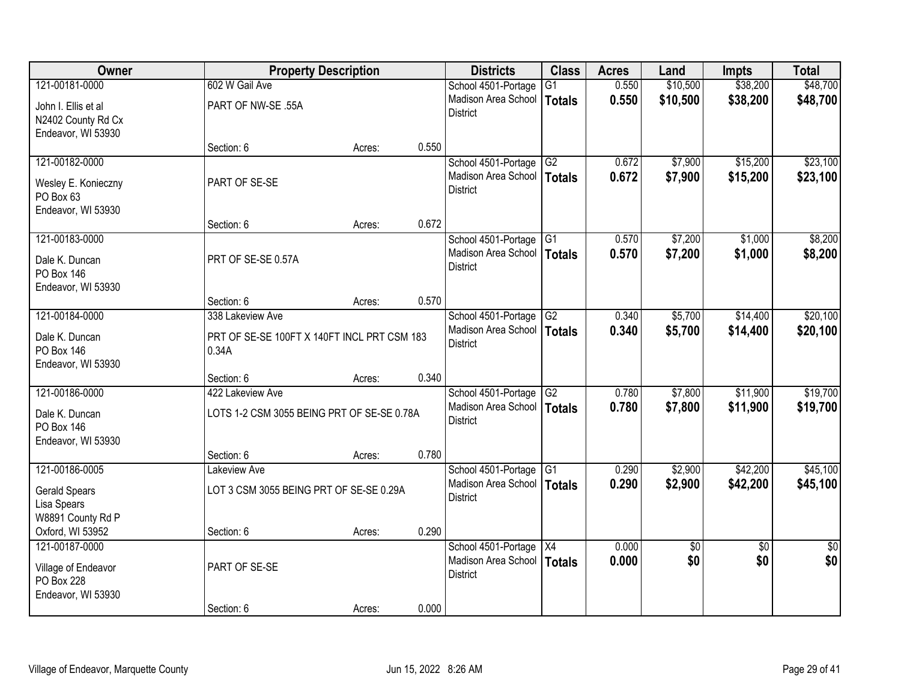| Owner | Property Description | | | Districts | Class | Acres | Land | Impts | Total |
|---|---|---|---|---|---|---|---|---|---|
| 121-00181-0000<br>John I. Ellis et al<br>N2402 County Rd Cx<br>Endeavor, WI 53930 | 602 W Gail Ave<br>PART OF NW-SE .55A<br>Section: 6 | Acres: | 0.550 | School 4501-Portage<br>Madison Area School District | G1<br>**Totals** | 0.550<br>**0.550** | $10,500<br>**$10,500** | $38,200<br>**$38,200** | $48,700<br>**$48,700** |
| 121-00182-0000<br>Wesley E. Konieczny<br>PO Box 63<br>Endeavor, WI 53930 | PART OF SE-SE<br>Section: 6 | Acres: | 0.672 | School 4501-Portage<br>Madison Area School District | G2<br>**Totals** | 0.672<br>**0.672** | $7,900<br>**$7,900** | $15,200<br>**$15,200** | $23,100<br>**$23,100** |
| 121-00183-0000<br>Dale K. Duncan<br>PO Box 146<br>Endeavor, WI 53930 | PRT OF SE-SE 0.57A<br>Section: 6 | Acres: | 0.570 | School 4501-Portage<br>Madison Area School District | G1<br>**Totals** | 0.570<br>**0.570** | $7,200<br>**$7,200** | $1,000<br>**$1,000** | $8,200<br>**$8,200** |
| 121-00184-0000<br>Dale K. Duncan<br>PO Box 146<br>Endeavor, WI 53930 | 338 Lakeview Ave<br>PRT OF SE-SE 100FT X 140FT INCL PRT CSM 183 0.34A<br>Section: 6 | Acres: | 0.340 | School 4501-Portage<br>Madison Area School District | G2<br>**Totals** | 0.340<br>**0.340** | $5,700<br>**$5,700** | $14,400<br>**$14,400** | $20,100<br>**$20,100** |
| 121-00186-0000<br>Dale K. Duncan<br>PO Box 146<br>Endeavor, WI 53930 | 422 Lakeview Ave<br>LOTS 1-2 CSM 3055 BEING PRT OF SE-SE 0.78A<br>Section: 6 | Acres: | 0.780 | School 4501-Portage<br>Madison Area School District | G2<br>**Totals** | 0.780<br>**0.780** | $7,800<br>**$7,800** | $11,900<br>**$11,900** | $19,700<br>**$19,700** |
| 121-00186-0005<br>Gerald Spears<br>Lisa Spears<br>W8891 County Rd P<br>Oxford, WI 53952 | Lakeview Ave<br>LOT 3 CSM 3055 BEING PRT OF SE-SE 0.29A<br>Section: 6 | Acres: | 0.290 | School 4501-Portage<br>Madison Area School District | G1<br>**Totals** | 0.290<br>**0.290** | $2,900<br>**$2,900** | $42,200<br>**$42,200** | $45,100<br>**$45,100** |
| 121-00187-0000<br>Village of Endeavor<br>PO Box 228<br>Endeavor, WI 53930 | PART OF SE-SE<br>Section: 6 | Acres: | 0.000 | School 4501-Portage<br>Madison Area School District | X4<br>**Totals** | 0.000<br>**0.000** | $0<br>**$0** | $0<br>**$0** | $0<br>**$0** |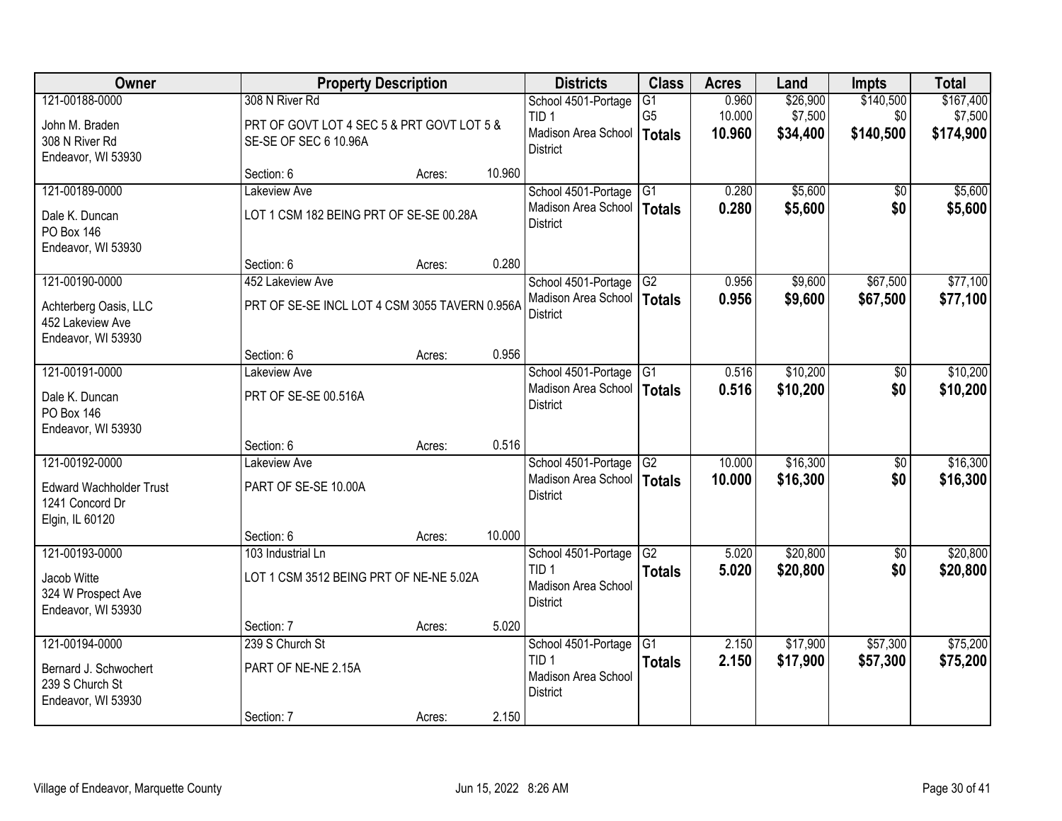| Owner | Property Description | Districts | Class | Acres | Land | Impts | Total |
|---|---|---|---|---|---|---|---|
| 121-00188-0000<br>John M. Braden<br>308 N River Rd<br>Endeavor, WI 53930 | 308 N River Rd<br>PRT OF GOVT LOT 4 SEC 5 & PRT GOVT LOT 5 & SE-SE OF SEC 6 10.96A<br>Section: 6 Acres: 10.960 | School 4501-Portage<br>TID 1<br>Madison Area School District | G1<br>G5<br>**Totals** | 0.960<br>10.000<br>**10.960** | $26,900<br>$7,500<br>**$34,400** | $140,500<br>$0<br>**$140,500** | $167,400<br>$7,500<br>**$174,900** |
| 121-00189-0000<br>Dale K. Duncan<br>PO Box 146<br>Endeavor, WI 53930 | Lakeview Ave<br>LOT 1 CSM 182 BEING PRT OF SE-SE 00.28A<br>Section: 6 Acres: 0.280 | School 4501-Portage<br>Madison Area School District | G1<br>**Totals** | 0.280<br>**0.280** | $5,600<br>**$5,600** | $0<br>**$0** | $5,600<br>**$5,600** |
| 121-00190-0000<br>Achterberg Oasis, LLC<br>452 Lakeview Ave<br>Endeavor, WI 53930 | 452 Lakeview Ave<br>PRT OF SE-SE INCL LOT 4 CSM 3055 TAVERN 0.956A<br>Section: 6 Acres: 0.956 | School 4501-Portage<br>Madison Area School District | G2<br>**Totals** | 0.956<br>**0.956** | $9,600<br>**$9,600** | $67,500<br>**$67,500** | $77,100<br>**$77,100** |
| 121-00191-0000<br>Dale K. Duncan<br>PO Box 146<br>Endeavor, WI 53930 | Lakeview Ave<br>PRT OF SE-SE 00.516A<br>Section: 6 Acres: 0.516 | School 4501-Portage<br>Madison Area School District | G1<br>**Totals** | 0.516<br>**0.516** | $10,200<br>**$10,200** | $0<br>**$0** | $10,200<br>**$10,200** |
| 121-00192-0000<br>Edward Wachholder Trust<br>1241 Concord Dr<br>Elgin, IL 60120 | Lakeview Ave<br>PART OF SE-SE 10.00A<br>Section: 6 Acres: 10.000 | School 4501-Portage<br>Madison Area School District | G2<br>**Totals** | 10.000<br>**10.000** | $16,300<br>**$16,300** | $0<br>**$0** | $16,300<br>**$16,300** |
| 121-00193-0000<br>Jacob Witte<br>324 W Prospect Ave<br>Endeavor, WI 53930 | 103 Industrial Ln<br>LOT 1 CSM 3512 BEING PRT OF NE-NE 5.02A<br>Section: 7 Acres: 5.020 | School 4501-Portage<br>TID 1<br>Madison Area School District | G2<br>**Totals** | 5.020<br>**5.020** | $20,800<br>**$20,800** | $0<br>**$0** | $20,800<br>**$20,800** |
| 121-00194-0000<br>Bernard J. Schwochert<br>239 S Church St<br>Endeavor, WI 53930 | 239 S Church St<br>PART OF NE-NE 2.15A<br>Section: 7 Acres: 2.150 | School 4501-Portage<br>TID 1<br>Madison Area School District | G1<br>**Totals** | 2.150<br>**2.150** | $17,900<br>**$17,900** | $57,300<br>**$57,300** | $75,200<br>**$75,200** |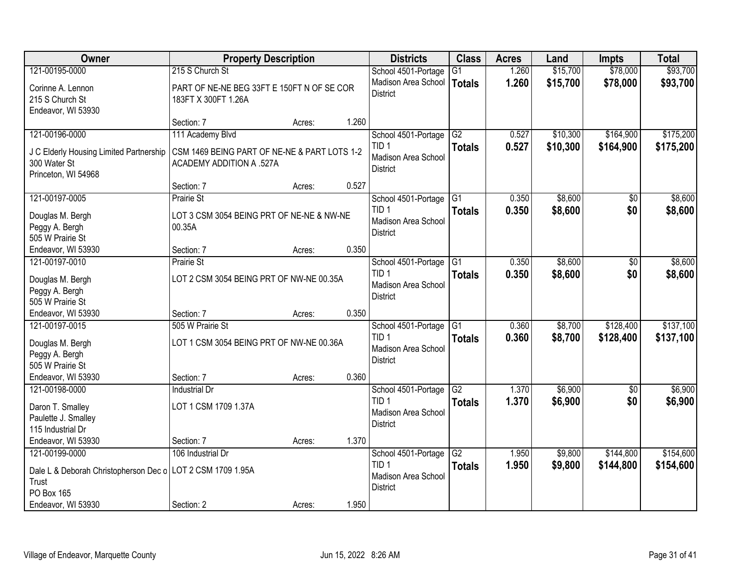| Owner | Property Description | | | Districts | Class | Acres | Land | Impts | Total |
|---|---|---|---|---|---|---|---|---|---|
| 121-00195-0000<br>Corinne A. Lennon<br>215 S Church St<br>Endeavor, WI 53930 | 215 S Church St<br>PART OF NE-NE BEG 33FT E 150FT N OF SE COR 183FT X 300FT 1.26A<br>Section: 7 | Acres: | 1.260 | School 4501-Portage<br>Madison Area School District | G1<br>**Totals** | 1.260<br>**1.260** | $15,700<br>**$15,700** | $78,000<br>**$78,000** | $93,700<br>**$93,700** |
| 121-00196-0000<br>J C Elderly Housing Limited Partnership<br>300 Water St<br>Princeton, WI 54968 | 111 Academy Blvd<br>CSM 1469 BEING PART OF NE-NE & PART LOTS 1-2 ACADEMY ADDITION A .527A<br>Section: 7 | Acres: | 0.527 | School 4501-Portage<br>TID 1<br>Madison Area School District | G2<br>**Totals** | 0.527<br>**0.527** | $10,300<br>**$10,300** | $164,900<br>**$164,900** | $175,200<br>**$175,200** |
| 121-00197-0005<br>Douglas M. Bergh<br>Peggy A. Bergh<br>505 W Prairie St<br>Endeavor, WI 53930 | Prairie St<br>LOT 3 CSM 3054 BEING PRT OF NE-NE & NW-NE 00.35A<br>Section: 7 | Acres: | 0.350 | School 4501-Portage<br>TID 1<br>Madison Area School District | G1<br>**Totals** | 0.350<br>**0.350** | $8,600<br>**$8,600** | $0<br>**$0** | $8,600<br>**$8,600** |
| 121-00197-0010<br>Douglas M. Bergh<br>Peggy A. Bergh<br>505 W Prairie St<br>Endeavor, WI 53930 | Prairie St<br>LOT 2 CSM 3054 BEING PRT OF NW-NE 00.35A<br>Section: 7 | Acres: | 0.350 | School 4501-Portage<br>TID 1<br>Madison Area School District | G1<br>**Totals** | 0.350<br>**0.350** | $8,600<br>**$8,600** | $0<br>**$0** | $8,600<br>**$8,600** |
| 121-00197-0015<br>Douglas M. Bergh<br>Peggy A. Bergh<br>505 W Prairie St<br>Endeavor, WI 53930 | 505 W Prairie St<br>LOT 1 CSM 3054 BEING PRT OF NW-NE 00.36A<br>Section: 7 | Acres: | 0.360 | School 4501-Portage<br>TID 1<br>Madison Area School District | G1<br>**Totals** | 0.360<br>**0.360** | $8,700<br>**$8,700** | $128,400<br>**$128,400** | $137,100<br>**$137,100** |
| 121-00198-0000<br>Daron T. Smalley<br>Paulette J. Smalley<br>115 Industrial Dr<br>Endeavor, WI 53930 | Industrial Dr<br>LOT 1 CSM 1709 1.37A<br>Section: 7 | Acres: | 1.370 | School 4501-Portage<br>TID 1<br>Madison Area School District | G2<br>**Totals** | 1.370<br>**1.370** | $6,900<br>**$6,900** | $0<br>**$0** | $6,900<br>**$6,900** |
| 121-00199-0000<br>Dale L & Deborah Christopherson Dec o Trust<br>PO Box 165<br>Endeavor, WI 53930 | 106 Industrial Dr<br>LOT 2 CSM 1709 1.95A<br>Section: 2 | Acres: | 1.950 | School 4501-Portage<br>TID 1<br>Madison Area School District | G2<br>**Totals** | 1.950<br>**1.950** | $9,800<br>**$9,800** | $144,800<br>**$144,800** | $154,600<br>**$154,600** |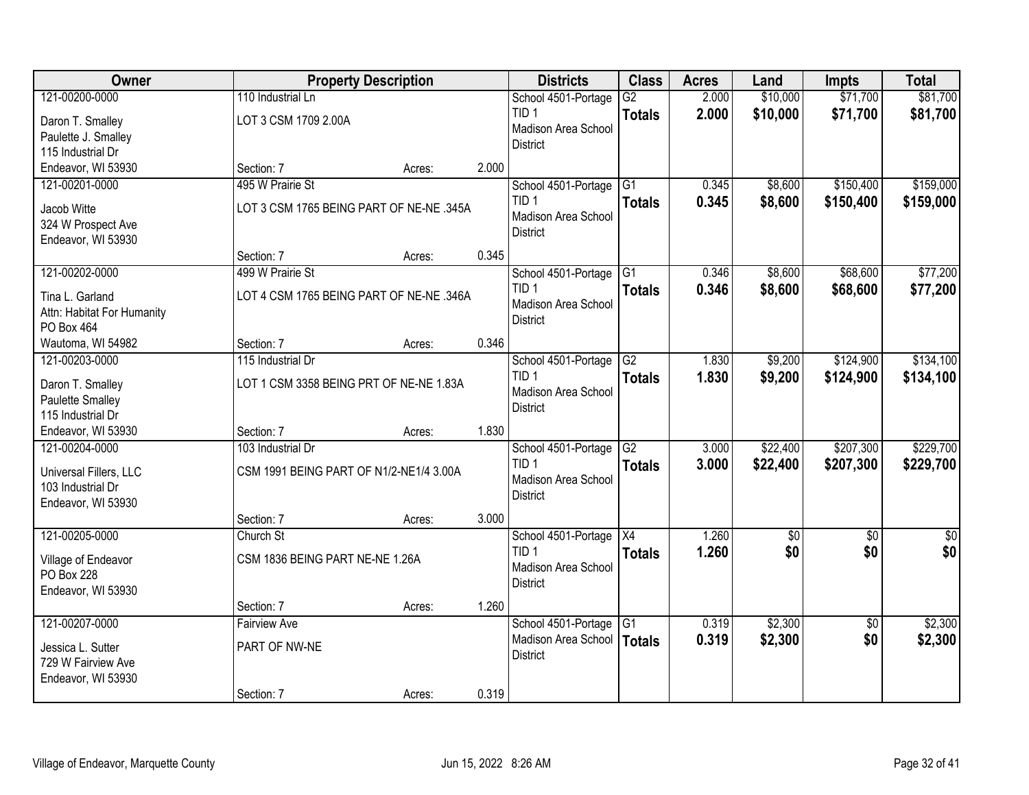| Owner | Property Description | | | Districts | Class | Acres | Land | Impts | Total |
|---|---|---|---|---|---|---|---|---|---|
| 121-00200-0000<br>Daron T. Smalley<br>Paulette J. Smalley<br>115 Industrial Dr<br>Endeavor, WI 53930 | 110 Industrial Ln<br>LOT 3 CSM 1709 2.00A<br>Section: 7 | Acres: | 2.000 | School 4501-Portage<br>TID 1<br>Madison Area School District | G2<br>**Totals** | 2.000<br>**2.000** | $10,000<br>**$10,000** | $71,700<br>**$71,700** | $81,700<br>**$81,700** |
| 121-00201-0000<br>Jacob Witte<br>324 W Prospect Ave<br>Endeavor, WI 53930 | 495 W Prairie St<br>LOT 3 CSM 1765 BEING PART OF NE-NE .345A<br>Section: 7 | Acres: | 0.345 | School 4501-Portage<br>TID 1<br>Madison Area School District | G1<br>**Totals** | 0.345<br>**0.345** | $8,600<br>**$8,600** | $150,400<br>**$150,400** | $159,000<br>**$159,000** |
| 121-00202-0000<br>Tina L. Garland<br>Attn: Habitat For Humanity<br>PO Box 464<br>Wautoma, WI 54982 | 499 W Prairie St<br>LOT 4 CSM 1765 BEING PART OF NE-NE .346A<br>Section: 7 | Acres: | 0.346 | School 4501-Portage<br>TID 1<br>Madison Area School District | G1<br>**Totals** | 0.346<br>**0.346** | $8,600<br>**$8,600** | $68,600<br>**$68,600** | $77,200<br>**$77,200** |
| 121-00203-0000<br>Daron T. Smalley<br>Paulette Smalley<br>115 Industrial Dr<br>Endeavor, WI 53930 | 115 Industrial Dr<br>LOT 1 CSM 3358 BEING PRT OF NE-NE 1.83A<br>Section: 7 | Acres: | 1.830 | School 4501-Portage<br>TID 1<br>Madison Area School District | G2<br>**Totals** | 1.830<br>**1.830** | $9,200<br>**$9,200** | $124,900<br>**$124,900** | $134,100<br>**$134,100** |
| 121-00204-0000<br>Universal Fillers, LLC<br>103 Industrial Dr<br>Endeavor, WI 53930 | 103 Industrial Dr<br>CSM 1991 BEING PART OF N1/2-NE1/4 3.00A<br>Section: 7 | Acres: | 3.000 | School 4501-Portage<br>TID 1<br>Madison Area School District | G2<br>**Totals** | 3.000<br>**3.000** | $22,400<br>**$22,400** | $207,300<br>**$207,300** | $229,700<br>**$229,700** |
| 121-00205-0000<br>Village of Endeavor<br>PO Box 228<br>Endeavor, WI 53930 | Church St<br>CSM 1836 BEING PART NE-NE 1.26A<br>Section: 7 | Acres: | 1.260 | School 4501-Portage<br>TID 1<br>Madison Area School District | X4<br>**Totals** | 1.260<br>**1.260** | $0<br>**$0** | $0<br>**$0** | $0<br>**$0** |
| 121-00207-0000<br>Jessica L. Sutter<br>729 W Fairview Ave<br>Endeavor, WI 53930 | Fairview Ave<br>PART OF NW-NE<br>Section: 7 | Acres: | 0.319 | School 4501-Portage<br>Madison Area School District | G1<br>**Totals** | 0.319<br>**0.319** | $2,300<br>**$2,300** | $0<br>**$0** | $2,300<br>**$2,300** |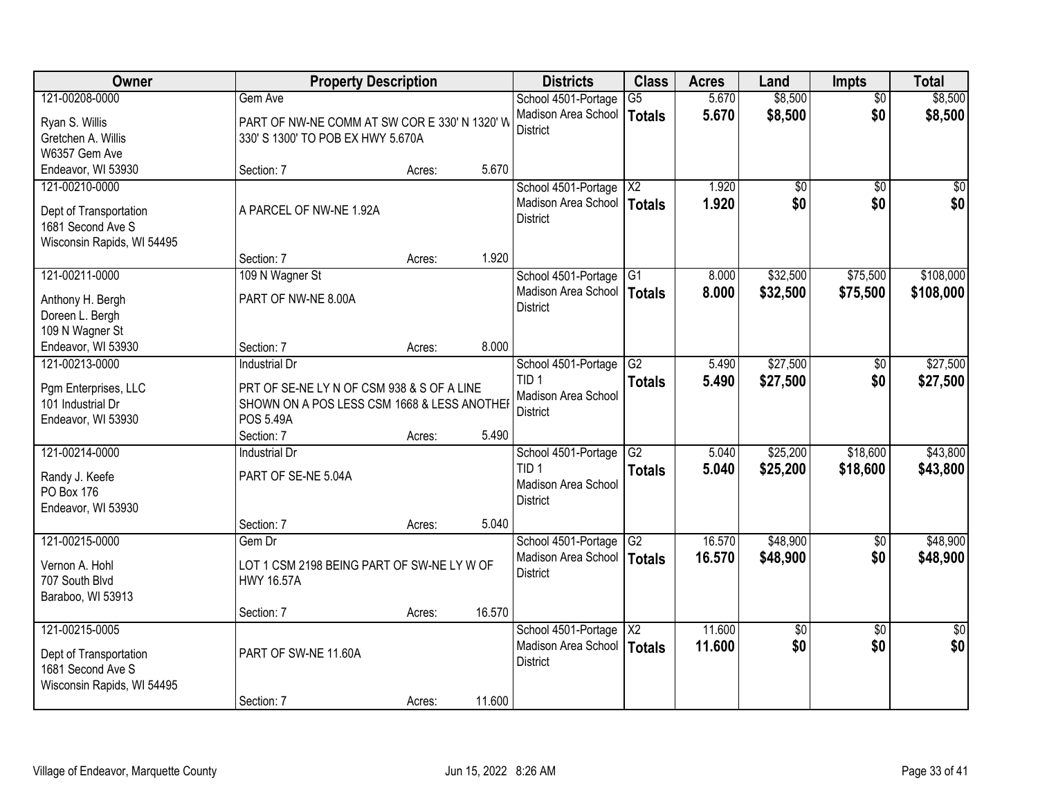| Owner | Property Description | Districts | Class | Acres | Land | Impts | Total |
|---|---|---|---|---|---|---|---|
| 121-00208-0000<br>Ryan S. Willis<br>Gretchen A. Willis<br>W6357 Gem Ave<br>Endeavor, WI 53930 | Gem Ave<br>PART OF NW-NE COMM AT SW COR E 330' N 1320' W 330' S 1300' TO POB EX HWY 5.670A<br>Section: 7 Acres: 5.670 | School 4501-Portage<br>Madison Area School District | G5<br>**Totals** | 5.670<br>**5.670** | $8,500<br>**$8,500** | $0<br>**$0** | $8,500<br>**$8,500** |
| 121-00210-0000<br>Dept of Transportation<br>1681 Second Ave S<br>Wisconsin Rapids, WI 54495 | A PARCEL OF NW-NE 1.92A<br>Section: 7 Acres: 1.920 | School 4501-Portage<br>Madison Area School District | X2<br>**Totals** | 1.920<br>**1.920** | $0<br>**$0** | $0<br>**$0** | $0<br>**$0** |
| 121-00211-0000<br>Anthony H. Bergh<br>Doreen L. Bergh<br>109 N Wagner St<br>Endeavor, WI 53930 | 109 N Wagner St<br>PART OF NW-NE 8.00A<br>Section: 7 Acres: 8.000 | School 4501-Portage<br>Madison Area School District | G1<br>**Totals** | 8.000<br>**8.000** | $32,500<br>**$32,500** | $75,500<br>**$75,500** | $108,000<br>**$108,000** |
| 121-00213-0000<br>Pgm Enterprises, LLC<br>101 Industrial Dr<br>Endeavor, WI 53930 | Industrial Dr<br>PRT OF SE-NE LY N OF CSM 938 & S OF A LINE SHOWN ON A POS LESS CSM 1668 & LESS ANOTHER POS 5.49A<br>Section: 7 Acres: 5.490 | School 4501-Portage<br>TID 1<br>Madison Area School District | G2<br>**Totals** | 5.490<br>**5.490** | $27,500<br>**$27,500** | $0<br>**$0** | $27,500<br>**$27,500** |
| 121-00214-0000<br>Randy J. Keefe<br>PO Box 176<br>Endeavor, WI 53930 | Industrial Dr<br>PART OF SE-NE 5.04A<br>Section: 7 Acres: 5.040 | School 4501-Portage<br>TID 1<br>Madison Area School District | G2<br>**Totals** | 5.040<br>**5.040** | $25,200<br>**$25,200** | $18,600<br>**$18,600** | $43,800<br>**$43,800** |
| 121-00215-0000<br>Vernon A. Hohl<br>707 South Blvd<br>Baraboo, WI 53913 | Gem Dr<br>LOT 1 CSM 2198 BEING PART OF SW-NE LY W OF HWY 16.57A<br>Section: 7 Acres: 16.570 | School 4501-Portage<br>Madison Area School District | G2<br>**Totals** | 16.570<br>**16.570** | $48,900<br>**$48,900** | $0<br>**$0** | $48,900<br>**$48,900** |
| 121-00215-0005<br>Dept of Transportation<br>1681 Second Ave S<br>Wisconsin Rapids, WI 54495 | PART OF SW-NE 11.60A<br>Section: 7 Acres: 11.600 | School 4501-Portage<br>Madison Area School District | X2<br>**Totals** | 11.600<br>**11.600** | $0<br>**$0** | $0<br>**$0** | $0<br>**$0** |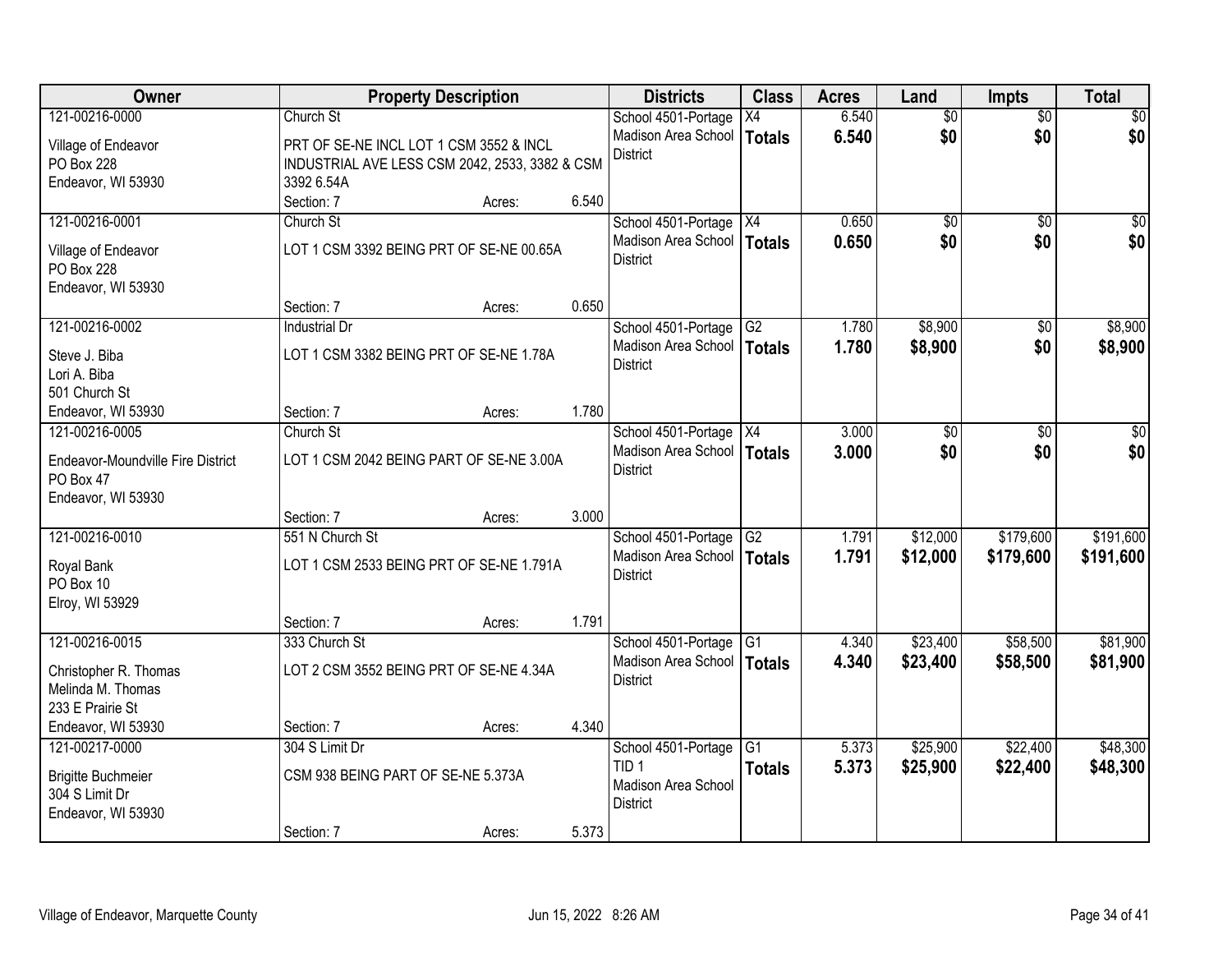| Owner | Property Description | Districts | Class | Acres | Land | Impts | Total |
|---|---|---|---|---|---|---|---|
| 121-00216-0000<br>Village of Endeavor<br>PO Box 228<br>Endeavor, WI 53930 | Church St<br>PRT OF SE-NE INCL LOT 1 CSM 3552 & INCL INDUSTRIAL AVE LESS CSM 2042, 2533, 3382 & CSM 3392 6.54A<br>Section: 7 Acres: 6.540 | School 4501-Portage<br>Madison Area School District | X4<br>**Totals** | 6.540<br>**6.540** | $0<br>**$0** | $0<br>**$0** | $0<br>**$0** |
| 121-00216-0001<br>Village of Endeavor<br>PO Box 228<br>Endeavor, WI 53930 | Church St<br>LOT 1 CSM 3392 BEING PRT OF SE-NE 00.65A<br>Section: 7 Acres: 0.650 | School 4501-Portage<br>Madison Area School District | X4<br>**Totals** | 0.650<br>**0.650** | $0<br>**$0** | $0<br>**$0** | $0<br>**$0** |
| 121-00216-0002<br>Steve J. Biba<br>Lori A. Biba<br>501 Church St<br>Endeavor, WI 53930 | Industrial Dr<br>LOT 1 CSM 3382 BEING PRT OF SE-NE 1.78A<br>Section: 7 Acres: 1.780 | School 4501-Portage<br>Madison Area School District | G2<br>**Totals** | 1.780<br>**1.780** | $8,900<br>**$8,900** | $0<br>**$0** | $8,900<br>**$8,900** |
| 121-00216-0005<br>Endeavor-Moundville Fire District<br>PO Box 47<br>Endeavor, WI 53930 | Church St<br>LOT 1 CSM 2042 BEING PART OF SE-NE 3.00A<br>Section: 7 Acres: 3.000 | School 4501-Portage<br>Madison Area School District | X4<br>**Totals** | 3.000<br>**3.000** | $0<br>**$0** | $0<br>**$0** | $0<br>**$0** |
| 121-00216-0010<br>Royal Bank<br>PO Box 10<br>Elroy, WI 53929 | 551 N Church St<br>LOT 1 CSM 2533 BEING PRT OF SE-NE 1.791A<br>Section: 7 Acres: 1.791 | School 4501-Portage<br>Madison Area School District | G2<br>**Totals** | 1.791<br>**1.791** | $12,000<br>**$12,000** | $179,600<br>**$179,600** | $191,600<br>**$191,600** |
| 121-00216-0015<br>Christopher R. Thomas<br>Melinda M. Thomas<br>233 E Prairie St<br>Endeavor, WI 53930 | 333 Church St<br>LOT 2 CSM 3552 BEING PRT OF SE-NE 4.34A<br>Section: 7 Acres: 4.340 | School 4501-Portage<br>Madison Area School District | G1<br>**Totals** | 4.340<br>**4.340** | $23,400<br>**$23,400** | $58,500<br>**$58,500** | $81,900<br>**$81,900** |
| 121-00217-0000<br>Brigitte Buchmeier<br>304 S Limit Dr<br>Endeavor, WI 53930 | 304 S Limit Dr<br>CSM 938 BEING PART OF SE-NE 5.373A<br>Section: 7 Acres: 5.373 | School 4501-Portage<br>TID 1<br>Madison Area School District | G1<br>**Totals** | 5.373<br>**5.373** | $25,900<br>**$25,900** | $22,400<br>**$22,400** | $48,300<br>**$48,300** |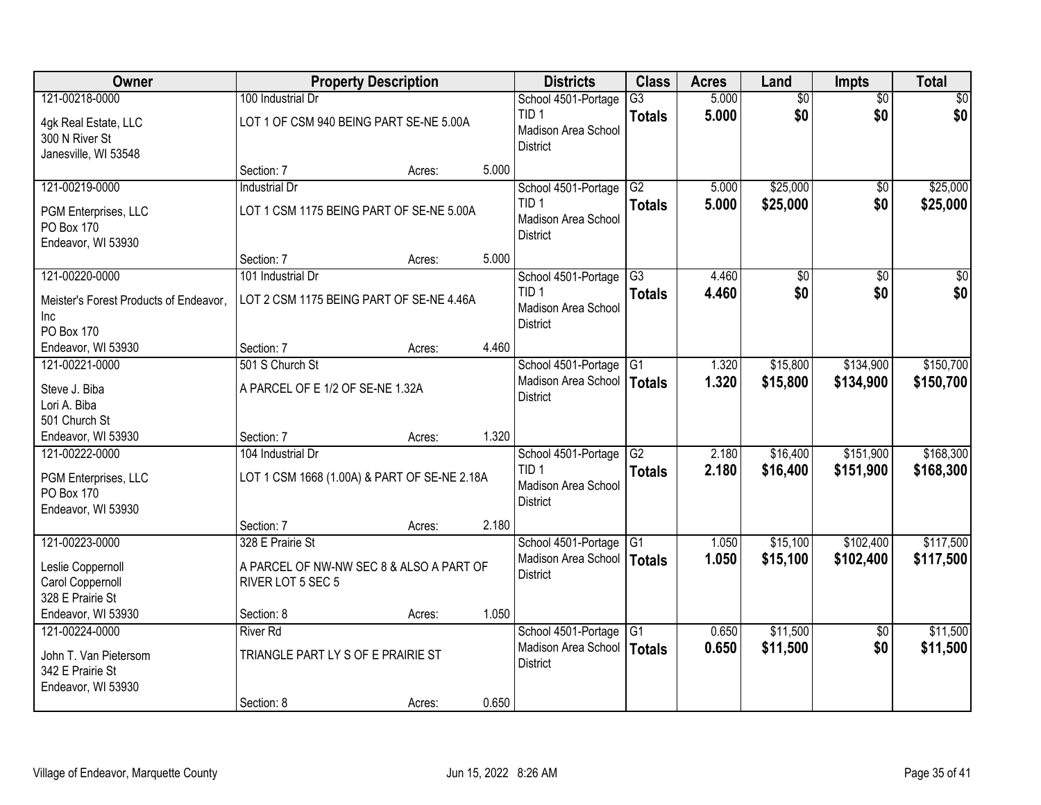| Owner | Property Description | | | Districts | Class | Acres | Land | Impts | Total |
|---|---|---|---|---|---|---|---|---|---|
| 121-00218-0000<br>4gk Real Estate, LLC<br>300 N River St<br>Janesville, WI 53548 | 100 Industrial Dr<br>LOT 1 OF CSM 940 BEING PART SE-NE 5.00A<br>Section: 7 | Acres: | 5.000 | School 4501-Portage<br>TID 1<br>Madison Area School District | G3<br>**Totals** | 5.000<br>**5.000** | $0<br>**$0** | $0<br>**$0** | $0<br>**$0** |
| 121-00219-0000<br>PGM Enterprises, LLC<br>PO Box 170<br>Endeavor, WI 53930 | Industrial Dr<br>LOT 1 CSM 1175 BEING PART OF SE-NE 5.00A<br>Section: 7 | Acres: | 5.000 | School 4501-Portage<br>TID 1<br>Madison Area School District | G2<br>**Totals** | 5.000<br>**5.000** | $25,000<br>**$25,000** | $0<br>**$0** | $25,000<br>**$25,000** |
| 121-00220-0000<br>Meister's Forest Products of Endeavor, Inc<br>PO Box 170<br>Endeavor, WI 53930 | 101 Industrial Dr<br>LOT 2 CSM 1175 BEING PART OF SE-NE 4.46A<br>Section: 7 | Acres: | 4.460 | School 4501-Portage<br>TID 1<br>Madison Area School District | G3<br>**Totals** | 4.460<br>**4.460** | $0<br>**$0** | $0<br>**$0** | $0<br>**$0** |
| 121-00221-0000<br>Steve J. Biba<br>Lori A. Biba<br>501 Church St<br>Endeavor, WI 53930 | 501 S Church St<br>A PARCEL OF E 1/2 OF SE-NE 1.32A<br>Section: 7 | Acres: | 1.320 | School 4501-Portage<br>Madison Area School District | G1<br>**Totals** | 1.320<br>**1.320** | $15,800<br>**$15,800** | $134,900<br>**$134,900** | $150,700<br>**$150,700** |
| 121-00222-0000<br>PGM Enterprises, LLC<br>PO Box 170<br>Endeavor, WI 53930 | 104 Industrial Dr<br>LOT 1 CSM 1668 (1.00A) & PART OF SE-NE 2.18A<br>Section: 7 | Acres: | 2.180 | School 4501-Portage<br>TID 1<br>Madison Area School District | G2<br>**Totals** | 2.180<br>**2.180** | $16,400<br>**$16,400** | $151,900<br>**$151,900** | $168,300<br>**$168,300** |
| 121-00223-0000<br>Leslie Coppernoll<br>Carol Coppernoll<br>328 E Prairie St<br>Endeavor, WI 53930 | 328 E Prairie St<br>A PARCEL OF NW-NW SEC 8 & ALSO A PART OF RIVER LOT 5 SEC 5<br>Section: 8 | Acres: | 1.050 | School 4501-Portage<br>Madison Area School District | G1<br>**Totals** | 1.050<br>**1.050** | $15,100<br>**$15,100** | $102,400<br>**$102,400** | $117,500<br>**$117,500** |
| 121-00224-0000<br>John T. Van Pietersom<br>342 E Prairie St<br>Endeavor, WI 53930 | River Rd<br>TRIANGLE PART LY S OF E PRAIRIE ST<br>Section: 8 | Acres: | 0.650 | School 4501-Portage<br>Madison Area School District | G1<br>**Totals** | 0.650<br>**0.650** | $11,500<br>**$11,500** | $0<br>**$0** | $11,500<br>**$11,500** |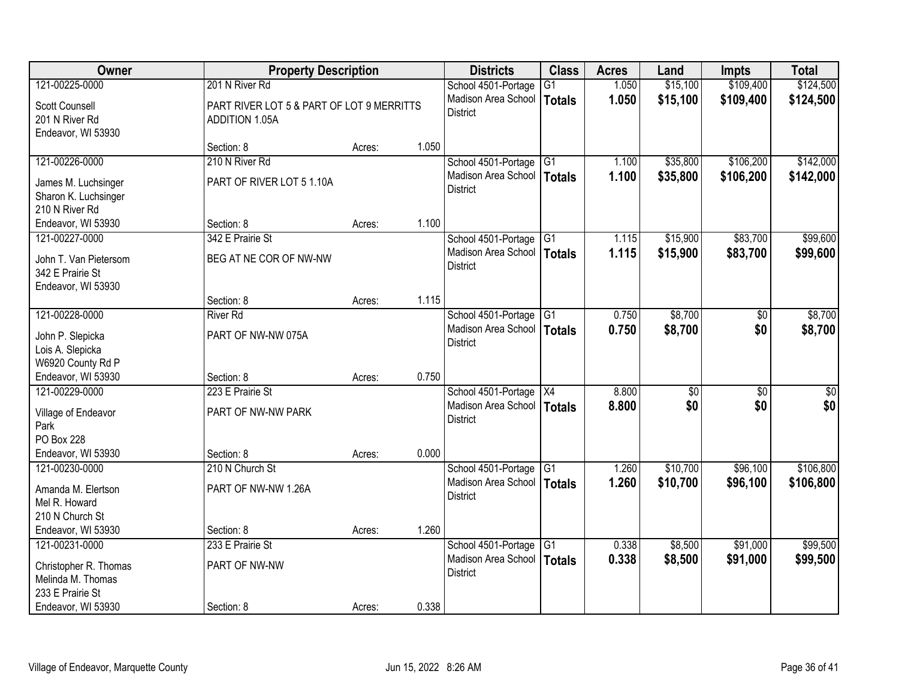| Owner | Property Description | | | Districts | Class | Acres | Land | Impts | Total |
|---|---|---|---|---|---|---|---|---|---|
| 121-00225-0000<br>Scott Counsell<br>201 N River Rd<br>Endeavor, WI 53930 | 201 N River Rd<br>PART RIVER LOT 5 & PART OF LOT 9 MERRITTS ADDITION 1.05A<br>Section: 8 | Acres: | 1.050 | School 4501-Portage<br>Madison Area School District | G1<br>**Totals** | 1.050<br>**1.050** | $15,100<br>**$15,100** | $109,400<br>**$109,400** | $124,500<br>**$124,500** |
| 121-00226-0000<br>James M. Luchsinger<br>Sharon K. Luchsinger<br>210 N River Rd<br>Endeavor, WI 53930 | 210 N River Rd<br>PART OF RIVER LOT 5 1.10A<br>Section: 8 | Acres: | 1.100 | School 4501-Portage<br>Madison Area School District | G1<br>**Totals** | 1.100<br>**1.100** | $35,800<br>**$35,800** | $106,200<br>**$106,200** | $142,000<br>**$142,000** |
| 121-00227-0000<br>John T. Van Pietersom<br>342 E Prairie St<br>Endeavor, WI 53930 | 342 E Prairie St<br>BEG AT NE COR OF NW-NW<br>Section: 8 | Acres: | 1.115 | School 4501-Portage<br>Madison Area School District | G1<br>**Totals** | 1.115<br>**1.115** | $15,900<br>**$15,900** | $83,700<br>**$83,700** | $99,600<br>**$99,600** |
| 121-00228-0000<br>John P. Slepicka<br>Lois A. Slepicka<br>W6920 County Rd P<br>Endeavor, WI 53930 | River Rd<br>PART OF NW-NW 075A<br>Section: 8 | Acres: | 0.750 | School 4501-Portage<br>Madison Area School District | G1<br>**Totals** | 0.750<br>**0.750** | $8,700<br>**$8,700** | $0<br>**$0** | $8,700<br>**$8,700** |
| 121-00229-0000<br>Village of Endeavor<br>Park<br>PO Box 228<br>Endeavor, WI 53930 | 223 E Prairie St<br>PART OF NW-NW PARK<br>Section: 8 | Acres: | 0.000 | School 4501-Portage<br>Madison Area School District | X4<br>**Totals** | 8.800<br>**8.800** | $0<br>**$0** | $0<br>**$0** | $0<br>**$0** |
| 121-00230-0000<br>Amanda M. Elertson<br>Mel R. Howard<br>210 N Church St<br>Endeavor, WI 53930 | 210 N Church St<br>PART OF NW-NW 1.26A<br>Section: 8 | Acres: | 1.260 | School 4501-Portage<br>Madison Area School District | G1<br>**Totals** | 1.260<br>**1.260** | $10,700<br>**$10,700** | $96,100<br>**$96,100** | $106,800<br>**$106,800** |
| 121-00231-0000<br>Christopher R. Thomas<br>Melinda M. Thomas<br>233 E Prairie St<br>Endeavor, WI 53930 | 233 E Prairie St<br>PART OF NW-NW<br>Section: 8 | Acres: | 0.338 | School 4501-Portage<br>Madison Area School District | G1<br>**Totals** | 0.338<br>**0.338** | $8,500<br>**$8,500** | $91,000<br>**$91,000** | $99,500<br>**$99,500** |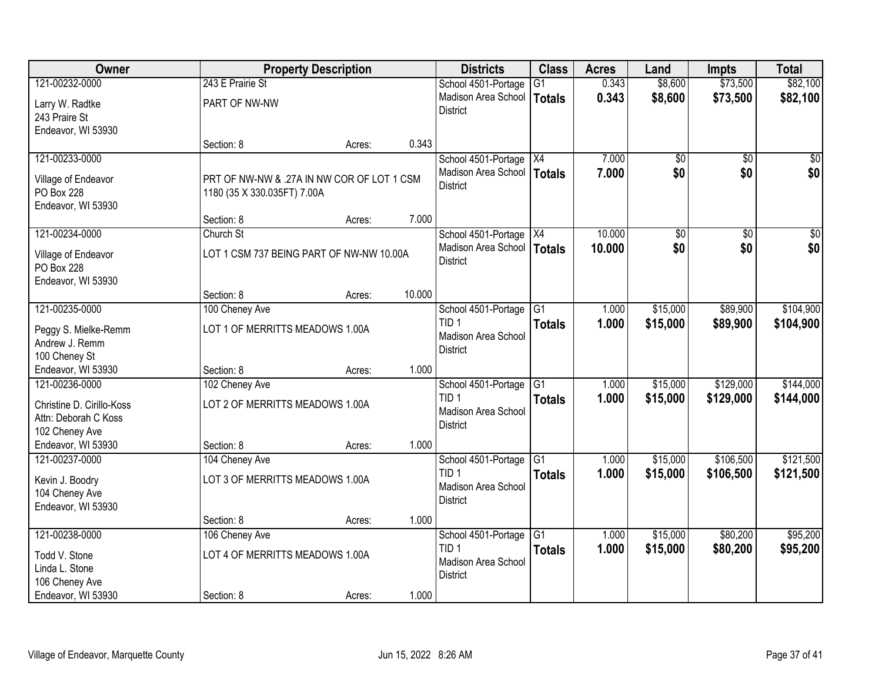| Owner | Property Description | Districts | Class | Acres | Land | Impts | Total |
|---|---|---|---|---|---|---|---|
| 121-00232-0000<br>Larry W. Radtke<br>243 Praire St<br>Endeavor, WI 53930 | 243 E Prairie St<br>PART OF NW-NW<br>Section: 8 Acres: 0.343 | School 4501-Portage<br>Madison Area School District | G1<br>**Totals** | 0.343<br>**0.343** | $8,600<br>**$8,600** | $73,500<br>**$73,500** | $82,100<br>**$82,100** |
| 121-00233-0000<br>Village of Endeavor<br>PO Box 228<br>Endeavor, WI 53930 | PRT OF NW-NW & .27A IN NW COR OF LOT 1 CSM 1180 (35 X 330.035FT) 7.00A<br>Section: 8 Acres: 7.000 | School 4501-Portage<br>Madison Area School District | X4<br>**Totals** | 7.000<br>**7.000** | $0<br>**$0** | $0<br>**$0** | $0<br>**$0** |
| 121-00234-0000<br>Village of Endeavor<br>PO Box 228<br>Endeavor, WI 53930 | Church St<br>LOT 1 CSM 737 BEING PART OF NW-NW 10.00A<br>Section: 8 Acres: 10.000 | School 4501-Portage<br>Madison Area School District | X4<br>**Totals** | 10.000<br>**10.000** | $0<br>**$0** | $0<br>**$0** | $0<br>**$0** |
| 121-00235-0000<br>Peggy S. Mielke-Remm<br>Andrew J. Remm<br>100 Cheney St<br>Endeavor, WI 53930 | 100 Cheney Ave<br>LOT 1 OF MERRITTS MEADOWS 1.00A<br>Section: 8 Acres: 1.000 | School 4501-Portage<br>TID 1<br>Madison Area School District | G1<br>**Totals** | 1.000<br>**1.000** | $15,000<br>**$15,000** | $89,900<br>**$89,900** | $104,900<br>**$104,900** |
| 121-00236-0000<br>Christine D. Cirillo-Koss<br>Attn: Deborah C Koss<br>102 Cheney Ave<br>Endeavor, WI 53930 | 102 Cheney Ave<br>LOT 2 OF MERRITTS MEADOWS 1.00A<br>Section: 8 Acres: 1.000 | School 4501-Portage<br>TID 1<br>Madison Area School District | G1<br>**Totals** | 1.000<br>**1.000** | $15,000<br>**$15,000** | $129,000<br>**$129,000** | $144,000<br>**$144,000** |
| 121-00237-0000<br>Kevin J. Boodry<br>104 Cheney Ave<br>Endeavor, WI 53930 | 104 Cheney Ave<br>LOT 3 OF MERRITTS MEADOWS 1.00A<br>Section: 8 Acres: 1.000 | School 4501-Portage<br>TID 1<br>Madison Area School District | G1<br>**Totals** | 1.000<br>**1.000** | $15,000<br>**$15,000** | $106,500<br>**$106,500** | $121,500<br>**$121,500** |
| 121-00238-0000<br>Todd V. Stone<br>Linda L. Stone<br>106 Cheney Ave<br>Endeavor, WI 53930 | 106 Cheney Ave<br>LOT 4 OF MERRITTS MEADOWS 1.00A<br>Section: 8 Acres: 1.000 | School 4501-Portage<br>TID 1<br>Madison Area School District | G1<br>**Totals** | 1.000<br>**1.000** | $15,000<br>**$15,000** | $80,200<br>**$80,200** | $95,200<br>**$95,200** |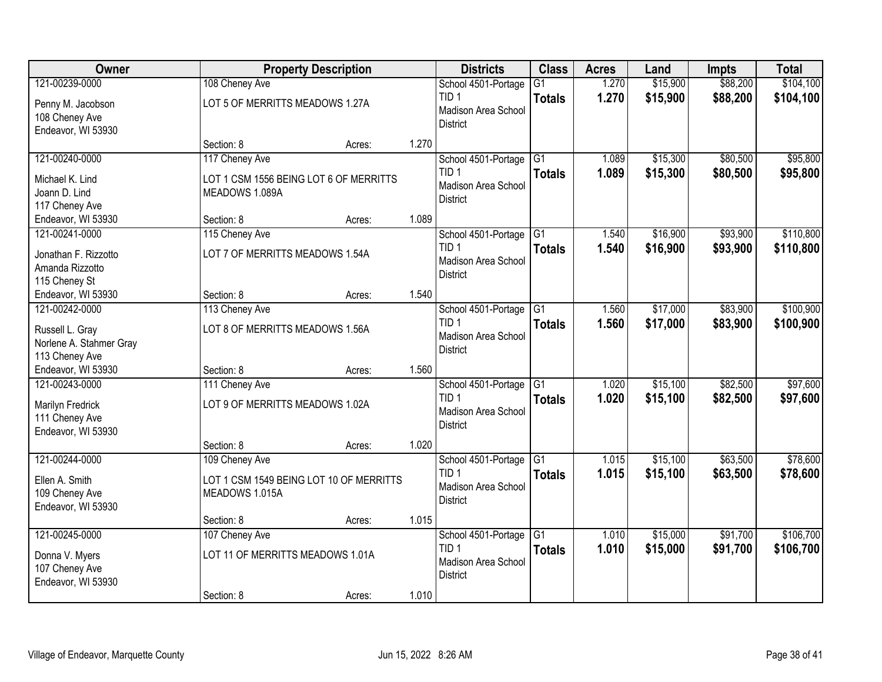| Owner | Property Description | Districts | Class | Acres | Land | Impts | Total |
|---|---|---|---|---|---|---|---|
| 121-00239-0000<br>Penny M. Jacobson<br>108 Cheney Ave<br>Endeavor, WI 53930 | 108 Cheney Ave<br>LOT 5 OF MERRITTS MEADOWS 1.27A<br>Section: 8 Acres: 1.270 | School 4501-Portage<br>TID 1<br>Madison Area School District | G1<br>**Totals** | 1.270<br>**1.270** | $15,900<br>**$15,900** | $88,200<br>**$88,200** | $104,100<br>**$104,100** |
| 121-00240-0000<br>Michael K. Lind<br>Joann D. Lind<br>117 Cheney Ave<br>Endeavor, WI 53930 | 117 Cheney Ave<br>LOT 1 CSM 1556 BEING LOT 6 OF MERRITTS MEADOWS 1.089A<br>Section: 8 Acres: 1.089 | School 4501-Portage<br>TID 1<br>Madison Area School District | G1<br>**Totals** | 1.089<br>**1.089** | $15,300<br>**$15,300** | $80,500<br>**$80,500** | $95,800<br>**$95,800** |
| 121-00241-0000<br>Jonathan F. Rizzotto<br>Amanda Rizzotto<br>115 Cheney St<br>Endeavor, WI 53930 | 115 Cheney Ave<br>LOT 7 OF MERRITTS MEADOWS 1.54A<br>Section: 8 Acres: 1.540 | School 4501-Portage<br>TID 1<br>Madison Area School District | G1<br>**Totals** | 1.540<br>**1.540** | $16,900<br>**$16,900** | $93,900<br>**$93,900** | $110,800<br>**$110,800** |
| 121-00242-0000<br>Russell L. Gray<br>Norlene A. Stahmer Gray<br>113 Cheney Ave<br>Endeavor, WI 53930 | 113 Cheney Ave<br>LOT 8 OF MERRITTS MEADOWS 1.56A<br>Section: 8 Acres: 1.560 | School 4501-Portage<br>TID 1<br>Madison Area School District | G1<br>**Totals** | 1.560<br>**1.560** | $17,000<br>**$17,000** | $83,900<br>**$83,900** | $100,900<br>**$100,900** |
| 121-00243-0000<br>Marilyn Fredrick<br>111 Cheney Ave<br>Endeavor, WI 53930 | 111 Cheney Ave<br>LOT 9 OF MERRITTS MEADOWS 1.02A<br>Section: 8 Acres: 1.020 | School 4501-Portage<br>TID 1<br>Madison Area School District | G1<br>**Totals** | 1.020<br>**1.020** | $15,100<br>**$15,100** | $82,500<br>**$82,500** | $97,600<br>**$97,600** |
| 121-00244-0000<br>Ellen A. Smith<br>109 Cheney Ave<br>Endeavor, WI 53930 | 109 Cheney Ave<br>LOT 1 CSM 1549 BEING LOT 10 OF MERRITTS MEADOWS 1.015A<br>Section: 8 Acres: 1.015 | School 4501-Portage<br>TID 1<br>Madison Area School District | G1<br>**Totals** | 1.015<br>**1.015** | $15,100<br>**$15,100** | $63,500<br>**$63,500** | $78,600<br>**$78,600** |
| 121-00245-0000<br>Donna V. Myers<br>107 Cheney Ave<br>Endeavor, WI 53930 | 107 Cheney Ave<br>LOT 11 OF MERRITTS MEADOWS 1.01A<br>Section: 8 Acres: 1.010 | School 4501-Portage<br>TID 1<br>Madison Area School District | G1<br>**Totals** | 1.010<br>**1.010** | $15,000<br>**$15,000** | $91,700<br>**$91,700** | $106,700<br>**$106,700** |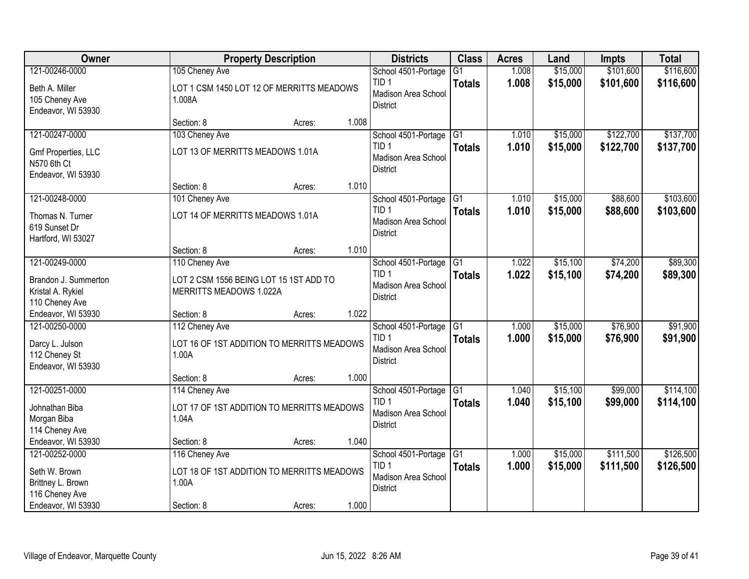| Owner | Property Description | Districts | Class | Acres | Land | Impts | Total |
|---|---|---|---|---|---|---|---|
| 121-00246-0000<br>Beth A. Miller<br>105 Cheney Ave<br>Endeavor, WI 53930 | 105 Cheney Ave<br>LOT 1 CSM 1450 LOT 12 OF MERRITTS MEADOWS 1.008A<br>Section: 8 Acres: 1.008 | School 4501-Portage<br>TID 1<br>Madison Area School District | G1<br>**Totals** | 1.008<br>**1.008** | $15,000<br>**$15,000** | $101,600<br>**$101,600** | $116,600<br>**$116,600** |
| 121-00247-0000<br>Gmf Properties, LLC<br>N570 6th Ct<br>Endeavor, WI 53930 | 103 Cheney Ave<br>LOT 13 OF MERRITTS MEADOWS 1.01A<br>Section: 8 Acres: 1.010 | School 4501-Portage<br>TID 1<br>Madison Area School District | G1<br>**Totals** | 1.010<br>**1.010** | $15,000<br>**$15,000** | $122,700<br>**$122,700** | $137,700<br>**$137,700** |
| 121-00248-0000<br>Thomas N. Turner<br>619 Sunset Dr<br>Hartford, WI 53027 | 101 Cheney Ave<br>LOT 14 OF MERRITTS MEADOWS 1.01A<br>Section: 8 Acres: 1.010 | School 4501-Portage<br>TID 1<br>Madison Area School District | G1<br>**Totals** | 1.010<br>**1.010** | $15,000<br>**$15,000** | $88,600<br>**$88,600** | $103,600<br>**$103,600** |
| 121-00249-0000<br>Brandon J. Summerton<br>Kristal A. Rykiel<br>110 Cheney Ave<br>Endeavor, WI 53930 | 110 Cheney Ave<br>LOT 2 CSM 1556 BEING LOT 15 1ST ADD TO MERRITTS MEADOWS 1.022A<br>Section: 8 Acres: 1.022 | School 4501-Portage<br>TID 1<br>Madison Area School District | G1<br>**Totals** | 1.022<br>**1.022** | $15,100<br>**$15,100** | $74,200<br>**$74,200** | $89,300<br>**$89,300** |
| 121-00250-0000<br>Darcy L. Julson<br>112 Cheney St<br>Endeavor, WI 53930 | 112 Cheney Ave<br>LOT 16 OF 1ST ADDITION TO MERRITTS MEADOWS 1.00A<br>Section: 8 Acres: 1.000 | School 4501-Portage<br>TID 1<br>Madison Area School District | G1<br>**Totals** | 1.000<br>**1.000** | $15,000<br>**$15,000** | $76,900<br>**$76,900** | $91,900<br>**$91,900** |
| 121-00251-0000<br>Johnathan Biba<br>Morgan Biba<br>114 Cheney Ave<br>Endeavor, WI 53930 | 114 Cheney Ave<br>LOT 17 OF 1ST ADDITION TO MERRITTS MEADOWS 1.04A<br>Section: 8 Acres: 1.040 | School 4501-Portage<br>TID 1<br>Madison Area School District | G1<br>**Totals** | 1.040<br>**1.040** | $15,100<br>**$15,100** | $99,000<br>**$99,000** | $114,100<br>**$114,100** |
| 121-00252-0000<br>Seth W. Brown<br>Brittney L. Brown<br>116 Cheney Ave<br>Endeavor, WI 53930 | 116 Cheney Ave<br>LOT 18 OF 1ST ADDITION TO MERRITTS MEADOWS 1.00A<br>Section: 8 Acres: 1.000 | School 4501-Portage<br>TID 1<br>Madison Area School District | G1<br>**Totals** | 1.000<br>**1.000** | $15,000<br>**$15,000** | $111,500<br>**$111,500** | $126,500<br>**$126,500** |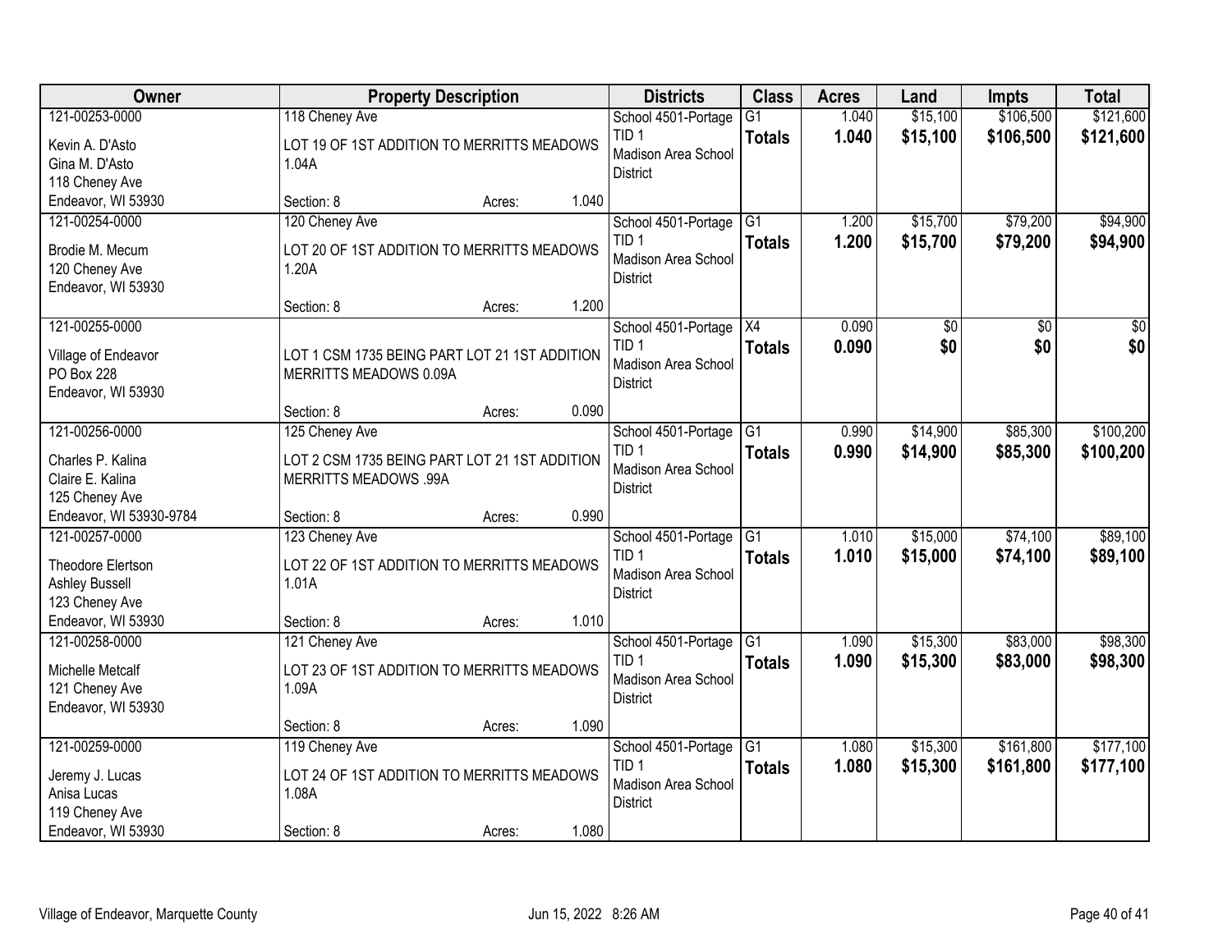| Owner | Property Description | Districts | Class | Acres | Land | Impts | Total |
|---|---|---|---|---|---|---|---|
| 121-00253-0000<br>Kevin A. D'Asto<br>Gina M. D'Asto<br>118 Cheney Ave<br>Endeavor, WI 53930 | 118 Cheney Ave<br>LOT 19 OF 1ST ADDITION TO MERRITTS MEADOWS 1.04A<br>Section: 8 Acres: 1.040 | School 4501-Portage<br>TID 1<br>Madison Area School District | G1<br>**Totals** | 1.040<br>**1.040** | $15,100<br>**$15,100** | $106,500<br>**$106,500** | $121,600<br>**$121,600** |
| 121-00254-0000<br>Brodie M. Mecum<br>120 Cheney Ave<br>Endeavor, WI 53930 | 120 Cheney Ave<br>LOT 20 OF 1ST ADDITION TO MERRITTS MEADOWS 1.20A<br>Section: 8 Acres: 1.200 | School 4501-Portage<br>TID 1<br>Madison Area School District | G1<br>**Totals** | 1.200<br>**1.200** | $15,700<br>**$15,700** | $79,200<br>**$79,200** | $94,900<br>**$94,900** |
| 121-00255-0000<br>Village of Endeavor<br>PO Box 228<br>Endeavor, WI 53930 | LOT 1 CSM 1735 BEING PART LOT 21 1ST ADDITION MERRITTS MEADOWS 0.09A<br>Section: 8 Acres: 0.090 | School 4501-Portage<br>TID 1<br>Madison Area School District | X4<br>**Totals** | 0.090<br>**0.090** | $0<br>**$0** | $0<br>**$0** | $0<br>**$0** |
| 121-00256-0000<br>Charles P. Kalina<br>Claire E. Kalina<br>125 Cheney Ave<br>Endeavor, WI 53930-9784 | 125 Cheney Ave<br>LOT 2 CSM 1735 BEING PART LOT 21 1ST ADDITION MERRITTS MEADOWS .99A<br>Section: 8 Acres: 0.990 | School 4501-Portage<br>TID 1<br>Madison Area School District | G1<br>**Totals** | 0.990<br>**0.990** | $14,900<br>**$14,900** | $85,300<br>**$85,300** | $100,200<br>**$100,200** |
| 121-00257-0000<br>Theodore Elertson<br>Ashley Bussell<br>123 Cheney Ave<br>Endeavor, WI 53930 | 123 Cheney Ave<br>LOT 22 OF 1ST ADDITION TO MERRITTS MEADOWS 1.01A<br>Section: 8 Acres: 1.010 | School 4501-Portage<br>TID 1<br>Madison Area School District | G1<br>**Totals** | 1.010<br>**1.010** | $15,000<br>**$15,000** | $74,100<br>**$74,100** | $89,100<br>**$89,100** |
| 121-00258-0000<br>Michelle Metcalf<br>121 Cheney Ave<br>Endeavor, WI 53930 | 121 Cheney Ave<br>LOT 23 OF 1ST ADDITION TO MERRITTS MEADOWS 1.09A<br>Section: 8 Acres: 1.090 | School 4501-Portage<br>TID 1<br>Madison Area School District | G1<br>**Totals** | 1.090<br>**1.090** | $15,300<br>**$15,300** | $83,000<br>**$83,000** | $98,300<br>**$98,300** |
| 121-00259-0000<br>Jeremy J. Lucas<br>Anisa Lucas<br>119 Cheney Ave<br>Endeavor, WI 53930 | 119 Cheney Ave<br>LOT 24 OF 1ST ADDITION TO MERRITTS MEADOWS 1.08A<br>Section: 8 Acres: 1.080 | School 4501-Portage<br>TID 1<br>Madison Area School District | G1<br>**Totals** | 1.080<br>**1.080** | $15,300<br>**$15,300** | $161,800<br>**$161,800** | $177,100<br>**$177,100** |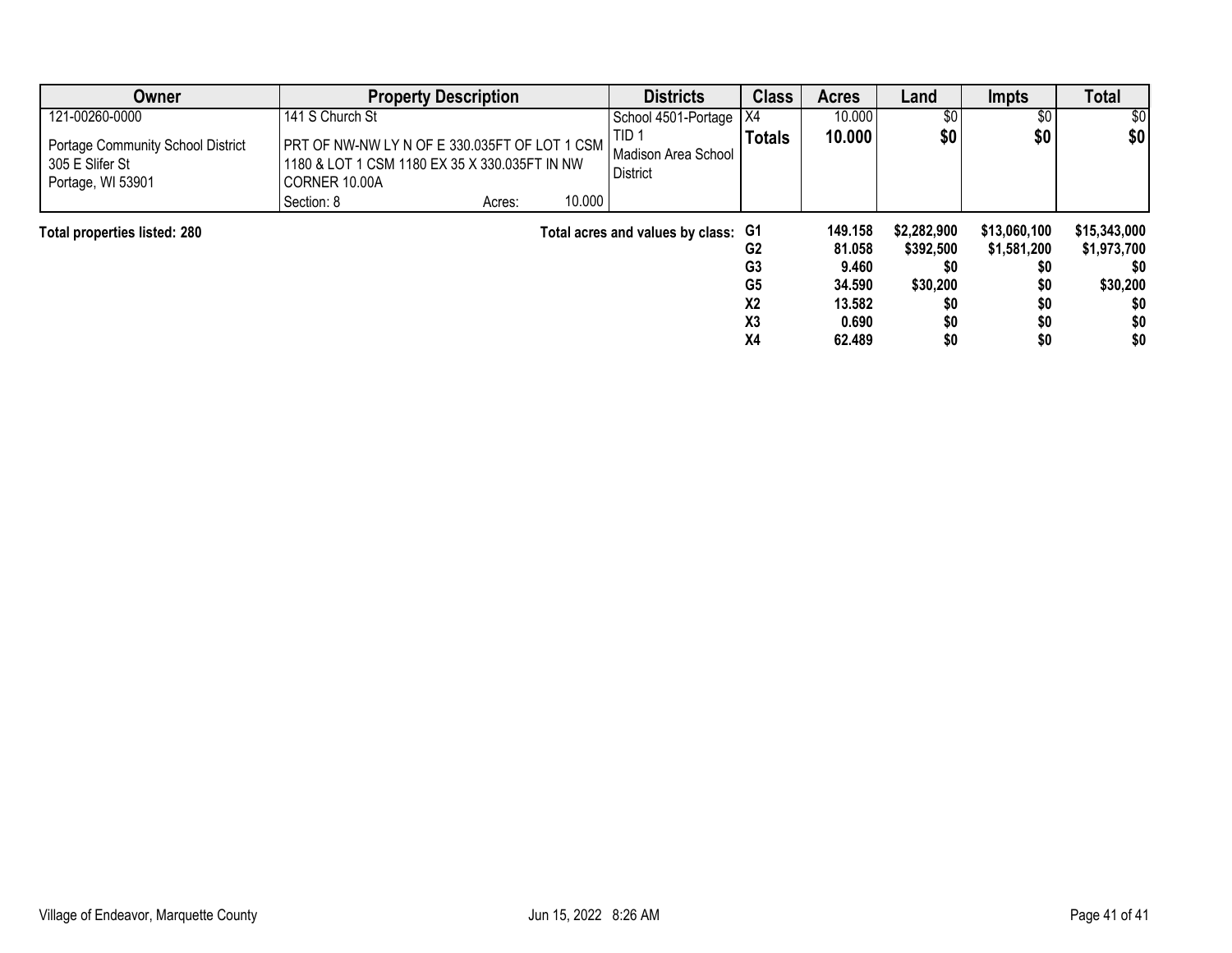| Owner | Property Description | Districts | Class | Acres | Land | Impts | Total |
|---|---|---|---|---|---|---|---|
| 121-00260-0000<br>Portage Community School District<br>305 E Slifer St<br>Portage, WI 53901 | 141 S Church St<br>PRT OF NW-NW LY N OF E 330.035FT OF LOT 1 CSM 1180 & LOT 1 CSM 1180 EX 35 X 330.035FT IN NW CORNER 10.00A<br>Section: 8 Acres: 10.000 | School 4501-Portage<br>TID 1<br>Madison Area School District | X4 | 10.000 | $0 | $0 | $0 |
| | | | **Totals** | **10.000** | **$0** | **$0** | **$0** |

**Total properties listed: 280**

| Total acres and values by class: | Acres | Land | Impts | Total |
|---|---|---|---|---|
| G1 | 149.158 | $2,282,900 | $13,060,100 | $15,343,000 |
| G2 | 81.058 | $392,500 | $1,581,200 | $1,973,700 |
| G3 | 9.460 | $0 | $0 | $0 |
| G5 | 34.590 | $30,200 | $0 | $30,200 |
| X2 | 13.582 | $0 | $0 | $0 |
| X3 | 0.690 | $0 | $0 | $0 |
| X4 | 62.489 | $0 | $0 | $0 |

Village of Endeavor, Marquette County Jun 15, 2022 8:26 AM